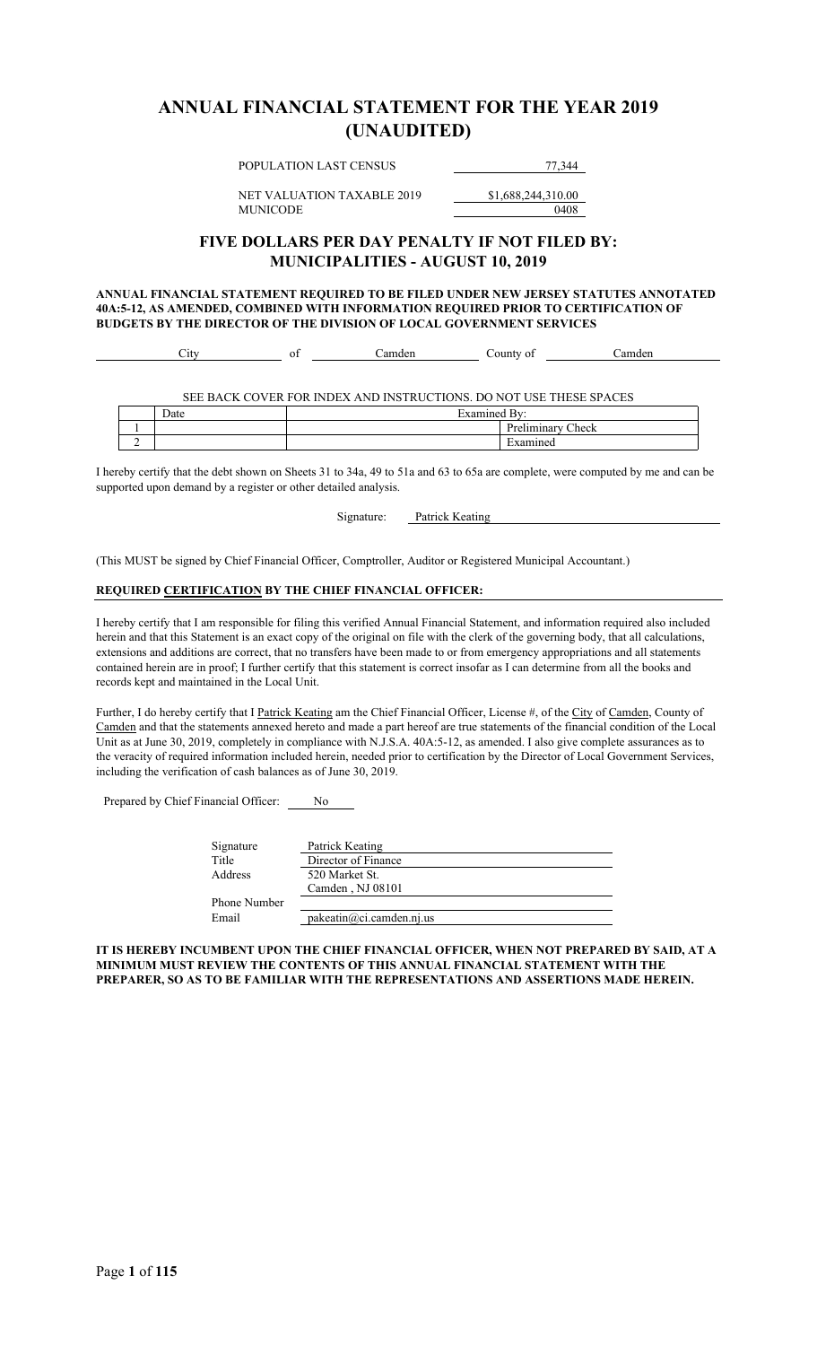# ANNUAL FINANCIAL STATEMENT FOR THE YEAR 2019 (UNAUDITED)

| | |
|---|---|
| POPULATION LAST CENSUS | 77,344 |
| NET VALUATION TAXABLE 2019 | $1,688,244,310.00 |
| MUNICODE | 0408 |

## FIVE DOLLARS PER DAY PENALTY IF NOT FILED BY: MUNICIPALITIES - AUGUST 10, 2019

**ANNUAL FINANCIAL STATEMENT REQUIRED TO BE FILED UNDER NEW JERSEY STATUTES ANNOTATED 40A:5-12, AS AMENDED, COMBINED WITH INFORMATION REQUIRED PRIOR TO CERTIFICATION OF BUDGETS BY THE DIRECTOR OF THE DIVISION OF LOCAL GOVERNMENT SERVICES**

City of Camden County of Camden

SEE BACK COVER FOR INDEX AND INSTRUCTIONS. DO NOT USE THESE SPACES

| | Date | Examined By: |
|---|---|---|
| 1 | | Preliminary Check |
| 2 | | Examined |

I hereby certify that the debt shown on Sheets 31 to 34a, 49 to 51a and 63 to 65a are complete, were computed by me and can be supported upon demand by a register or other detailed analysis.

Signature: Patrick Keating

(This MUST be signed by Chief Financial Officer, Comptroller, Auditor or Registered Municipal Accountant.)

**REQUIRED CERTIFICATION BY THE CHIEF FINANCIAL OFFICER:**

I hereby certify that I am responsible for filing this verified Annual Financial Statement, and information required also included herein and that this Statement is an exact copy of the original on file with the clerk of the governing body, that all calculations, extensions and additions are correct, that no transfers have been made to or from emergency appropriations and all statements contained herein are in proof; I further certify that this statement is correct insofar as I can determine from all the books and records kept and maintained in the Local Unit.

Further, I do hereby certify that I Patrick Keating am the Chief Financial Officer, License #, of the City of Camden, County of Camden and that the statements annexed hereto and made a part hereof are true statements of the financial condition of the Local Unit as at June 30, 2019, completely in compliance with N.J.S.A. 40A:5-12, as amended. I also give complete assurances as to the veracity of required information included herein, needed prior to certification by the Director of Local Government Services, including the verification of cash balances as of June 30, 2019.

Prepared by Chief Financial Officer: No

| | |
|---|---|
| Signature | Patrick Keating |
| Title | Director of Finance |
| Address | 520 Market St. Camden , NJ 08101 |
| Phone Number | |
| Email | pakeatin@ci.camden.nj.us |

**IT IS HEREBY INCUMBENT UPON THE CHIEF FINANCIAL OFFICER, WHEN NOT PREPARED BY SAID, AT A MINIMUM MUST REVIEW THE CONTENTS OF THIS ANNUAL FINANCIAL STATEMENT WITH THE PREPARER, SO AS TO BE FAMILIAR WITH THE REPRESENTATIONS AND ASSERTIONS MADE HEREIN.**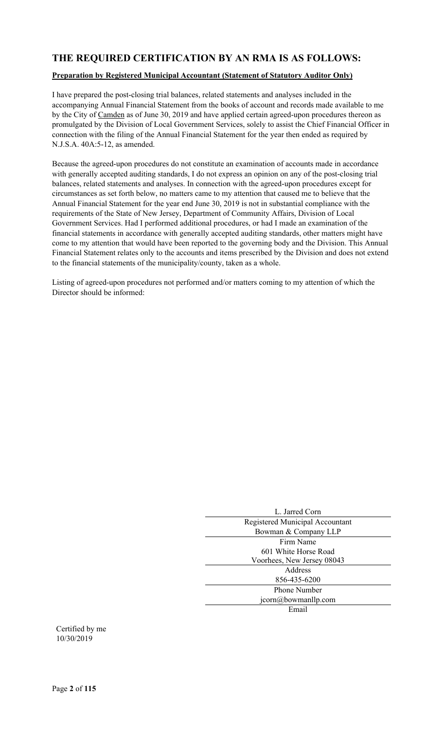## THE REQUIRED CERTIFICATION BY AN RMA IS AS FOLLOWS:

**Preparation by Registered Municipal Accountant (Statement of Statutory Auditor Only)**

I have prepared the post-closing trial balances, related statements and analyses included in the accompanying Annual Financial Statement from the books of account and records made available to me by the City of Camden as of June 30, 2019 and have applied certain agreed-upon procedures thereon as promulgated by the Division of Local Government Services, solely to assist the Chief Financial Officer in connection with the filing of the Annual Financial Statement for the year then ended as required by N.J.S.A. 40A:5-12, as amended.

Because the agreed-upon procedures do not constitute an examination of accounts made in accordance with generally accepted auditing standards, I do not express an opinion on any of the post-closing trial balances, related statements and analyses. In connection with the agreed-upon procedures except for circumstances as set forth below, no matters came to my attention that caused me to believe that the Annual Financial Statement for the year end June 30, 2019 is not in substantial compliance with the requirements of the State of New Jersey, Department of Community Affairs, Division of Local Government Services. Had I performed additional procedures, or had I made an examination of the financial statements in accordance with generally accepted auditing standards, other matters might have come to my attention that would have been reported to the governing body and the Division. This Annual Financial Statement relates only to the accounts and items prescribed by the Division and does not extend to the financial statements of the municipality/county, taken as a whole.

Listing of agreed-upon procedures not performed and/or matters coming to my attention of which the Director should be informed:

L. Jarred Corn
Registered Municipal Accountant

Bowman & Company LLP
Firm Name

601 White Horse Road
Voorhees, New Jersey 08043
Address

856-435-6200
Phone Number

jcorn@bowmanllp.com
Email

Certified by me
10/30/2019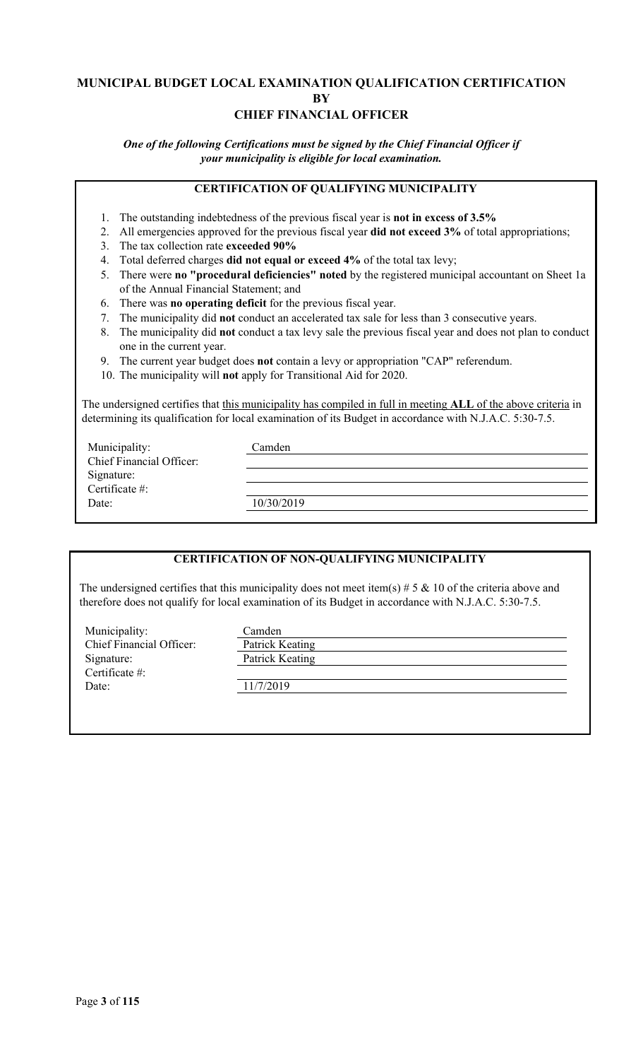# MUNICIPAL BUDGET LOCAL EXAMINATION QUALIFICATION CERTIFICATION BY CHIEF FINANCIAL OFFICER

***One of the following Certifications must be signed by the Chief Financial Officer if your municipality is eligible for local examination.***

## CERTIFICATION OF QUALIFYING MUNICIPALITY

1. The outstanding indebtedness of the previous fiscal year is **not in excess of 3.5%**
2. All emergencies approved for the previous fiscal year **did not exceed 3%** of total appropriations;
3. The tax collection rate **exceeded 90%**
4. Total deferred charges **did not equal or exceed 4%** of the total tax levy;
5. There were **no "procedural deficiencies" noted** by the registered municipal accountant on Sheet 1a of the Annual Financial Statement; and
6. There was **no operating deficit** for the previous fiscal year.
7. The municipality did **not** conduct an accelerated tax sale for less than 3 consecutive years.
8. The municipality did **not** conduct a tax levy sale the previous fiscal year and does not plan to conduct one in the current year.
9. The current year budget does **not** contain a levy or appropriation "CAP" referendum.
10. The municipality will **not** apply for Transitional Aid for 2020.

The undersigned certifies that this municipality has compiled in full in meeting **ALL** of the above criteria in determining its qualification for local examination of its Budget in accordance with N.J.A.C. 5:30-7.5.

| | |
|---|---|
| Municipality: | Camden |
| Chief Financial Officer: | |
| Signature: | |
| Certificate #: | |
| Date: | 10/30/2019 |

## CERTIFICATION OF NON-QUALIFYING MUNICIPALITY

The undersigned certifies that this municipality does not meet item(s) # 5 & 10 of the criteria above and therefore does not qualify for local examination of its Budget in accordance with N.J.A.C. 5:30-7.5.

| | |
|---|---|
| Municipality: | Camden |
| Chief Financial Officer: | Patrick Keating |
| Signature: | Patrick Keating |
| Certificate #: | |
| Date: | 11/7/2019 |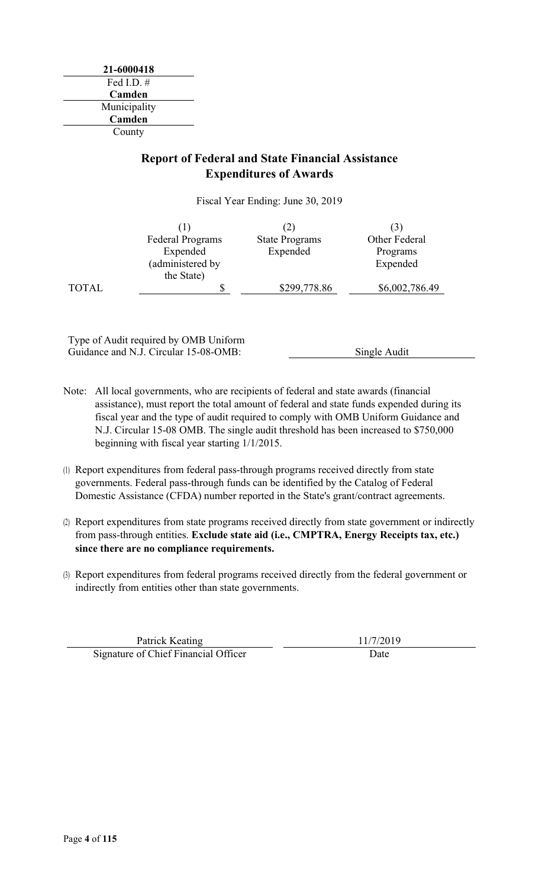**21-6000418**
Fed I.D. #

**Camden**
Municipality

**Camden**
County

## Report of Federal and State Financial Assistance Expenditures of Awards

Fiscal Year Ending: June 30, 2019

| | (1) Federal Programs Expended (administered by the State) | (2) State Programs Expended | (3) Other Federal Programs Expended |
|---|---|---|---|
| TOTAL | $ | $299,778.86 | $6,002,786.49 |

Type of Audit required by OMB Uniform Guidance and N.J. Circular 15-08-OMB: Single Audit

Note: All local governments, who are recipients of federal and state awards (financial assistance), must report the total amount of federal and state funds expended during its fiscal year and the type of audit required to comply with OMB Uniform Guidance and N.J. Circular 15-08 OMB. The single audit threshold has been increased to $750,000 beginning with fiscal year starting 1/1/2015.

(1) Report expenditures from federal pass-through programs received directly from state governments. Federal pass-through funds can be identified by the Catalog of Federal Domestic Assistance (CFDA) number reported in the State's grant/contract agreements.

(2) Report expenditures from state programs received directly from state government or indirectly from pass-through entities. **Exclude state aid (i.e., CMPTRA, Energy Receipts tax, etc.) since there are no compliance requirements.**

(3) Report expenditures from federal programs received directly from the federal government or indirectly from entities other than state governments.

Patrick Keating
Signature of Chief Financial Officer

11/7/2019
Date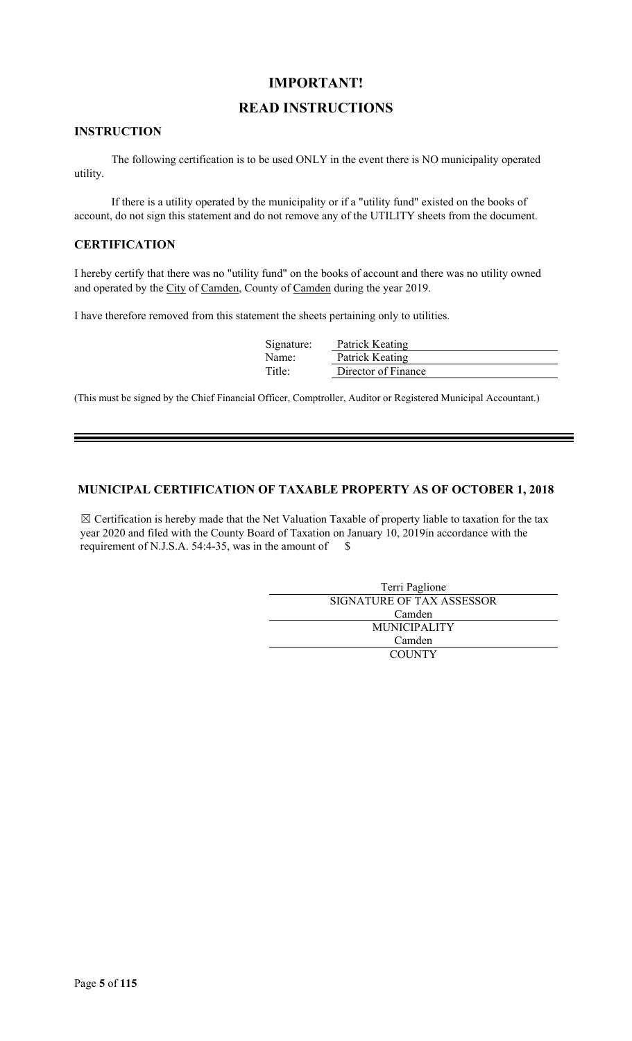# IMPORTANT!

# READ INSTRUCTIONS

## INSTRUCTION

The following certification is to be used ONLY in the event there is NO municipality operated utility.

If there is a utility operated by the municipality or if a "utility fund" existed on the books of account, do not sign this statement and do not remove any of the UTILITY sheets from the document.

## CERTIFICATION

I hereby certify that there was no "utility fund" on the books of account and there was no utility owned and operated by the City of Camden, County of Camden during the year 2019.

I have therefore removed from this statement the sheets pertaining only to utilities.

Signature: Patrick Keating
Name: Patrick Keating
Title: Director of Finance

(This must be signed by the Chief Financial Officer, Comptroller, Auditor or Registered Municipal Accountant.)

---

## MUNICIPAL CERTIFICATION OF TAXABLE PROPERTY AS OF OCTOBER 1, 2018

☒ Certification is hereby made that the Net Valuation Taxable of property liable to taxation for the tax year 2020 and filed with the County Board of Taxation on January 10, 2019in accordance with the requirement of N.J.S.A. 54:4-35, was in the amount of $

Terri Paglione
SIGNATURE OF TAX ASSESSOR

Camden
MUNICIPALITY

Camden
COUNTY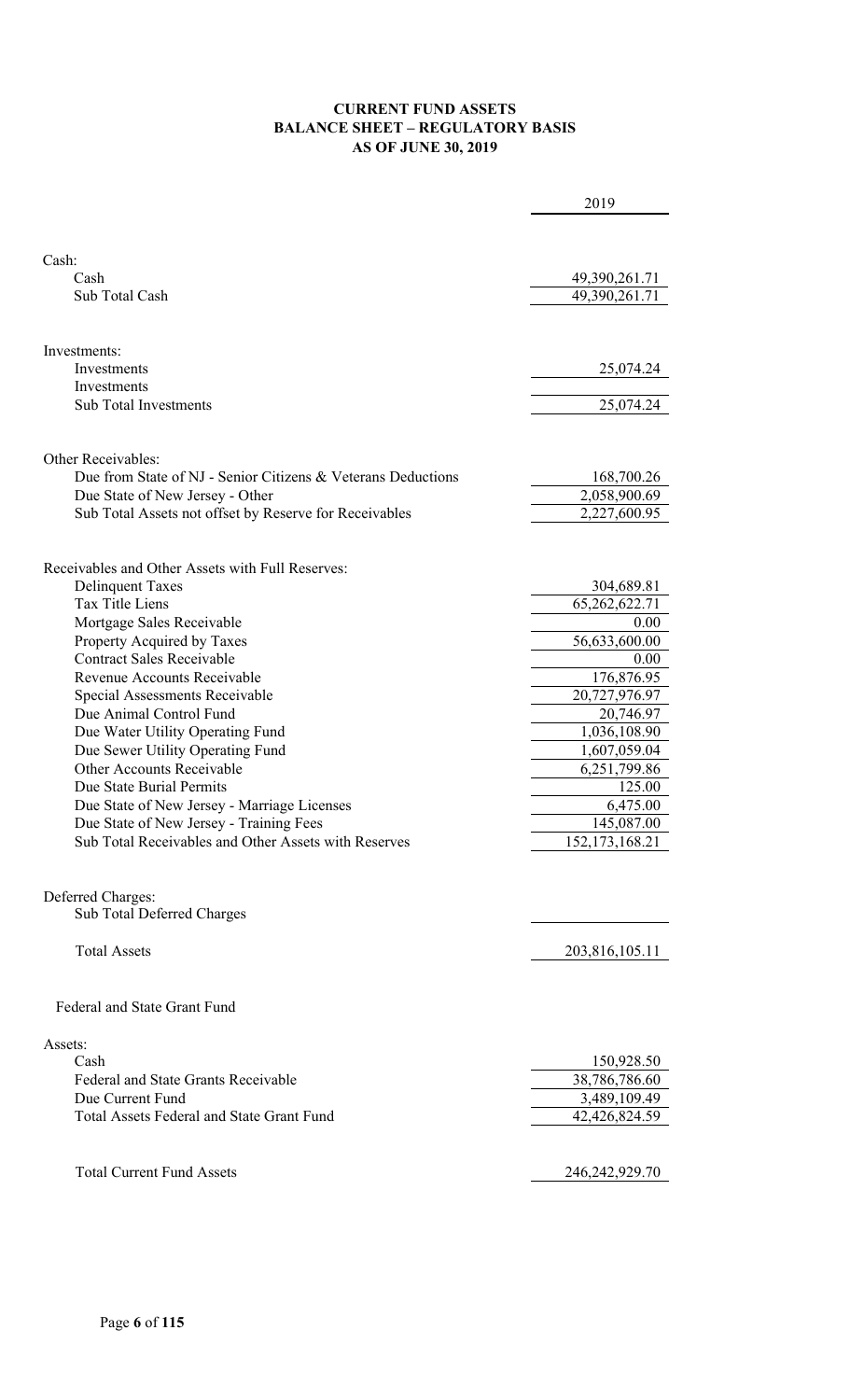# CURRENT FUND ASSETS
## BALANCE SHEET – REGULATORY BASIS
## AS OF JUNE 30, 2019

| | 2019 |
|---|---|
| **Cash:** | |
| Cash | 49,390,261.71 |
| Sub Total Cash | 49,390,261.71 |
| **Investments:** | |
| Investments | 25,074.24 |
| Investments | |
| Sub Total Investments | 25,074.24 |
| **Other Receivables:** | |
| Due from State of NJ - Senior Citizens & Veterans Deductions | 168,700.26 |
| Due State of New Jersey - Other | 2,058,900.69 |
| Sub Total Assets not offset by Reserve for Receivables | 2,227,600.95 |
| **Receivables and Other Assets with Full Reserves:** | |
| Delinquent Taxes | 304,689.81 |
| Tax Title Liens | 65,262,622.71 |
| Mortgage Sales Receivable | 0.00 |
| Property Acquired by Taxes | 56,633,600.00 |
| Contract Sales Receivable | 0.00 |
| Revenue Accounts Receivable | 176,876.95 |
| Special Assessments Receivable | 20,727,976.97 |
| Due Animal Control Fund | 20,746.97 |
| Due Water Utility Operating Fund | 1,036,108.90 |
| Due Sewer Utility Operating Fund | 1,607,059.04 |
| Other Accounts Receivable | 6,251,799.86 |
| Due State Burial Permits | 125.00 |
| Due State of New Jersey - Marriage Licenses | 6,475.00 |
| Due State of New Jersey - Training Fees | 145,087.00 |
| Sub Total Receivables and Other Assets with Reserves | 152,173,168.21 |
| **Deferred Charges:** | |
| Sub Total Deferred Charges | |
| Total Assets | 203,816,105.11 |
| **Federal and State Grant Fund** | |
| **Assets:** | |
| Cash | 150,928.50 |
| Federal and State Grants Receivable | 38,786,786.60 |
| Due Current Fund | 3,489,109.49 |
| Total Assets Federal and State Grant Fund | 42,426,824.59 |
| Total Current Fund Assets | 246,242,929.70 |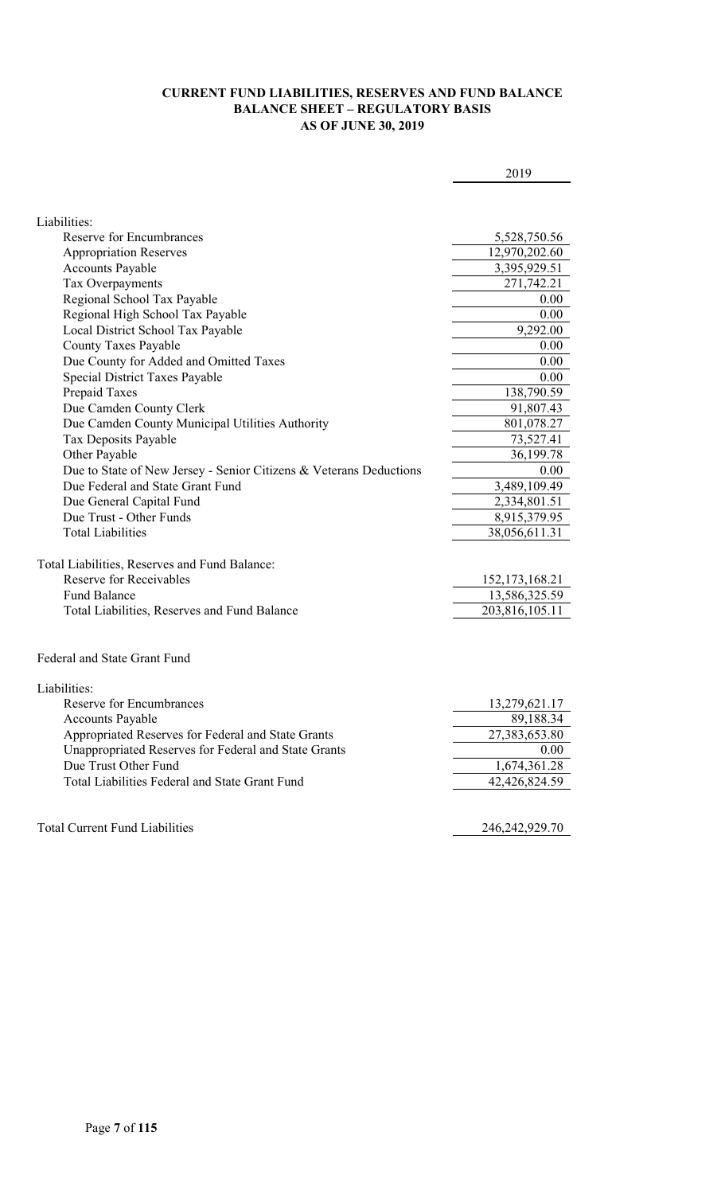**CURRENT FUND LIABILITIES, RESERVES AND FUND BALANCE**
**BALANCE SHEET – REGULATORY BASIS**
**AS OF JUNE 30, 2019**

| | 2019 |
|---|---|
| Liabilities: | |
| Reserve for Encumbrances | 5,528,750.56 |
| Appropriation Reserves | 12,970,202.60 |
| Accounts Payable | 3,395,929.51 |
| Tax Overpayments | 271,742.21 |
| Regional School Tax Payable | 0.00 |
| Regional High School Tax Payable | 0.00 |
| Local District School Tax Payable | 9,292.00 |
| County Taxes Payable | 0.00 |
| Due County for Added and Omitted Taxes | 0.00 |
| Special District Taxes Payable | 0.00 |
| Prepaid Taxes | 138,790.59 |
| Due Camden County Clerk | 91,807.43 |
| Due Camden County Municipal Utilities Authority | 801,078.27 |
| Tax Deposits Payable | 73,527.41 |
| Other Payable | 36,199.78 |
| Due to State of New Jersey - Senior Citizens & Veterans Deductions | 0.00 |
| Due Federal and State Grant Fund | 3,489,109.49 |
| Due General Capital Fund | 2,334,801.51 |
| Due Trust - Other Funds | 8,915,379.95 |
| Total Liabilities | 38,056,611.31 |
| | |
| Total Liabilities, Reserves and Fund Balance: | |
| Reserve for Receivables | 152,173,168.21 |
| Fund Balance | 13,586,325.59 |
| Total Liabilities, Reserves and Fund Balance | 203,816,105.11 |
| | |
| Federal and State Grant Fund | |
| | |
| Liabilities: | |
| Reserve for Encumbrances | 13,279,621.17 |
| Accounts Payable | 89,188.34 |
| Appropriated Reserves for Federal and State Grants | 27,383,653.80 |
| Unappropriated Reserves for Federal and State Grants | 0.00 |
| Due Trust Other Fund | 1,674,361.28 |
| Total Liabilities Federal and State Grant Fund | 42,426,824.59 |
| | |
| Total Current Fund Liabilities | 246,242,929.70 |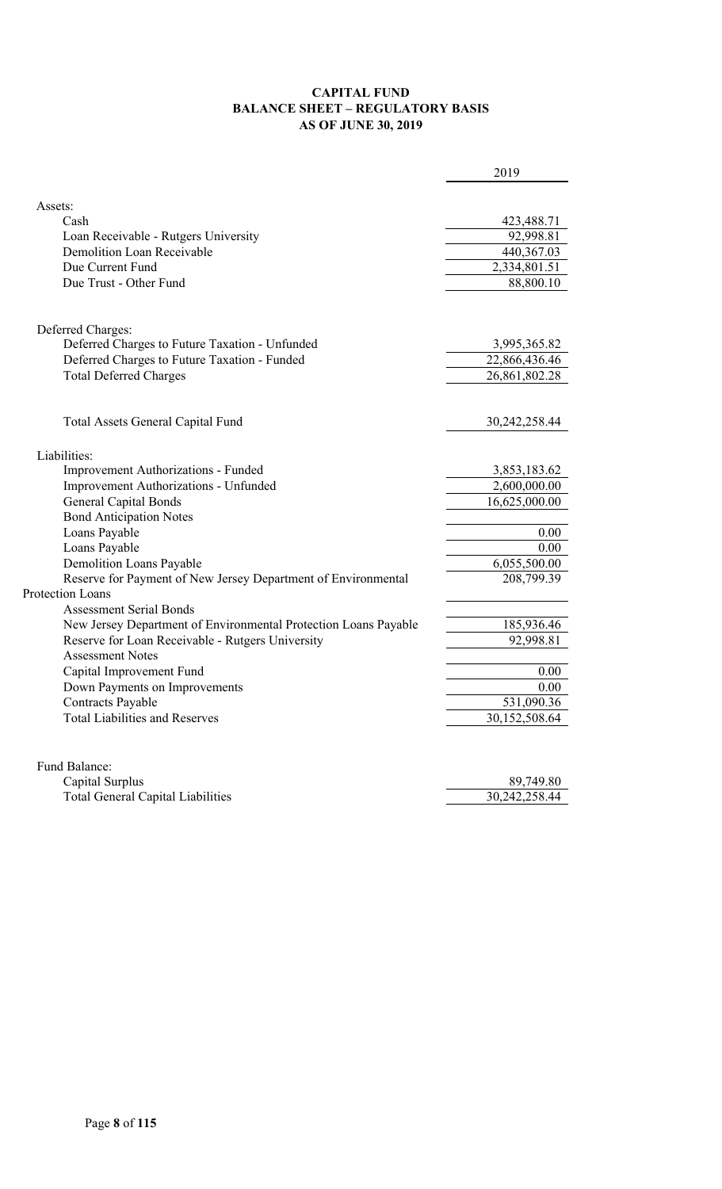# CAPITAL FUND
## BALANCE SHEET – REGULATORY BASIS
## AS OF JUNE 30, 2019

| | 2019 |
|---|---|
| Assets: | |
| Cash | 423,488.71 |
| Loan Receivable - Rutgers University | 92,998.81 |
| Demolition Loan Receivable | 440,367.03 |
| Due Current Fund | 2,334,801.51 |
| Due Trust - Other Fund | 88,800.10 |
| | |
| Deferred Charges: | |
| Deferred Charges to Future Taxation - Unfunded | 3,995,365.82 |
| Deferred Charges to Future Taxation - Funded | 22,866,436.46 |
| Total Deferred Charges | 26,861,802.28 |
| | |
| Total Assets General Capital Fund | 30,242,258.44 |
| | |
| Liabilities: | |
| Improvement Authorizations - Funded | 3,853,183.62 |
| Improvement Authorizations - Unfunded | 2,600,000.00 |
| General Capital Bonds | 16,625,000.00 |
| Bond Anticipation Notes | |
| Loans Payable | 0.00 |
| Loans Payable | 0.00 |
| Demolition Loans Payable | 6,055,500.00 |
| Reserve for Payment of New Jersey Department of Environmental Protection Loans | 208,799.39 |
| Assessment Serial Bonds | |
| New Jersey Department of Environmental Protection Loans Payable | 185,936.46 |
| Reserve for Loan Receivable - Rutgers University | 92,998.81 |
| Assessment Notes | |
| Capital Improvement Fund | 0.00 |
| Down Payments on Improvements | 0.00 |
| Contracts Payable | 531,090.36 |
| Total Liabilities and Reserves | 30,152,508.64 |
| | |
| Fund Balance: | |
| Capital Surplus | 89,749.80 |
| Total General Capital Liabilities | 30,242,258.44 |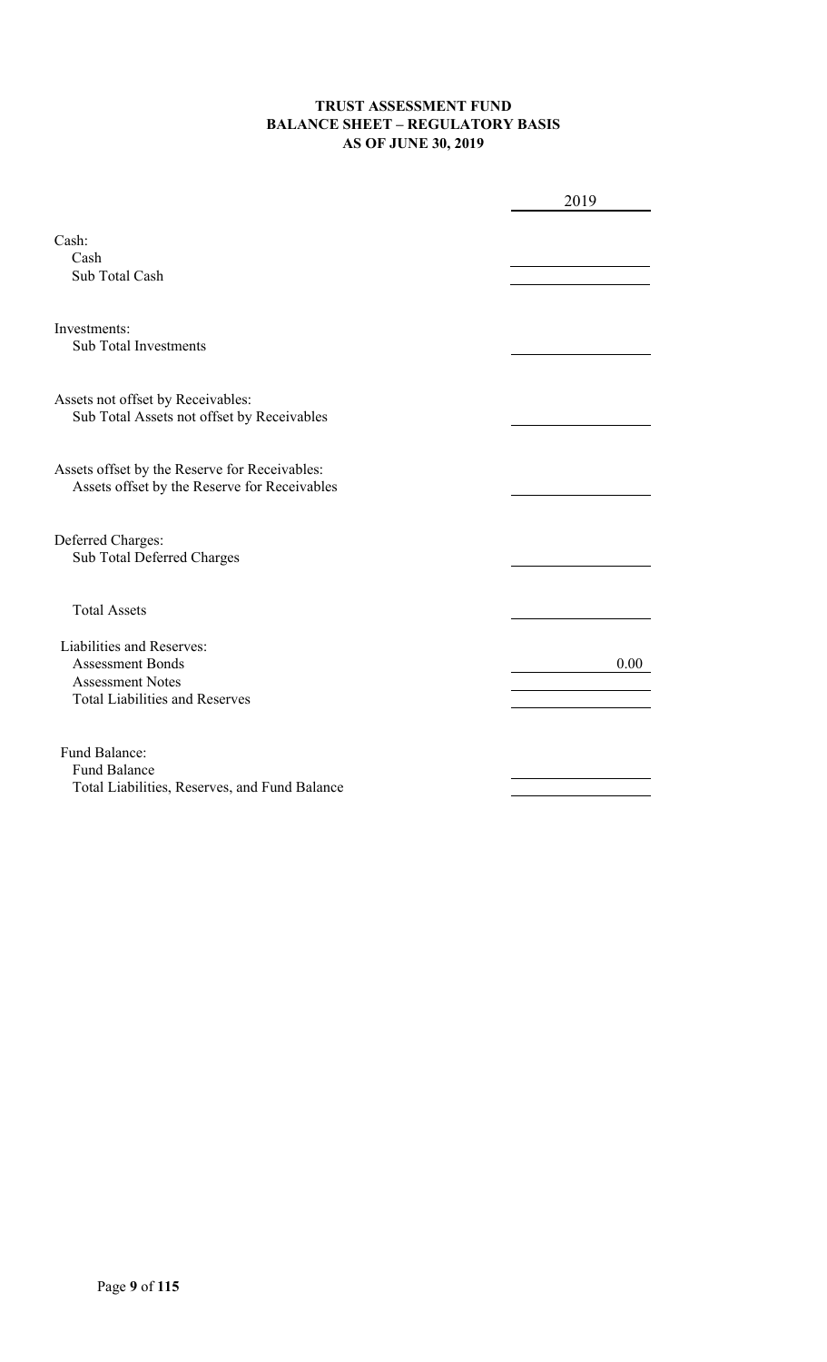**TRUST ASSESSMENT FUND**
**BALANCE SHEET – REGULATORY BASIS**
**AS OF JUNE 30, 2019**

| | 2019 |
|---|---|
| Cash: | |
| Cash | |
| Sub Total Cash | |
| Investments: | |
| Sub Total Investments | |
| Assets not offset by Receivables: | |
| Sub Total Assets not offset by Receivables | |
| Assets offset by the Reserve for Receivables: | |
| Assets offset by the Reserve for Receivables | |
| Deferred Charges: | |
| Sub Total Deferred Charges | |
| Total Assets | |
| Liabilities and Reserves: | |
| Assessment Bonds | 0.00 |
| Assessment Notes | |
| Total Liabilities and Reserves | |
| Fund Balance: | |
| Fund Balance | |
| Total Liabilities, Reserves, and Fund Balance | |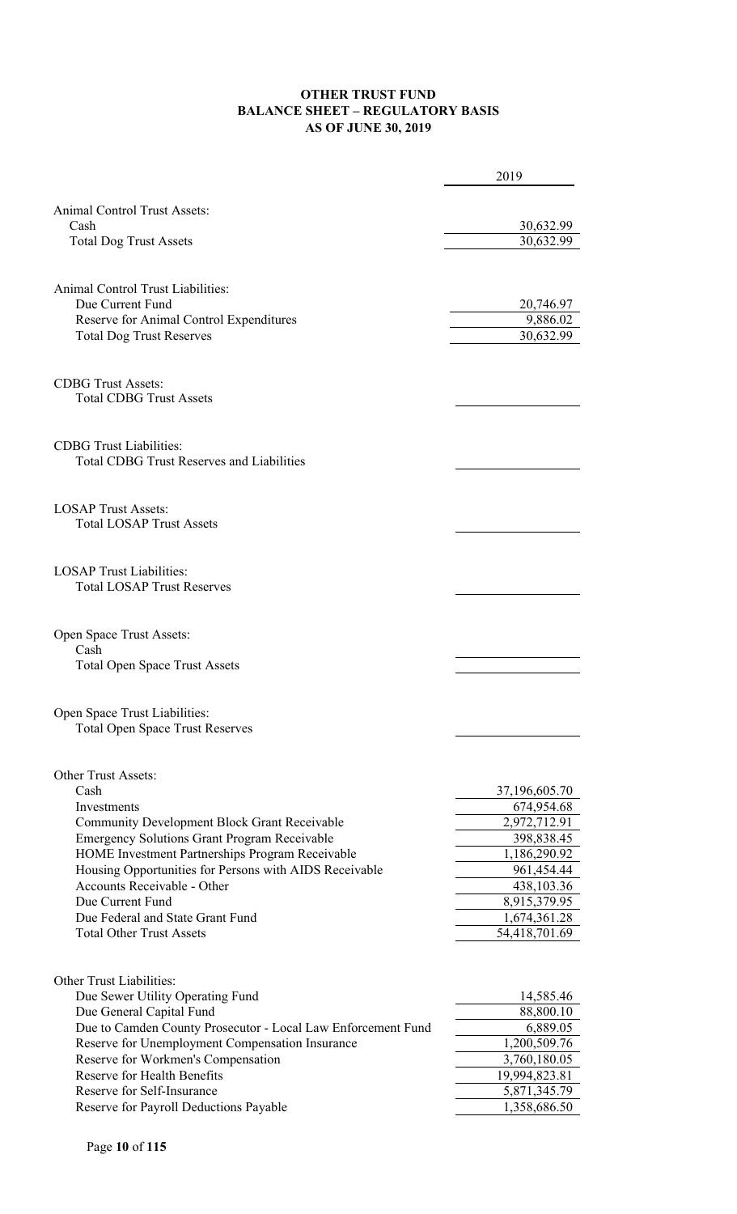**OTHER TRUST FUND**
**BALANCE SHEET – REGULATORY BASIS**
**AS OF JUNE 30, 2019**

| | 2019 |
|---|---|
| Animal Control Trust Assets: | |
| Cash | 30,632.99 |
| Total Dog Trust Assets | 30,632.99 |
| | |
| Animal Control Trust Liabilities: | |
| Due Current Fund | 20,746.97 |
| Reserve for Animal Control Expenditures | 9,886.02 |
| Total Dog Trust Reserves | 30,632.99 |
| | |
| CDBG Trust Assets: | |
| Total CDBG Trust Assets | |
| | |
| CDBG Trust Liabilities: | |
| Total CDBG Trust Reserves and Liabilities | |
| | |
| LOSAP Trust Assets: | |
| Total LOSAP Trust Assets | |
| | |
| LOSAP Trust Liabilities: | |
| Total LOSAP Trust Reserves | |
| | |
| Open Space Trust Assets: | |
| Cash | |
| Total Open Space Trust Assets | |
| | |
| Open Space Trust Liabilities: | |
| Total Open Space Trust Reserves | |
| | |
| Other Trust Assets: | |
| Cash | 37,196,605.70 |
| Investments | 674,954.68 |
| Community Development Block Grant Receivable | 2,972,712.91 |
| Emergency Solutions Grant Program Receivable | 398,838.45 |
| HOME Investment Partnerships Program Receivable | 1,186,290.92 |
| Housing Opportunities for Persons with AIDS Receivable | 961,454.44 |
| Accounts Receivable - Other | 438,103.36 |
| Due Current Fund | 8,915,379.95 |
| Due Federal and State Grant Fund | 1,674,361.28 |
| Total Other Trust Assets | 54,418,701.69 |
| | |
| Other Trust Liabilities: | |
| Due Sewer Utility Operating Fund | 14,585.46 |
| Due General Capital Fund | 88,800.10 |
| Due to Camden County Prosecutor - Local Law Enforcement Fund | 6,889.05 |
| Reserve for Unemployment Compensation Insurance | 1,200,509.76 |
| Reserve for Workmen's Compensation | 3,760,180.05 |
| Reserve for Health Benefits | 19,994,823.81 |
| Reserve for Self-Insurance | 5,871,345.79 |
| Reserve for Payroll Deductions Payable | 1,358,686.50 |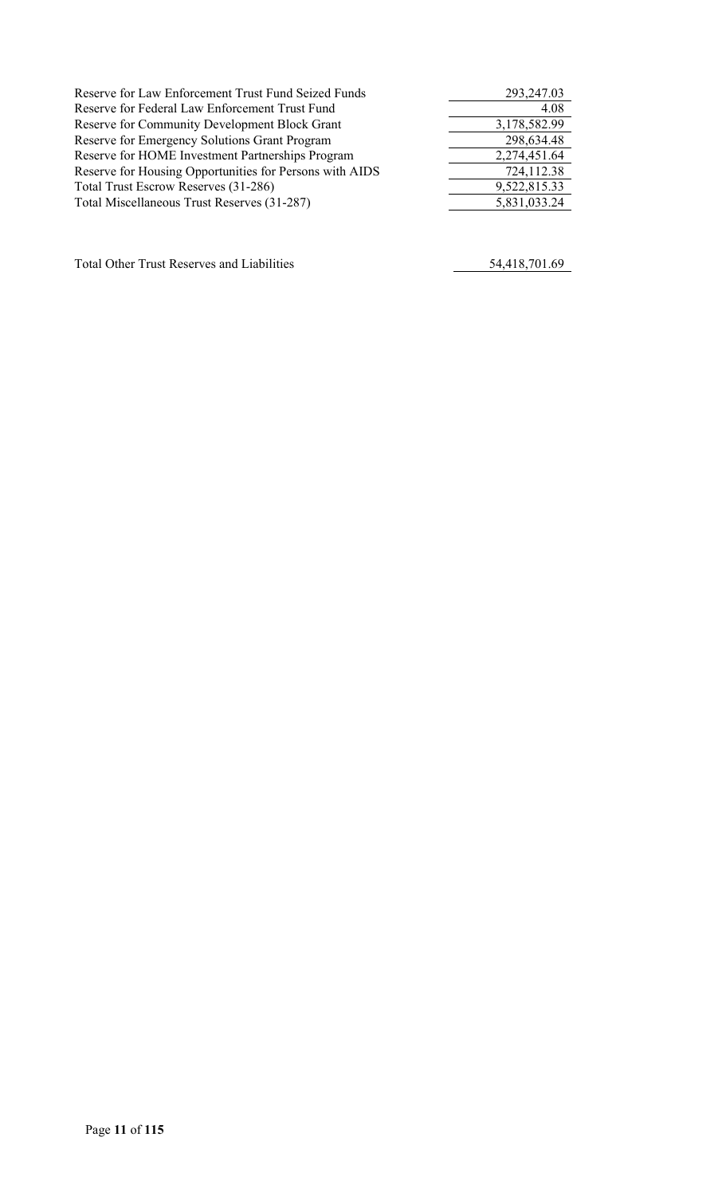| | |
|---|---|
| Reserve for Law Enforcement Trust Fund Seized Funds | 293,247.03 |
| Reserve for Federal Law Enforcement Trust Fund | 4.08 |
| Reserve for Community Development Block Grant | 3,178,582.99 |
| Reserve for Emergency Solutions Grant Program | 298,634.48 |
| Reserve for HOME Investment Partnerships Program | 2,274,451.64 |
| Reserve for Housing Opportunities for Persons with AIDS | 724,112.38 |
| Total Trust Escrow Reserves (31-286) | 9,522,815.33 |
| Total Miscellaneous Trust Reserves (31-287) | 5,831,033.24 |
| | |
| Total Other Trust Reserves and Liabilities | 54,418,701.69 |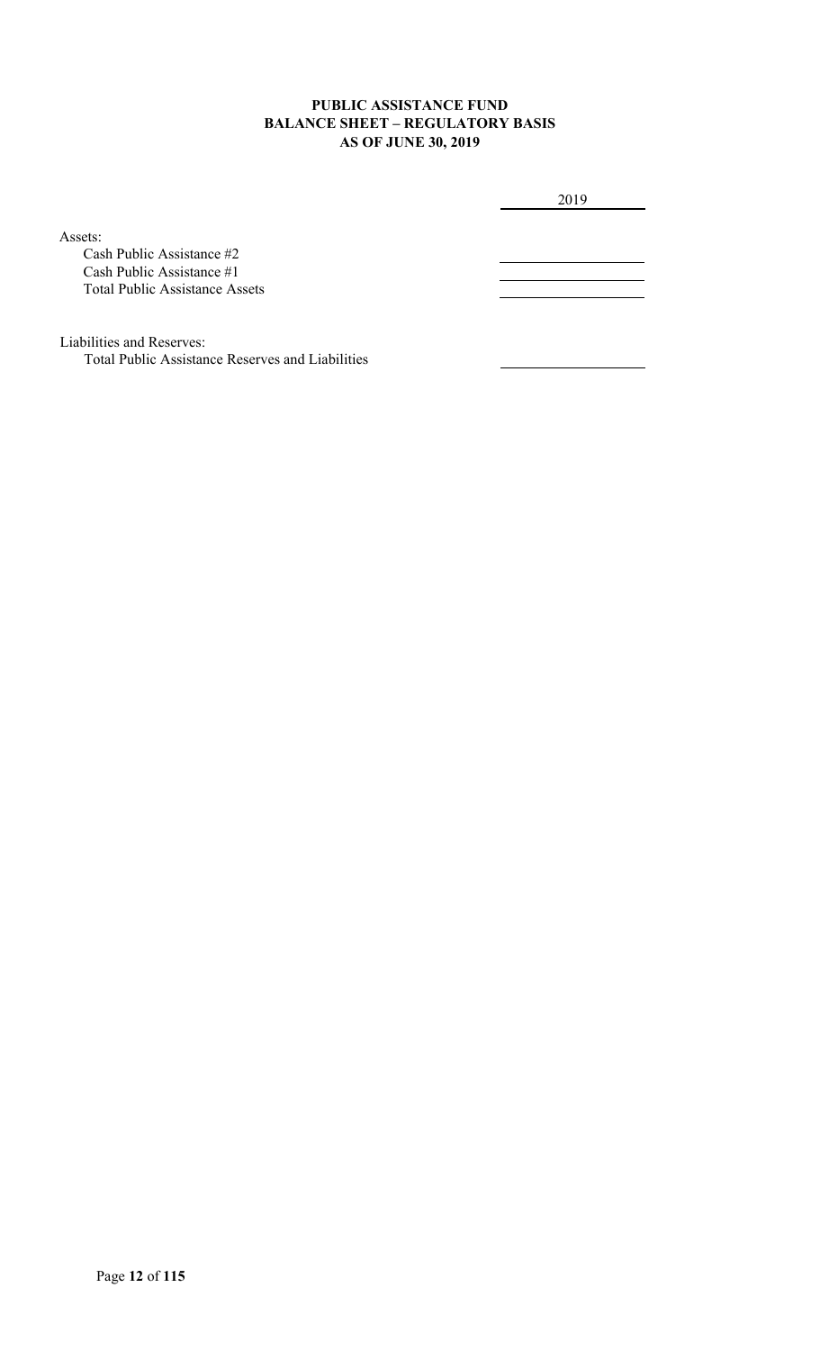**PUBLIC ASSISTANCE FUND**
**BALANCE SHEET – REGULATORY BASIS**
**AS OF JUNE 30, 2019**

| | 2019 |
|---|---|
| Assets: | |
| Cash Public Assistance #2 | |
| Cash Public Assistance #1 | |
| Total Public Assistance Assets | |
| | |
| Liabilities and Reserves: | |
| Total Public Assistance Reserves and Liabilities | |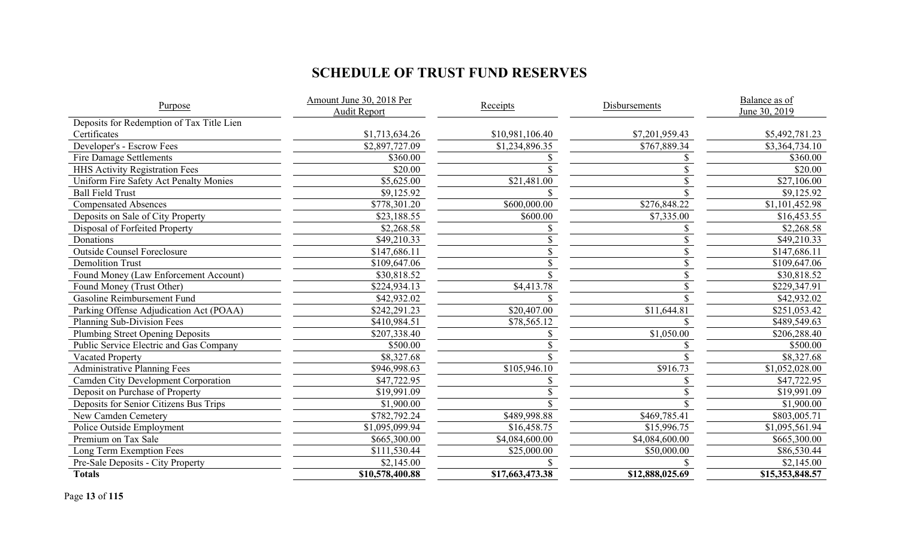# SCHEDULE OF TRUST FUND RESERVES

| Purpose | Amount June 30, 2018 Per Audit Report | Receipts | Disbursements | Balance as of June 30, 2019 |
|---|---|---|---|---|
| Deposits for Redemption of Tax Title Lien Certificates | $1,713,634.26 | $10,981,106.40 | $7,201,959.43 | $5,492,781.23 |
| Developer's - Escrow Fees | $2,897,727.09 | $1,234,896.35 | $767,889.34 | $3,364,734.10 |
| Fire Damage Settlements | $360.00 | $ | $ | $360.00 |
| HHS Activity Registration Fees | $20.00 | $ | $ | $20.00 |
| Uniform Fire Safety Act Penalty Monies | $5,625.00 | $21,481.00 | $ | $27,106.00 |
| Ball Field Trust | $9,125.92 | $ | $ | $9,125.92 |
| Compensated Absences | $778,301.20 | $600,000.00 | $276,848.22 | $1,101,452.98 |
| Deposits on Sale of City Property | $23,188.55 | $600.00 | $7,335.00 | $16,453.55 |
| Disposal of Forfeited Property | $2,268.58 | $ | $ | $2,268.58 |
| Donations | $49,210.33 | $ | $ | $49,210.33 |
| Outside Counsel Foreclosure | $147,686.11 | $ | $ | $147,686.11 |
| Demolition Trust | $109,647.06 | $ | $ | $109,647.06 |
| Found Money (Law Enforcement Account) | $30,818.52 | $ | $ | $30,818.52 |
| Found Money (Trust Other) | $224,934.13 | $4,413.78 | $ | $229,347.91 |
| Gasoline Reimbursement Fund | $42,932.02 | $ | $ | $42,932.02 |
| Parking Offense Adjudication Act (POAA) | $242,291.23 | $20,407.00 | $11,644.81 | $251,053.42 |
| Planning Sub-Division Fees | $410,984.51 | $78,565.12 | $ | $489,549.63 |
| Plumbing Street Opening Deposits | $207,338.40 | $ | $1,050.00 | $206,288.40 |
| Public Service Electric and Gas Company | $500.00 | $ | $ | $500.00 |
| Vacated Property | $8,327.68 | $ | $ | $8,327.68 |
| Administrative Planning Fees | $946,998.63 | $105,946.10 | $916.73 | $1,052,028.00 |
| Camden City Development Corporation | $47,722.95 | $ | $ | $47,722.95 |
| Deposit on Purchase of Property | $19,991.09 | $ | $ | $19,991.09 |
| Deposits for Senior Citizens Bus Trips | $1,900.00 | $ | $ | $1,900.00 |
| New Camden Cemetery | $782,792.24 | $489,998.88 | $469,785.41 | $803,005.71 |
| Police Outside Employment | $1,095,099.94 | $16,458.75 | $15,996.75 | $1,095,561.94 |
| Premium on Tax Sale | $665,300.00 | $4,084,600.00 | $4,084,600.00 | $665,300.00 |
| Long Term Exemption Fees | $111,530.44 | $25,000.00 | $50,000.00 | $86,530.44 |
| Pre-Sale Deposits - City Property | $2,145.00 | $ | $ | $2,145.00 |
| **Totals** | **$10,578,400.88** | **$17,663,473.38** | **$12,888,025.69** | **$15,353,848.57** |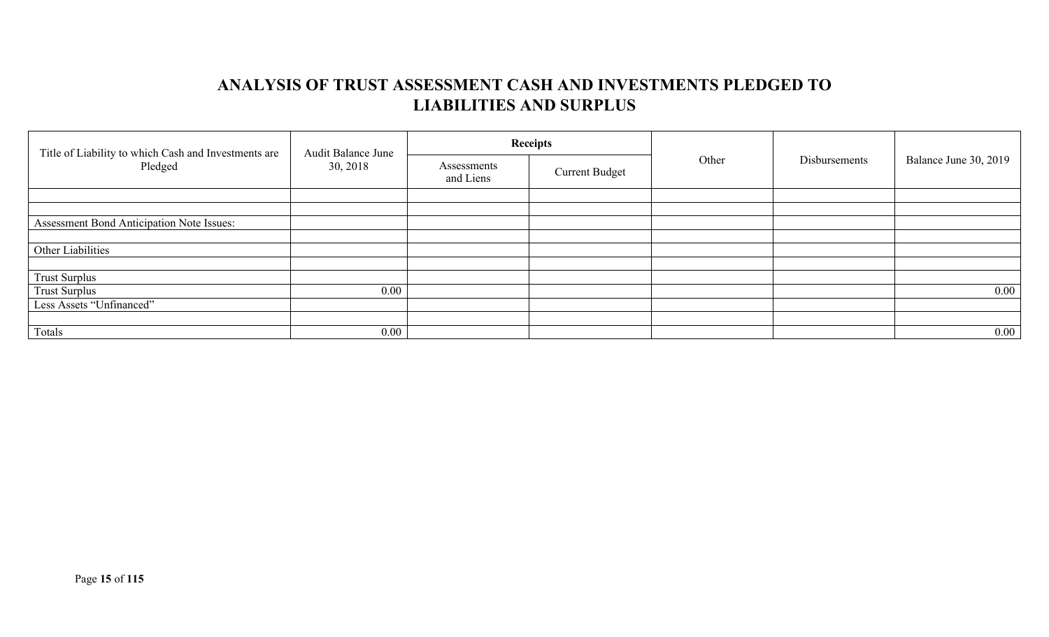# ANALYSIS OF TRUST ASSESSMENT CASH AND INVESTMENTS PLEDGED TO LIABILITIES AND SURPLUS

| Title of Liability to which Cash and Investments are Pledged | Audit Balance June 30, 2018 | Receipts | | Other | Disbursements | Balance June 30, 2019 |
|---|---|---|---|---|---|---|
| | | Assessments and Liens | Current Budget | | | |
| | | | | | | |
| | | | | | | |
| Assessment Bond Anticipation Note Issues: | | | | | | |
| | | | | | | |
| Other Liabilities | | | | | | |
| | | | | | | |
| Trust Surplus | | | | | | |
| Trust Surplus | 0.00 | | | | | 0.00 |
| Less Assets "Unfinanced" | | | | | | |
| | | | | | | |
| Totals | 0.00 | | | | | 0.00 |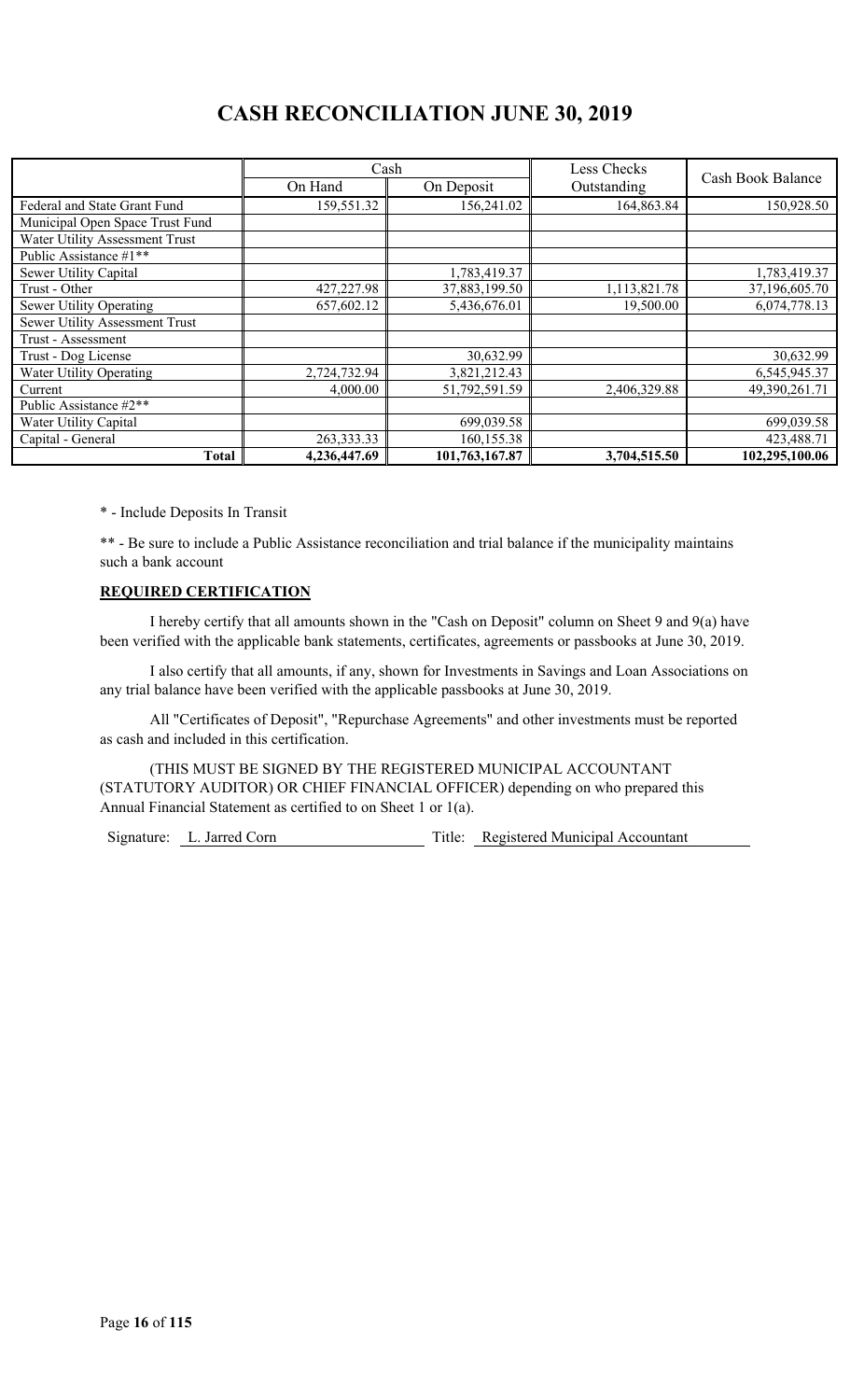# CASH RECONCILIATION JUNE 30, 2019

| | Cash | | Less Checks Outstanding | Cash Book Balance |
|---|---|---|---|---|
| | On Hand | On Deposit | | |
| Federal and State Grant Fund | 159,551.32 | 156,241.02 | 164,863.84 | 150,928.50 |
| Municipal Open Space Trust Fund | | | | |
| Water Utility Assessment Trust | | | | |
| Public Assistance #1** | | | | |
| Sewer Utility Capital | | 1,783,419.37 | | 1,783,419.37 |
| Trust - Other | 427,227.98 | 37,883,199.50 | 1,113,821.78 | 37,196,605.70 |
| Sewer Utility Operating | 657,602.12 | 5,436,676.01 | 19,500.00 | 6,074,778.13 |
| Sewer Utility Assessment Trust | | | | |
| Trust - Assessment | | | | |
| Trust - Dog License | | 30,632.99 | | 30,632.99 |
| Water Utility Operating | 2,724,732.94 | 3,821,212.43 | | 6,545,945.37 |
| Current | 4,000.00 | 51,792,591.59 | 2,406,329.88 | 49,390,261.71 |
| Public Assistance #2** | | | | |
| Water Utility Capital | | 699,039.58 | | 699,039.58 |
| Capital - General | 263,333.33 | 160,155.38 | | 423,488.71 |
| **Total** | **4,236,447.69** | **101,763,167.87** | **3,704,515.50** | **102,295,100.06** |

* - Include Deposits In Transit

** - Be sure to include a Public Assistance reconciliation and trial balance if the municipality maintains such a bank account

## REQUIRED CERTIFICATION

I hereby certify that all amounts shown in the "Cash on Deposit" column on Sheet 9 and 9(a) have been verified with the applicable bank statements, certificates, agreements or passbooks at June 30, 2019.

I also certify that all amounts, if any, shown for Investments in Savings and Loan Associations on any trial balance have been verified with the applicable passbooks at June 30, 2019.

All "Certificates of Deposit", "Repurchase Agreements" and other investments must be reported as cash and included in this certification.

(THIS MUST BE SIGNED BY THE REGISTERED MUNICIPAL ACCOUNTANT (STATUTORY AUDITOR) OR CHIEF FINANCIAL OFFICER) depending on who prepared this Annual Financial Statement as certified to on Sheet 1 or 1(a).

Signature: L. Jarred Corn Title: Registered Municipal Accountant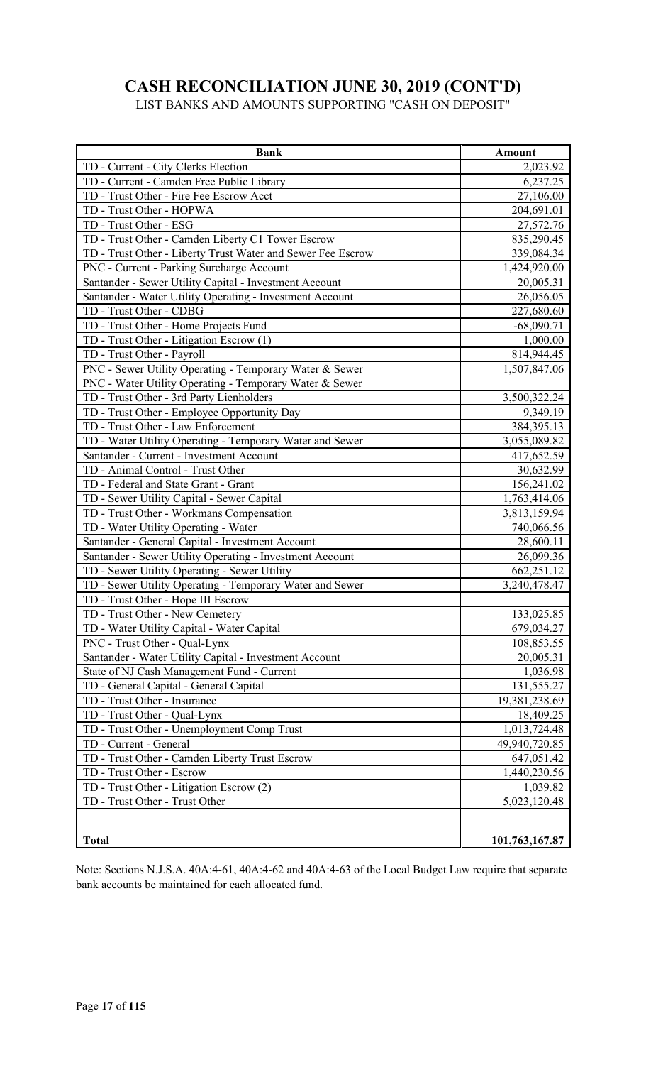# CASH RECONCILIATION JUNE 30, 2019 (CONT'D)

LIST BANKS AND AMOUNTS SUPPORTING "CASH ON DEPOSIT"

| Bank | Amount |
|---|---|
| TD - Current - City Clerks Election | 2,023.92 |
| TD - Current - Camden Free Public Library | 6,237.25 |
| TD - Trust Other - Fire Fee Escrow Acct | 27,106.00 |
| TD - Trust Other - HOPWA | 204,691.01 |
| TD - Trust Other - ESG | 27,572.76 |
| TD - Trust Other - Camden Liberty C1 Tower Escrow | 835,290.45 |
| TD - Trust Other - Liberty Trust Water and Sewer Fee Escrow | 339,084.34 |
| PNC - Current - Parking Surcharge Account | 1,424,920.00 |
| Santander - Sewer Utility Capital - Investment Account | 20,005.31 |
| Santander - Water Utility Operating - Investment Account | 26,056.05 |
| TD - Trust Other - CDBG | 227,680.60 |
| TD - Trust Other - Home Projects Fund | -68,090.71 |
| TD - Trust Other - Litigation Escrow (1) | 1,000.00 |
| TD - Trust Other - Payroll | 814,944.45 |
| PNC - Sewer Utility Operating - Temporary Water & Sewer | 1,507,847.06 |
| PNC - Water Utility Operating - Temporary Water & Sewer | |
| TD - Trust Other - 3rd Party Lienholders | 3,500,322.24 |
| TD - Trust Other - Employee Opportunity Day | 9,349.19 |
| TD - Trust Other - Law Enforcement | 384,395.13 |
| TD - Water Utility Operating - Temporary Water and Sewer | 3,055,089.82 |
| Santander - Current - Investment Account | 417,652.59 |
| TD - Animal Control - Trust Other | 30,632.99 |
| TD - Federal and State Grant - Grant | 156,241.02 |
| TD - Sewer Utility Capital - Sewer Capital | 1,763,414.06 |
| TD - Trust Other - Workmans Compensation | 3,813,159.94 |
| TD - Water Utility Operating - Water | 740,066.56 |
| Santander - General Capital - Investment Account | 28,600.11 |
| Santander - Sewer Utility Operating - Investment Account | 26,099.36 |
| TD - Sewer Utility Operating - Sewer Utility | 662,251.12 |
| TD - Sewer Utility Operating - Temporary Water and Sewer | 3,240,478.47 |
| TD - Trust Other - Hope III Escrow | |
| TD - Trust Other - New Cemetery | 133,025.85 |
| TD - Water Utility Capital - Water Capital | 679,034.27 |
| PNC - Trust Other - Qual-Lynx | 108,853.55 |
| Santander - Water Utility Capital - Investment Account | 20,005.31 |
| State of NJ Cash Management Fund - Current | 1,036.98 |
| TD - General Capital - General Capital | 131,555.27 |
| TD - Trust Other - Insurance | 19,381,238.69 |
| TD - Trust Other - Qual-Lynx | 18,409.25 |
| TD - Trust Other - Unemployment Comp Trust | 1,013,724.48 |
| TD - Current - General | 49,940,720.85 |
| TD - Trust Other - Camden Liberty Trust Escrow | 647,051.42 |
| TD - Trust Other - Escrow | 1,440,230.56 |
| TD - Trust Other - Litigation Escrow (2) | 1,039.82 |
| TD - Trust Other - Trust Other | 5,023,120.48 |
| | |
| **Total** | **101,763,167.87** |

Note: Sections N.J.S.A. 40A:4-61, 40A:4-62 and 40A:4-63 of the Local Budget Law require that separate bank accounts be maintained for each allocated fund.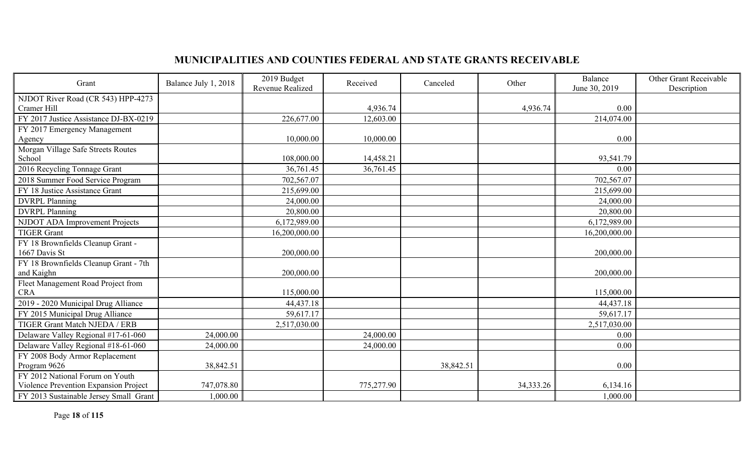# MUNICIPALITIES AND COUNTIES FEDERAL AND STATE GRANTS RECEIVABLE

| Grant | Balance July 1, 2018 | 2019 Budget Revenue Realized | Received | Canceled | Other | Balance June 30, 2019 | Other Grant Receivable Description |
|---|---|---|---|---|---|---|---|
| NJDOT River Road (CR 543) HPP-4273 Cramer Hill | | | 4,936.74 | | 4,936.74 | 0.00 | |
| FY 2017 Justice Assistance DJ-BX-0219 | | 226,677.00 | 12,603.00 | | | 214,074.00 | |
| FY 2017 Emergency Management Agency | | 10,000.00 | 10,000.00 | | | 0.00 | |
| Morgan Village Safe Streets Routes School | | 108,000.00 | 14,458.21 | | | 93,541.79 | |
| 2016 Recycling Tonnage Grant | | 36,761.45 | 36,761.45 | | | 0.00 | |
| 2018 Summer Food Service Program | | 702,567.07 | | | | 702,567.07 | |
| FY 18 Justice Assistance Grant | | 215,699.00 | | | | 215,699.00 | |
| DVRPL Planning | | 24,000.00 | | | | 24,000.00 | |
| DVRPL Planning | | 20,800.00 | | | | 20,800.00 | |
| NJDOT ADA Improvement Projects | | 6,172,989.00 | | | | 6,172,989.00 | |
| TIGER Grant | | 16,200,000.00 | | | | 16,200,000.00 | |
| FY 18 Brownfields Cleanup Grant - 1667 Davis St | | 200,000.00 | | | | 200,000.00 | |
| FY 18 Brownfields Cleanup Grant - 7th and Kaighn | | 200,000.00 | | | | 200,000.00 | |
| Fleet Management Road Project from CRA | | 115,000.00 | | | | 115,000.00 | |
| 2019 - 2020 Municipal Drug Alliance | | 44,437.18 | | | | 44,437.18 | |
| FY 2015 Municipal Drug Alliance | | 59,617.17 | | | | 59,617.17 | |
| TIGER Grant Match NJEDA / ERB | | 2,517,030.00 | | | | 2,517,030.00 | |
| Delaware Valley Regional #17-61-060 | 24,000.00 | | 24,000.00 | | | 0.00 | |
| Delaware Valley Regional #18-61-060 | 24,000.00 | | 24,000.00 | | | 0.00 | |
| FY 2008 Body Armor Replacement Program 9626 | 38,842.51 | | | 38,842.51 | | 0.00 | |
| FY 2012 National Forum on Youth Violence Prevention Expansion Project | 747,078.80 | | 775,277.90 | | 34,333.26 | 6,134.16 | |
| FY 2013 Sustainable Jersey Small Grant | 1,000.00 | | | | | 1,000.00 | |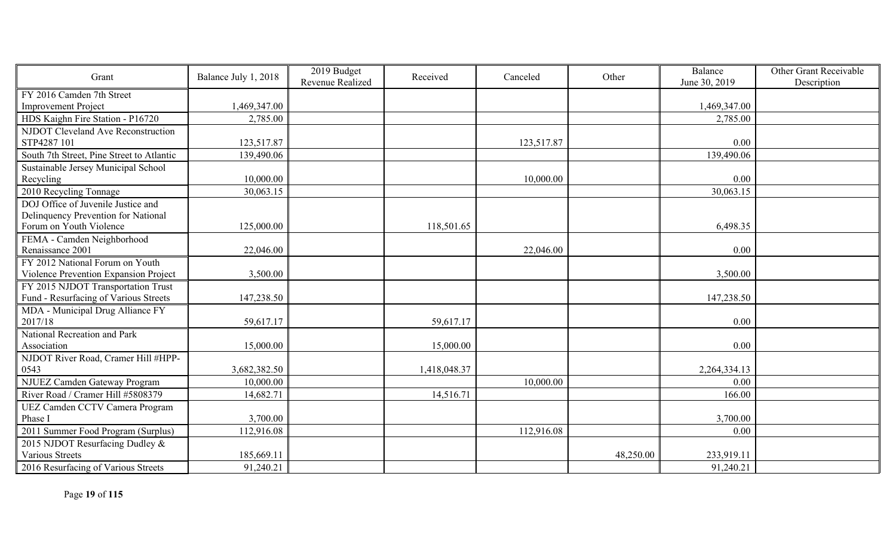| Grant | Balance July 1, 2018 | 2019 Budget Revenue Realized | Received | Canceled | Other | Balance June 30, 2019 | Other Grant Receivable Description |
|---|---|---|---|---|---|---|---|
| FY 2016 Camden 7th Street Improvement Project | 1,469,347.00 | | | | | 1,469,347.00 | |
| HDS Kaighn Fire Station - P16720 | 2,785.00 | | | | | 2,785.00 | |
| NJDOT Cleveland Ave Reconstruction STP4287 101 | 123,517.87 | | | 123,517.87 | | 0.00 | |
| South 7th Street, Pine Street to Atlantic | 139,490.06 | | | | | 139,490.06 | |
| Sustainable Jersey Municipal School Recycling | 10,000.00 | | | 10,000.00 | | 0.00 | |
| 2010 Recycling Tonnage | 30,063.15 | | | | | 30,063.15 | |
| DOJ Office of Juvenile Justice and Delinquency Prevention for National Forum on Youth Violence | 125,000.00 | | 118,501.65 | | | 6,498.35 | |
| FEMA - Camden Neighborhood Renaissance 2001 | 22,046.00 | | | 22,046.00 | | 0.00 | |
| FY 2012 National Forum on Youth Violence Prevention Expansion Project | 3,500.00 | | | | | 3,500.00 | |
| FY 2015 NJDOT Transportation Trust Fund - Resurfacing of Various Streets | 147,238.50 | | | | | 147,238.50 | |
| MDA - Municipal Drug Alliance FY 2017/18 | 59,617.17 | | 59,617.17 | | | 0.00 | |
| National Recreation and Park Association | 15,000.00 | | 15,000.00 | | | 0.00 | |
| NJDOT River Road, Cramer Hill #HPP-0543 | 3,682,382.50 | | 1,418,048.37 | | | 2,264,334.13 | |
| NJUEZ Camden Gateway Program | 10,000.00 | | | 10,000.00 | | 0.00 | |
| River Road / Cramer Hill #5808379 | 14,682.71 | | 14,516.71 | | | 166.00 | |
| UEZ Camden CCTV Camera Program Phase I | 3,700.00 | | | | | 3,700.00 | |
| 2011 Summer Food Program (Surplus) | 112,916.08 | | | 112,916.08 | | 0.00 | |
| 2015 NJDOT Resurfacing Dudley & Various Streets | 185,669.11 | | | | 48,250.00 | 233,919.11 | |
| 2016 Resurfacing of Various Streets | 91,240.21 | | | | | 91,240.21 | |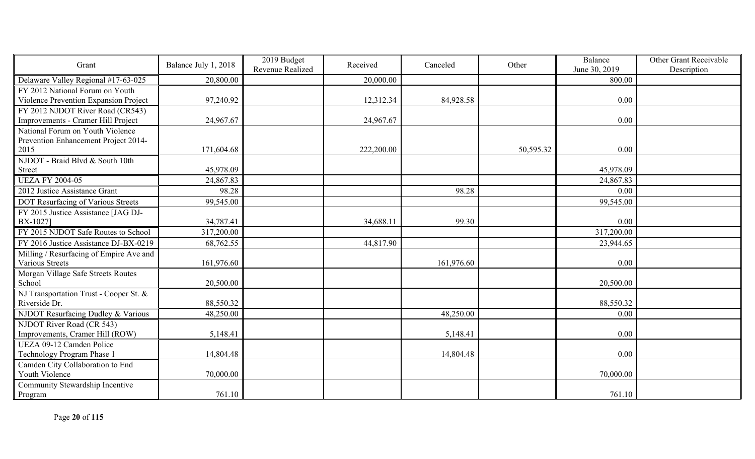| Grant | Balance July 1, 2018 | 2019 Budget Revenue Realized | Received | Canceled | Other | Balance June 30, 2019 | Other Grant Receivable Description |
|---|---|---|---|---|---|---|---|
| Delaware Valley Regional #17-63-025 | 20,800.00 | | 20,000.00 | | | 800.00 | |
| FY 2012 National Forum on Youth Violence Prevention Expansion Project | 97,240.92 | | 12,312.34 | 84,928.58 | | 0.00 | |
| FY 2012 NJDOT River Road (CR543) Improvements - Cramer Hill Project | 24,967.67 | | 24,967.67 | | | 0.00 | |
| National Forum on Youth Violence Prevention Enhancement Project 2014-2015 | 171,604.68 | | 222,200.00 | | 50,595.32 | 0.00 | |
| NJDOT - Braid Blvd & South 10th Street | 45,978.09 | | | | | 45,978.09 | |
| UEZA FY 2004-05 | 24,867.83 | | | | | 24,867.83 | |
| 2012 Justice Assistance Grant | 98.28 | | | 98.28 | | 0.00 | |
| DOT Resurfacing of Various Streets | 99,545.00 | | | | | 99,545.00 | |
| FY 2015 Justice Assistance [JAG DJ-BX-1027] | 34,787.41 | | 34,688.11 | 99.30 | | 0.00 | |
| FY 2015 NJDOT Safe Routes to School | 317,200.00 | | | | | 317,200.00 | |
| FY 2016 Justice Assistance DJ-BX-0219 | 68,762.55 | | 44,817.90 | | | 23,944.65 | |
| Milling / Resurfacing of Empire Ave and Various Streets | 161,976.60 | | | 161,976.60 | | 0.00 | |
| Morgan Village Safe Streets Routes School | 20,500.00 | | | | | 20,500.00 | |
| NJ Transportation Trust - Cooper St. & Riverside Dr. | 88,550.32 | | | | | 88,550.32 | |
| NJDOT Resurfacing Dudley & Various | 48,250.00 | | | 48,250.00 | | 0.00 | |
| NJDOT River Road (CR 543) Improvements, Cramer Hill (ROW) | 5,148.41 | | | 5,148.41 | | 0.00 | |
| UEZA 09-12 Camden Police Technology Program Phase 1 | 14,804.48 | | | 14,804.48 | | 0.00 | |
| Camden City Collaboration to End Youth Violence | 70,000.00 | | | | | 70,000.00 | |
| Community Stewardship Incentive Program | 761.10 | | | | | 761.10 | |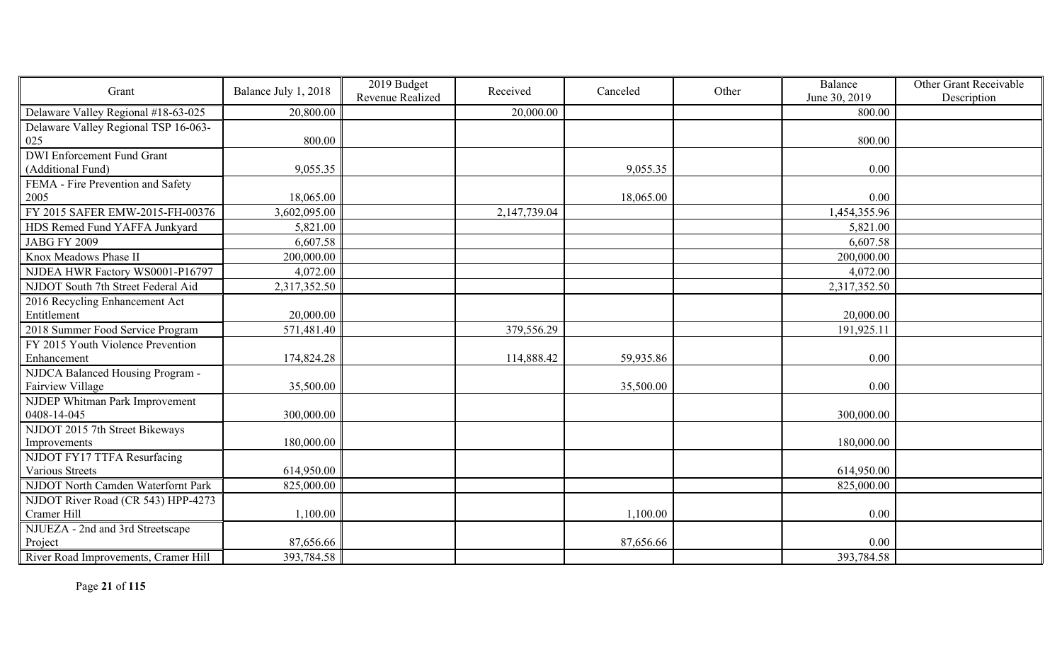| Grant | Balance July 1, 2018 | 2019 Budget Revenue Realized | Received | Canceled | Other | Balance June 30, 2019 | Other Grant Receivable Description |
|---|---|---|---|---|---|---|---|
| Delaware Valley Regional #18-63-025 | 20,800.00 | | 20,000.00 | | | 800.00 | |
| Delaware Valley Regional TSP 16-063-025 | 800.00 | | | | | 800.00 | |
| DWI Enforcement Fund Grant (Additional Fund) | 9,055.35 | | | 9,055.35 | | 0.00 | |
| FEMA - Fire Prevention and Safety 2005 | 18,065.00 | | | 18,065.00 | | 0.00 | |
| FY 2015 SAFER EMW-2015-FH-00376 | 3,602,095.00 | | 2,147,739.04 | | | 1,454,355.96 | |
| HDS Remed Fund YAFFA Junkyard | 5,821.00 | | | | | 5,821.00 | |
| JABG FY 2009 | 6,607.58 | | | | | 6,607.58 | |
| Knox Meadows Phase II | 200,000.00 | | | | | 200,000.00 | |
| NJDEA HWR Factory WS0001-P16797 | 4,072.00 | | | | | 4,072.00 | |
| NJDOT South 7th Street Federal Aid | 2,317,352.50 | | | | | 2,317,352.50 | |
| 2016 Recycling Enhancement Act Entitlement | 20,000.00 | | | | | 20,000.00 | |
| 2018 Summer Food Service Program | 571,481.40 | | 379,556.29 | | | 191,925.11 | |
| FY 2015 Youth Violence Prevention Enhancement | 174,824.28 | | 114,888.42 | 59,935.86 | | 0.00 | |
| NJDCA Balanced Housing Program - Fairview Village | 35,500.00 | | | 35,500.00 | | 0.00 | |
| NJDEP Whitman Park Improvement 0408-14-045 | 300,000.00 | | | | | 300,000.00 | |
| NJDOT 2015 7th Street Bikeways Improvements | 180,000.00 | | | | | 180,000.00 | |
| NJDOT FY17 TTFA Resurfacing Various Streets | 614,950.00 | | | | | 614,950.00 | |
| NJDOT North Camden Waterfornt Park | 825,000.00 | | | | | 825,000.00 | |
| NJDOT River Road (CR 543) HPP-4273 Cramer Hill | 1,100.00 | | | 1,100.00 | | 0.00 | |
| NJUEZA - 2nd and 3rd Streetscape Project | 87,656.66 | | | 87,656.66 | | 0.00 | |
| River Road Improvements, Cramer Hill | 393,784.58 | | | | | 393,784.58 | |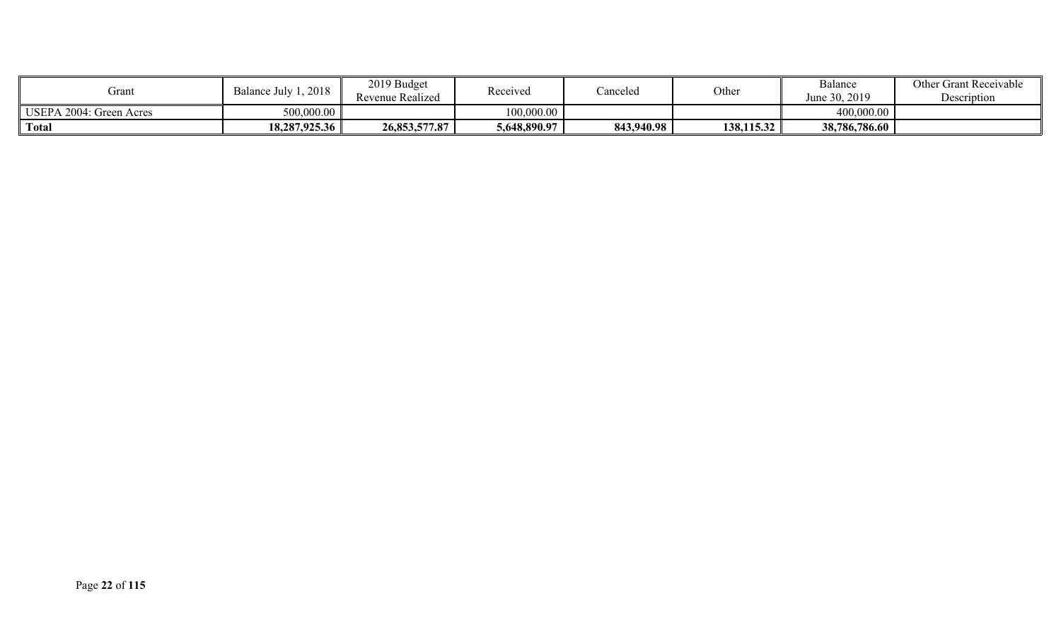| Grant | Balance July 1, 2018 | 2019 Budget Revenue Realized | Received | Canceled | Other | Balance June 30, 2019 | Other Grant Receivable Description |
|---|---|---|---|---|---|---|---|
| USEPA 2004: Green Acres | 500,000.00 | | 100,000.00 | | | 400,000.00 | |
| **Total** | **18,287,925.36** | **26,853,577.87** | **5,648,890.97** | **843,940.98** | **138,115.32** | **38,786,786.60** | |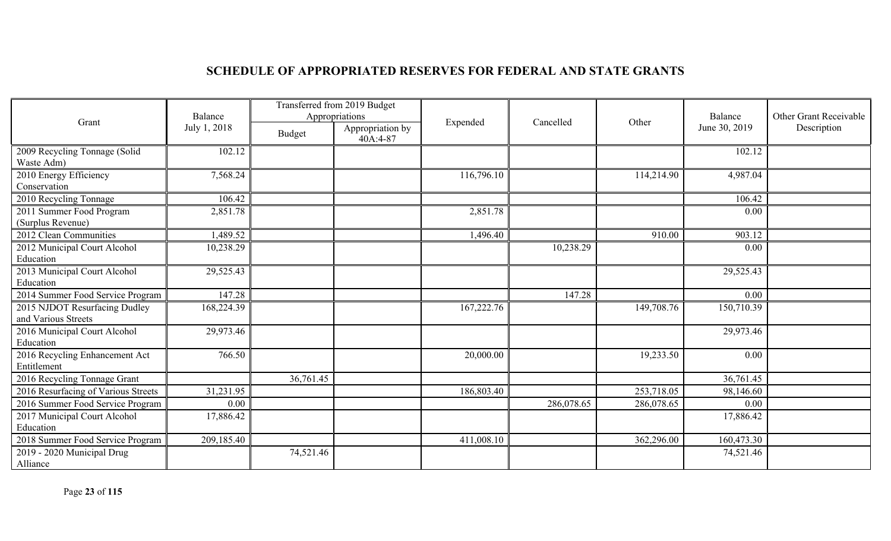## SCHEDULE OF APPROPRIATED RESERVES FOR FEDERAL AND STATE GRANTS

| Grant | Balance July 1, 2018 | Transferred from 2019 Budget Appropriations | | Expended | Cancelled | Other | Balance June 30, 2019 | Other Grant Receivable Description |
|---|---|---|---|---|---|---|---|---|
| | | Budget | Appropriation by 40A:4-87 | | | | | |
| 2009 Recycling Tonnage (Solid Waste Adm) | 102.12 | | | | | | 102.12 | |
| 2010 Energy Efficiency Conservation | 7,568.24 | | | 116,796.10 | | 114,214.90 | 4,987.04 | |
| 2010 Recycling Tonnage | 106.42 | | | | | | 106.42 | |
| 2011 Summer Food Program (Surplus Revenue) | 2,851.78 | | | 2,851.78 | | | 0.00 | |
| 2012 Clean Communities | 1,489.52 | | | 1,496.40 | | 910.00 | 903.12 | |
| 2012 Municipal Court Alcohol Education | 10,238.29 | | | | 10,238.29 | | 0.00 | |
| 2013 Municipal Court Alcohol Education | 29,525.43 | | | | | | 29,525.43 | |
| 2014 Summer Food Service Program | 147.28 | | | | 147.28 | | 0.00 | |
| 2015 NJDOT Resurfacing Dudley and Various Streets | 168,224.39 | | | 167,222.76 | | 149,708.76 | 150,710.39 | |
| 2016 Municipal Court Alcohol Education | 29,973.46 | | | | | | 29,973.46 | |
| 2016 Recycling Enhancement Act Entitlement | 766.50 | | | 20,000.00 | | 19,233.50 | 0.00 | |
| 2016 Recycling Tonnage Grant | | 36,761.45 | | | | | 36,761.45 | |
| 2016 Resurfacing of Various Streets | 31,231.95 | | | 186,803.40 | | 253,718.05 | 98,146.60 | |
| 2016 Summer Food Service Program | 0.00 | | | | 286,078.65 | 286,078.65 | 0.00 | |
| 2017 Municipal Court Alcohol Education | 17,886.42 | | | | | | 17,886.42 | |
| 2018 Summer Food Service Program | 209,185.40 | | | 411,008.10 | | 362,296.00 | 160,473.30 | |
| 2019 - 2020 Municipal Drug Alliance | | 74,521.46 | | | | | 74,521.46 | |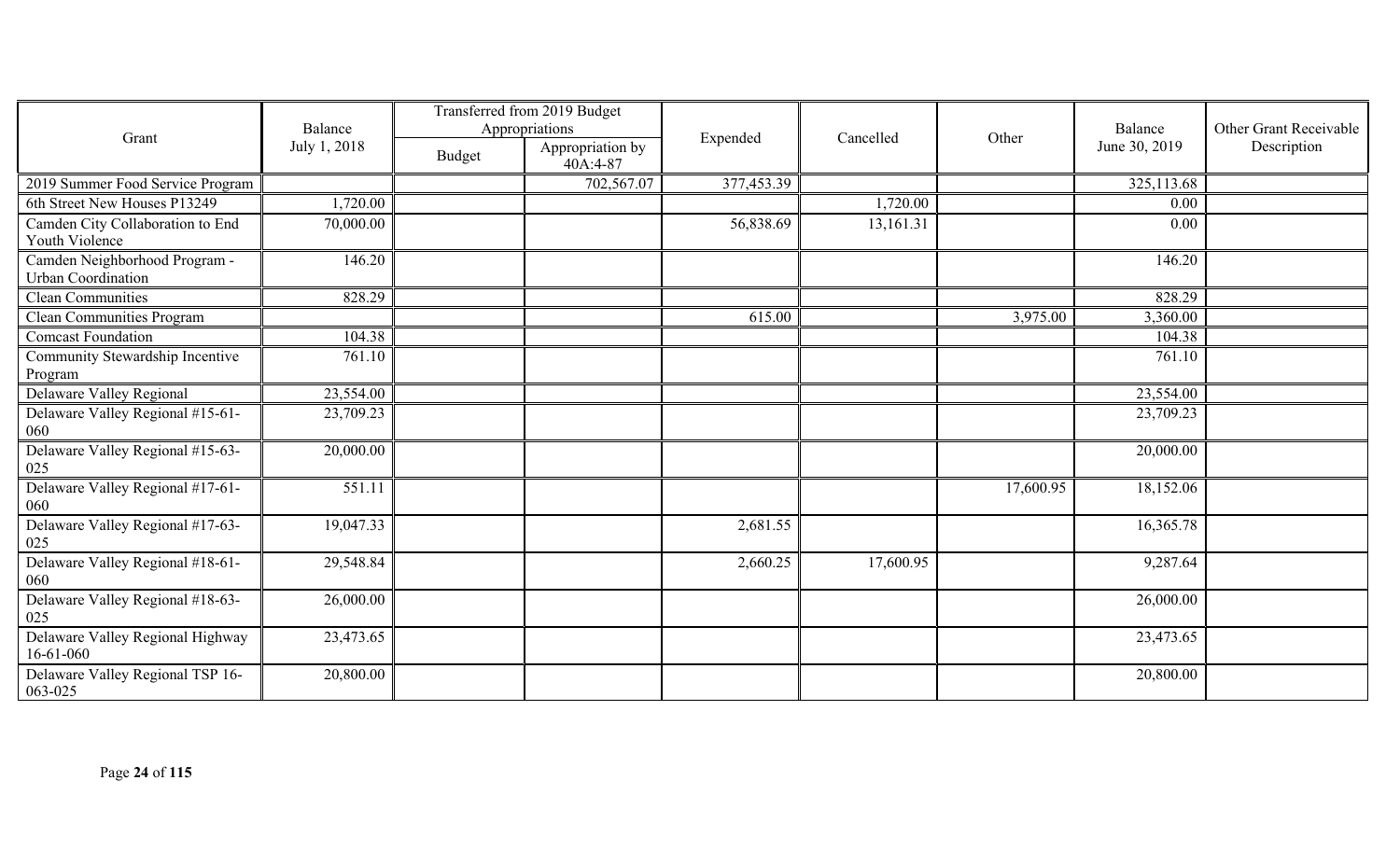| Grant | Balance July 1, 2018 | Transferred from 2019 Budget Appropriations | | Expended | Cancelled | Other | Balance June 30, 2019 | Other Grant Receivable Description |
|---|---|---|---|---|---|---|---|---|
| | | Budget | Appropriation by 40A:4-87 | | | | | |
| 2019 Summer Food Service Program | | | 702,567.07 | 377,453.39 | | | 325,113.68 | |
| 6th Street New Houses P13249 | 1,720.00 | | | | 1,720.00 | | 0.00 | |
| Camden City Collaboration to End Youth Violence | 70,000.00 | | | 56,838.69 | 13,161.31 | | 0.00 | |
| Camden Neighborhood Program - Urban Coordination | 146.20 | | | | | | 146.20 | |
| Clean Communities | 828.29 | | | | | | 828.29 | |
| Clean Communities Program | | | | 615.00 | | 3,975.00 | 3,360.00 | |
| Comcast Foundation | 104.38 | | | | | | 104.38 | |
| Community Stewardship Incentive Program | 761.10 | | | | | | 761.10 | |
| Delaware Valley Regional | 23,554.00 | | | | | | 23,554.00 | |
| Delaware Valley Regional #15-61-060 | 23,709.23 | | | | | | 23,709.23 | |
| Delaware Valley Regional #15-63-025 | 20,000.00 | | | | | | 20,000.00 | |
| Delaware Valley Regional #17-61-060 | 551.11 | | | | | 17,600.95 | 18,152.06 | |
| Delaware Valley Regional #17-63-025 | 19,047.33 | | | 2,681.55 | | | 16,365.78 | |
| Delaware Valley Regional #18-61-060 | 29,548.84 | | | 2,660.25 | 17,600.95 | | 9,287.64 | |
| Delaware Valley Regional #18-63-025 | 26,000.00 | | | | | | 26,000.00 | |
| Delaware Valley Regional Highway 16-61-060 | 23,473.65 | | | | | | 23,473.65 | |
| Delaware Valley Regional TSP 16-063-025 | 20,800.00 | | | | | | 20,800.00 | |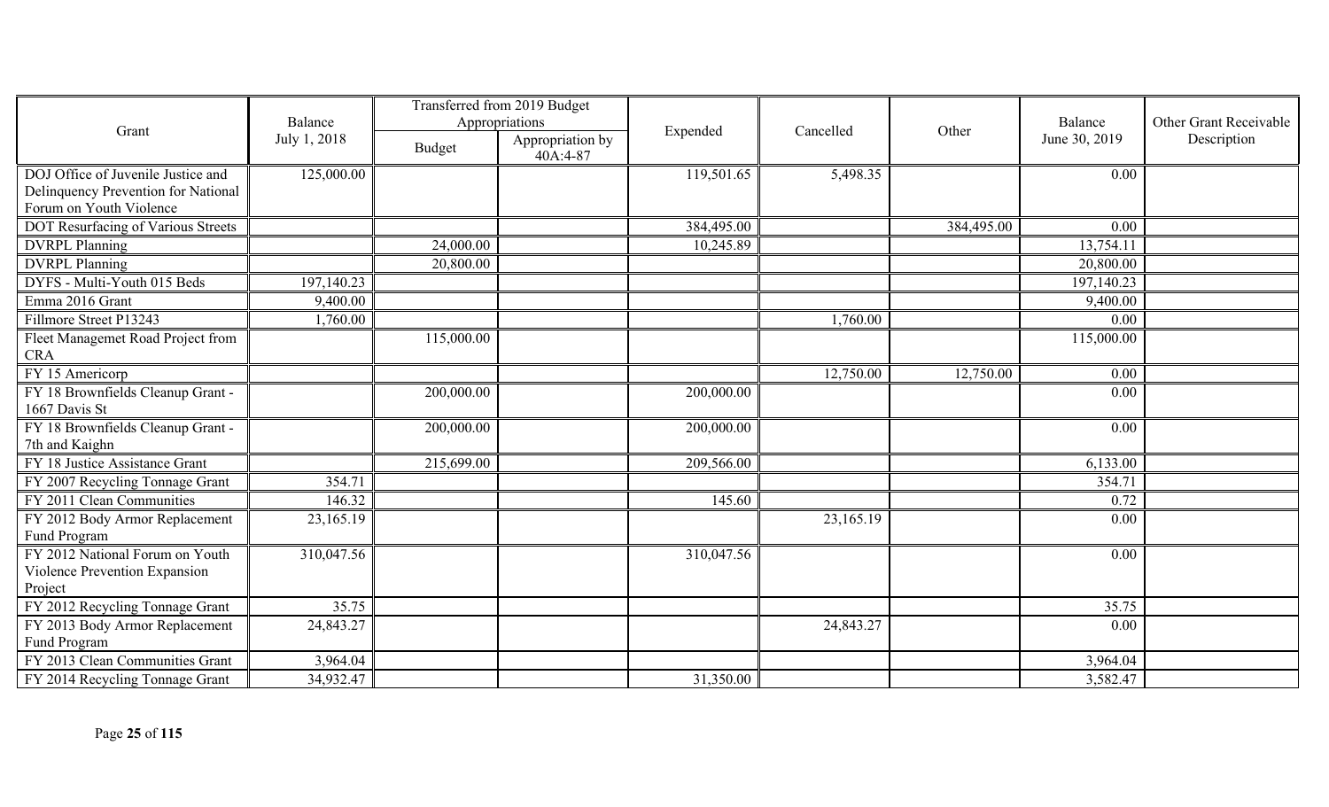| Grant | Balance July 1, 2018 | Transferred from 2019 Budget Appropriations | | Expended | Cancelled | Other | Balance June 30, 2019 | Other Grant Receivable Description |
|---|---|---|---|---|---|---|---|---|
| | | Budget | Appropriation by 40A:4-87 | | | | | |
| DOJ Office of Juvenile Justice and Delinquency Prevention for National Forum on Youth Violence | 125,000.00 | | | 119,501.65 | 5,498.35 | | 0.00 | |
| DOT Resurfacing of Various Streets | | | | 384,495.00 | | 384,495.00 | 0.00 | |
| DVRPL Planning | | 24,000.00 | | 10,245.89 | | | 13,754.11 | |
| DVRPL Planning | | 20,800.00 | | | | | 20,800.00 | |
| DYFS - Multi-Youth 015 Beds | 197,140.23 | | | | | | 197,140.23 | |
| Emma 2016 Grant | 9,400.00 | | | | | | 9,400.00 | |
| Fillmore Street P13243 | 1,760.00 | | | | 1,760.00 | | 0.00 | |
| Fleet Managemet Road Project from CRA | | 115,000.00 | | | | | 115,000.00 | |
| FY 15 Americorp | | | | | 12,750.00 | 12,750.00 | 0.00 | |
| FY 18 Brownfields Cleanup Grant - 1667 Davis St | | 200,000.00 | | 200,000.00 | | | 0.00 | |
| FY 18 Brownfields Cleanup Grant - 7th and Kaighn | | 200,000.00 | | 200,000.00 | | | 0.00 | |
| FY 18 Justice Assistance Grant | | 215,699.00 | | 209,566.00 | | | 6,133.00 | |
| FY 2007 Recycling Tonnage Grant | 354.71 | | | | | | 354.71 | |
| FY 2011 Clean Communities | 146.32 | | | 145.60 | | | 0.72 | |
| FY 2012 Body Armor Replacement Fund Program | 23,165.19 | | | | 23,165.19 | | 0.00 | |
| FY 2012 National Forum on Youth Violence Prevention Expansion Project | 310,047.56 | | | 310,047.56 | | | 0.00 | |
| FY 2012 Recycling Tonnage Grant | 35.75 | | | | | | 35.75 | |
| FY 2013 Body Armor Replacement Fund Program | 24,843.27 | | | | 24,843.27 | | 0.00 | |
| FY 2013 Clean Communities Grant | 3,964.04 | | | | | | 3,964.04 | |
| FY 2014 Recycling Tonnage Grant | 34,932.47 | | | 31,350.00 | | | 3,582.47 | |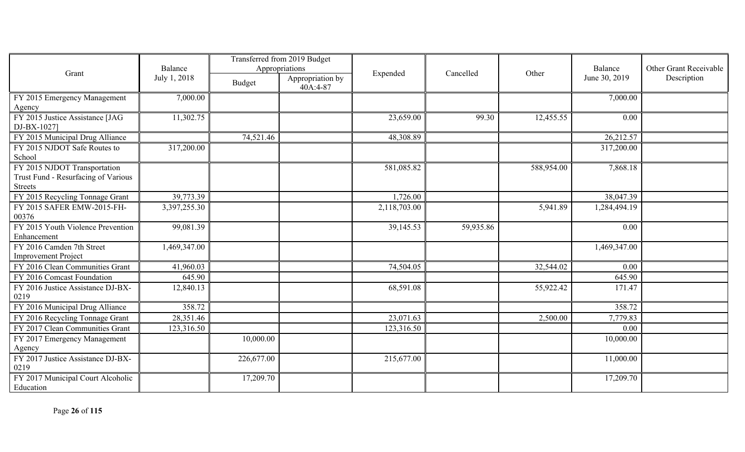| Grant | Balance July 1, 2018 | Transferred from 2019 Budget Appropriations | | Expended | Cancelled | Other | Balance June 30, 2019 | Other Grant Receivable Description |
|---|---|---|---|---|---|---|---|---|
| | | Budget | Appropriation by 40A:4-87 | | | | | |
| FY 2015 Emergency Management Agency | 7,000.00 | | | | | | 7,000.00 | |
| FY 2015 Justice Assistance [JAG DJ-BX-1027] | 11,302.75 | | | 23,659.00 | 99.30 | 12,455.55 | 0.00 | |
| FY 2015 Municipal Drug Alliance | | 74,521.46 | | 48,308.89 | | | 26,212.57 | |
| FY 2015 NJDOT Safe Routes to School | 317,200.00 | | | | | | 317,200.00 | |
| FY 2015 NJDOT Transportation Trust Fund - Resurfacing of Various Streets | | | | 581,085.82 | | 588,954.00 | 7,868.18 | |
| FY 2015 Recycling Tonnage Grant | 39,773.39 | | | 1,726.00 | | | 38,047.39 | |
| FY 2015 SAFER EMW-2015-FH-00376 | 3,397,255.30 | | | 2,118,703.00 | | 5,941.89 | 1,284,494.19 | |
| FY 2015 Youth Violence Prevention Enhancement | 99,081.39 | | | 39,145.53 | 59,935.86 | | 0.00 | |
| FY 2016 Camden 7th Street Improvement Project | 1,469,347.00 | | | | | | 1,469,347.00 | |
| FY 2016 Clean Communities Grant | 41,960.03 | | | 74,504.05 | | 32,544.02 | 0.00 | |
| FY 2016 Comcast Foundation | 645.90 | | | | | | 645.90 | |
| FY 2016 Justice Assistance DJ-BX-0219 | 12,840.13 | | | 68,591.08 | | 55,922.42 | 171.47 | |
| FY 2016 Municipal Drug Alliance | 358.72 | | | | | | 358.72 | |
| FY 2016 Recycling Tonnage Grant | 28,351.46 | | | 23,071.63 | | 2,500.00 | 7,779.83 | |
| FY 2017 Clean Communities Grant | 123,316.50 | | | 123,316.50 | | | 0.00 | |
| FY 2017 Emergency Management Agency | | 10,000.00 | | | | | 10,000.00 | |
| FY 2017 Justice Assistance DJ-BX-0219 | | 226,677.00 | | 215,677.00 | | | 11,000.00 | |
| FY 2017 Municipal Court Alcoholic Education | | 17,209.70 | | | | | 17,209.70 | |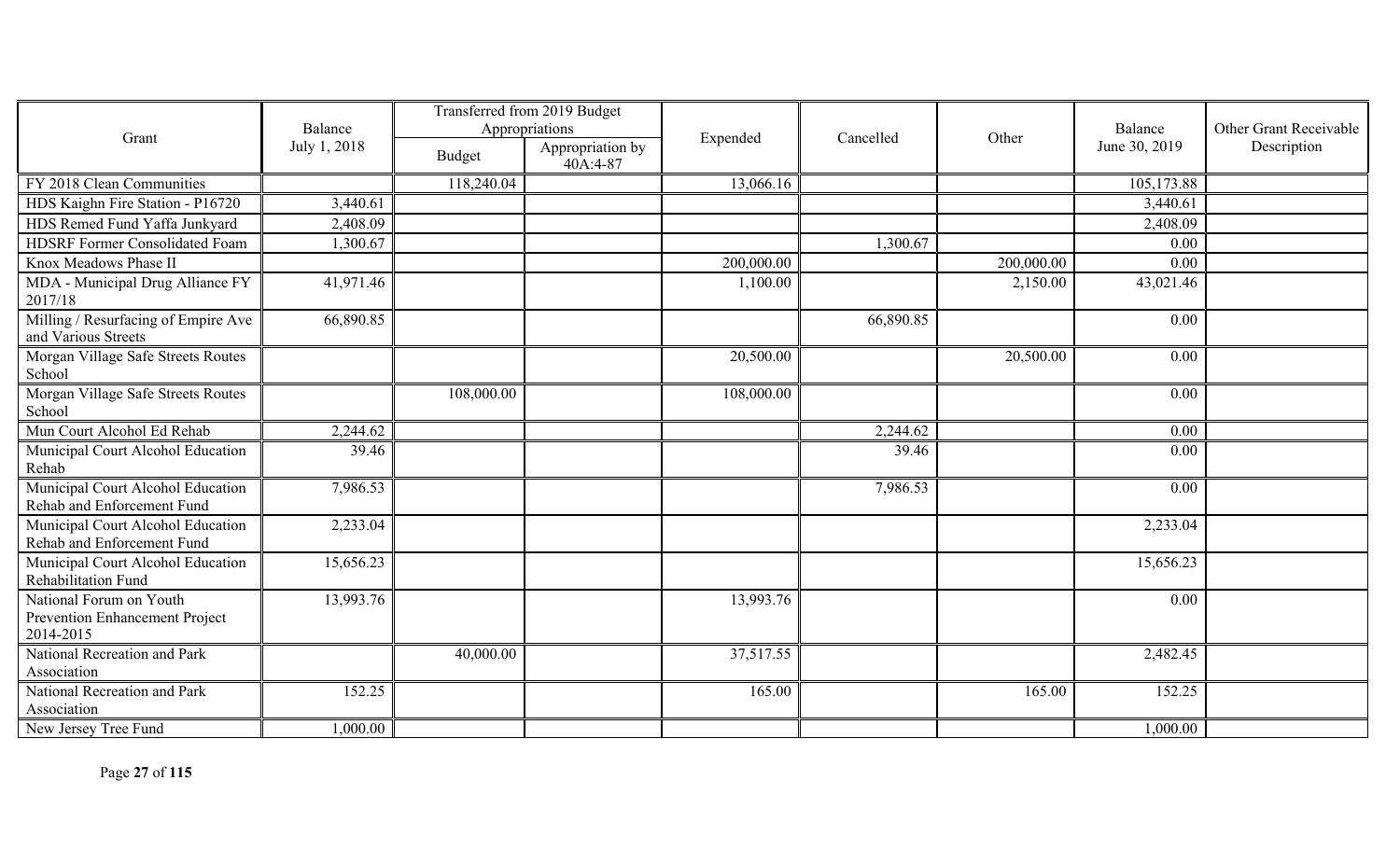| Grant | Balance July 1, 2018 | Transferred from 2019 Budget Appropriations | | Expended | Cancelled | Other | Balance June 30, 2019 | Other Grant Receivable Description |
|---|---|---|---|---|---|---|---|---|
| | | Budget | Appropriation by 40A:4-87 | | | | | |
| FY 2018 Clean Communities | | 118,240.04 | | 13,066.16 | | | 105,173.88 | |
| HDS Kaighn Fire Station - P16720 | 3,440.61 | | | | | | 3,440.61 | |
| HDS Remed Fund Yaffa Junkyard | 2,408.09 | | | | | | 2,408.09 | |
| HDSRF Former Consolidated Foam | 1,300.67 | | | | 1,300.67 | | 0.00 | |
| Knox Meadows Phase II | | | | 200,000.00 | | 200,000.00 | 0.00 | |
| MDA - Municipal Drug Alliance FY 2017/18 | 41,971.46 | | | 1,100.00 | | 2,150.00 | 43,021.46 | |
| Milling / Resurfacing of Empire Ave and Various Streets | 66,890.85 | | | | 66,890.85 | | 0.00 | |
| Morgan Village Safe Streets Routes School | | | | 20,500.00 | | 20,500.00 | 0.00 | |
| Morgan Village Safe Streets Routes School | | 108,000.00 | | 108,000.00 | | | 0.00 | |
| Mun Court Alcohol Ed Rehab | 2,244.62 | | | | 2,244.62 | | 0.00 | |
| Municipal Court Alcohol Education Rehab | 39.46 | | | | 39.46 | | 0.00 | |
| Municipal Court Alcohol Education Rehab and Enforcement Fund | 7,986.53 | | | | 7,986.53 | | 0.00 | |
| Municipal Court Alcohol Education Rehab and Enforcement Fund | 2,233.04 | | | | | | 2,233.04 | |
| Municipal Court Alcohol Education Rehabilitation Fund | 15,656.23 | | | | | | 15,656.23 | |
| National Forum on Youth Prevention Enhancement Project 2014-2015 | 13,993.76 | | | 13,993.76 | | | 0.00 | |
| National Recreation and Park Association | | 40,000.00 | | 37,517.55 | | | 2,482.45 | |
| National Recreation and Park Association | 152.25 | | | 165.00 | | 165.00 | 152.25 | |
| New Jersey Tree Fund | 1,000.00 | | | | | | 1,000.00 | |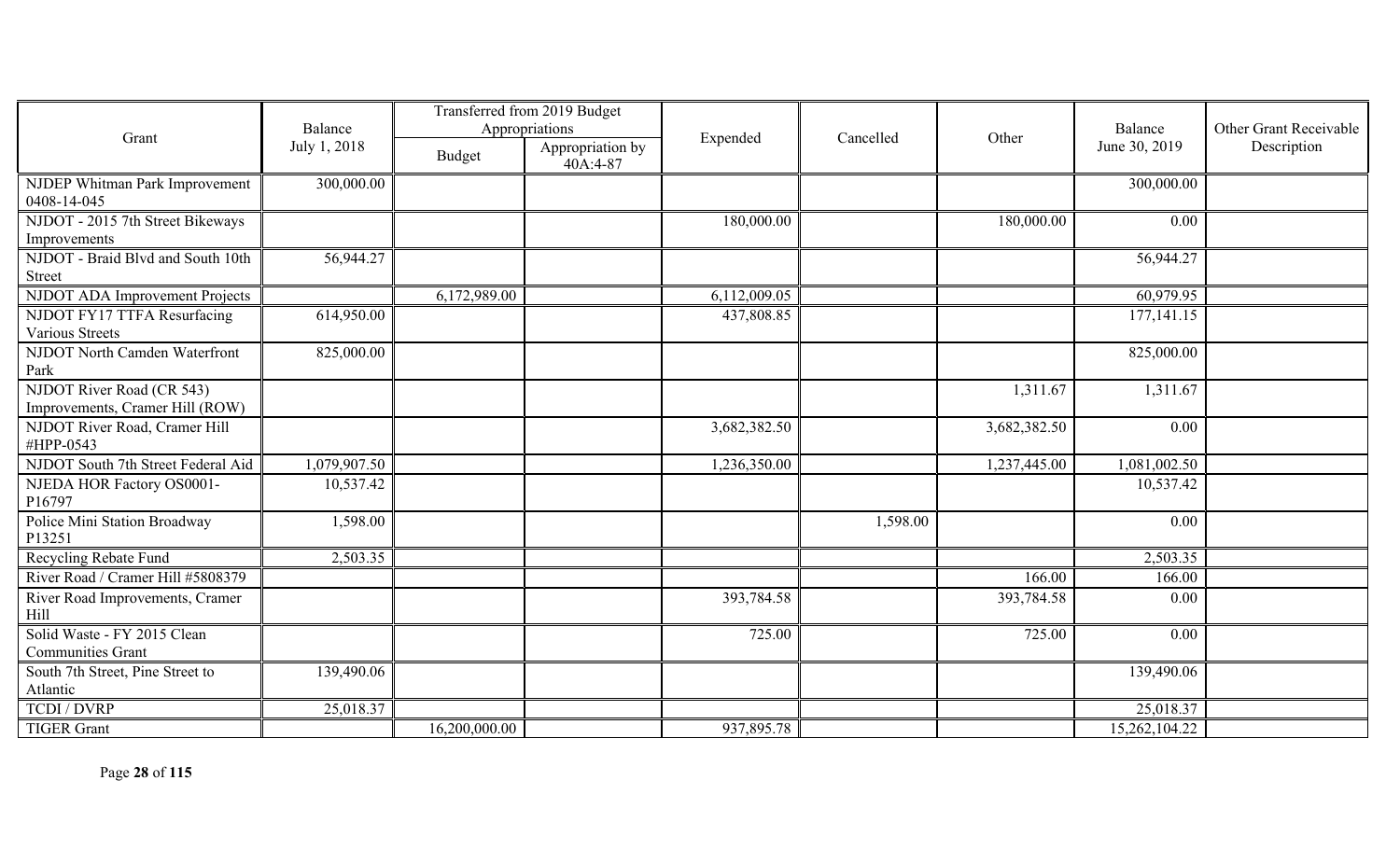| Grant | Balance July 1, 2018 | Transferred from 2019 Budget Appropriations | | Expended | Cancelled | Other | Balance June 30, 2019 | Other Grant Receivable Description |
|---|---|---|---|---|---|---|---|---|
| | | Budget | Appropriation by 40A:4-87 | | | | | |
| NJDEP Whitman Park Improvement 0408-14-045 | 300,000.00 | | | | | | 300,000.00 | |
| NJDOT - 2015 7th Street Bikeways Improvements | | | | 180,000.00 | | 180,000.00 | 0.00 | |
| NJDOT - Braid Blvd and South 10th Street | 56,944.27 | | | | | | 56,944.27 | |
| NJDOT ADA Improvement Projects | | 6,172,989.00 | | 6,112,009.05 | | | 60,979.95 | |
| NJDOT FY17 TTFA Resurfacing Various Streets | 614,950.00 | | | 437,808.85 | | | 177,141.15 | |
| NJDOT North Camden Waterfront Park | 825,000.00 | | | | | | 825,000.00 | |
| NJDOT River Road (CR 543) Improvements, Cramer Hill (ROW) | | | | | | 1,311.67 | 1,311.67 | |
| NJDOT River Road, Cramer Hill #HPP-0543 | | | | 3,682,382.50 | | 3,682,382.50 | 0.00 | |
| NJDOT South 7th Street Federal Aid | 1,079,907.50 | | | 1,236,350.00 | | 1,237,445.00 | 1,081,002.50 | |
| NJEDA HOR Factory OS0001-P16797 | 10,537.42 | | | | | | 10,537.42 | |
| Police Mini Station Broadway P13251 | 1,598.00 | | | | 1,598.00 | | 0.00 | |
| Recycling Rebate Fund | 2,503.35 | | | | | | 2,503.35 | |
| River Road / Cramer Hill #5808379 | | | | | | 166.00 | 166.00 | |
| River Road Improvements, Cramer Hill | | | | 393,784.58 | | 393,784.58 | 0.00 | |
| Solid Waste - FY 2015 Clean Communities Grant | | | | 725.00 | | 725.00 | 0.00 | |
| South 7th Street, Pine Street to Atlantic | 139,490.06 | | | | | | 139,490.06 | |
| TCDI / DVRP | 25,018.37 | | | | | | 25,018.37 | |
| TIGER Grant | | 16,200,000.00 | | 937,895.78 | | | 15,262,104.22 | |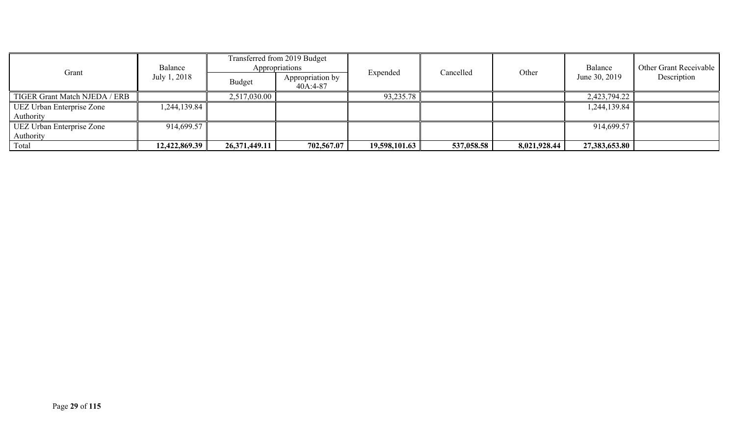| Grant | Balance July 1, 2018 | Transferred from 2019 Budget Appropriations | | Expended | Cancelled | Other | Balance June 30, 2019 | Other Grant Receivable Description |
|---|---|---|---|---|---|---|---|---|
| | | Budget | Appropriation by 40A:4-87 | | | | | |
| TIGER Grant Match NJEDA / ERB | | 2,517,030.00 | | 93,235.78 | | | 2,423,794.22 | |
| UEZ Urban Enterprise Zone Authority | 1,244,139.84 | | | | | | 1,244,139.84 | |
| UEZ Urban Enterprise Zone Authority | 914,699.57 | | | | | | 914,699.57 | |
| Total | **12,422,869.39** | **26,371,449.11** | **702,567.07** | **19,598,101.63** | **537,058.58** | **8,021,928.44** | **27,383,653.80** | |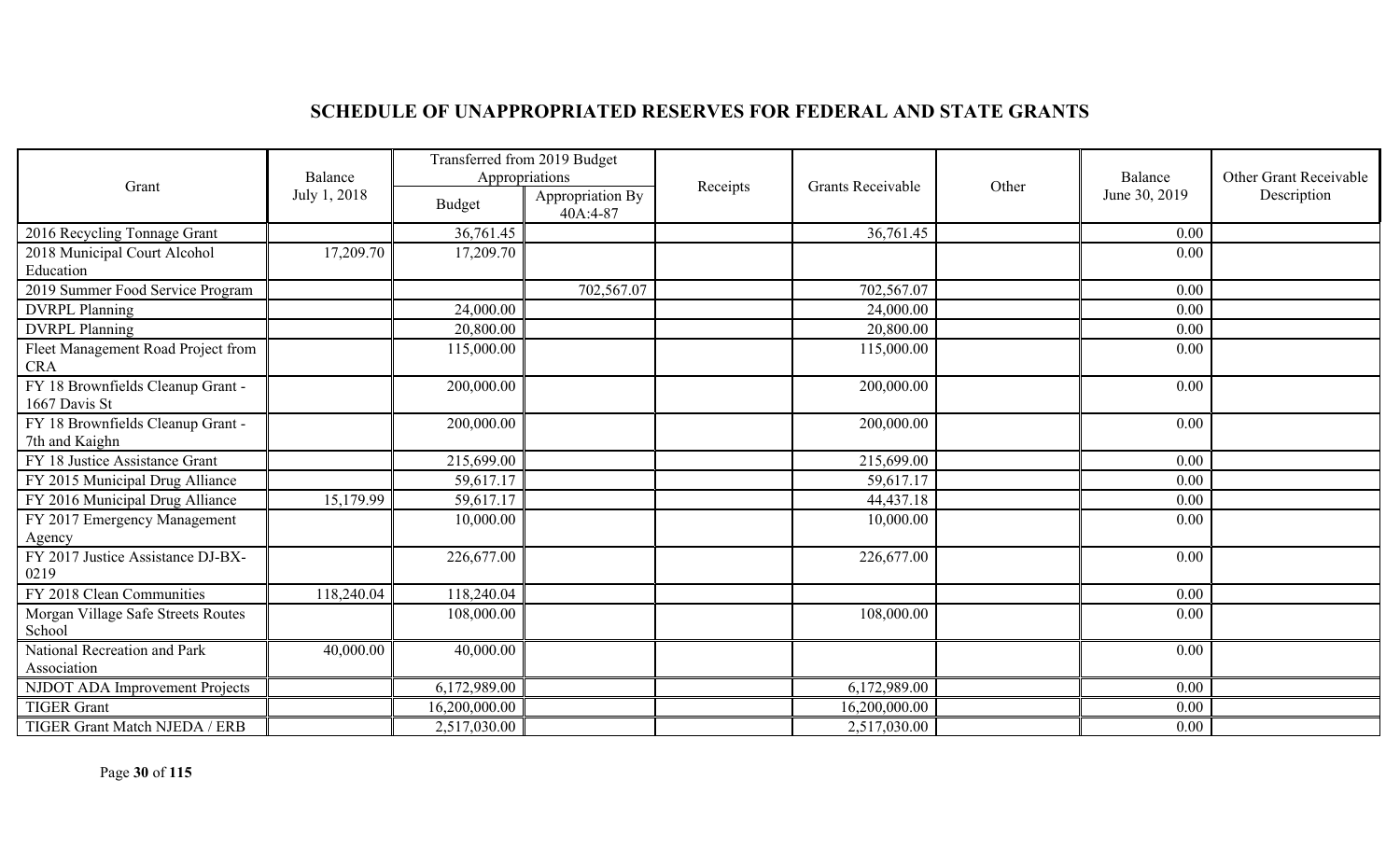## SCHEDULE OF UNAPPROPRIATED RESERVES FOR FEDERAL AND STATE GRANTS

| Grant | Balance July 1, 2018 | Transferred from 2019 Budget Appropriations | | Receipts | Grants Receivable | Other | Balance June 30, 2019 | Other Grant Receivable Description |
|---|---|---|---|---|---|---|---|---|
| | | Budget | Appropriation By 40A:4-87 | | | | | |
| 2016 Recycling Tonnage Grant | | 36,761.45 | | | 36,761.45 | | 0.00 | |
| 2018 Municipal Court Alcohol Education | 17,209.70 | 17,209.70 | | | | | 0.00 | |
| 2019 Summer Food Service Program | | | 702,567.07 | | 702,567.07 | | 0.00 | |
| DVRPL Planning | | 24,000.00 | | | 24,000.00 | | 0.00 | |
| DVRPL Planning | | 20,800.00 | | | 20,800.00 | | 0.00 | |
| Fleet Management Road Project from CRA | | 115,000.00 | | | 115,000.00 | | 0.00 | |
| FY 18 Brownfields Cleanup Grant - 1667 Davis St | | 200,000.00 | | | 200,000.00 | | 0.00 | |
| FY 18 Brownfields Cleanup Grant - 7th and Kaighn | | 200,000.00 | | | 200,000.00 | | 0.00 | |
| FY 18 Justice Assistance Grant | | 215,699.00 | | | 215,699.00 | | 0.00 | |
| FY 2015 Municipal Drug Alliance | | 59,617.17 | | | 59,617.17 | | 0.00 | |
| FY 2016 Municipal Drug Alliance | 15,179.99 | 59,617.17 | | | 44,437.18 | | 0.00 | |
| FY 2017 Emergency Management Agency | | 10,000.00 | | | 10,000.00 | | 0.00 | |
| FY 2017 Justice Assistance DJ-BX-0219 | | 226,677.00 | | | 226,677.00 | | 0.00 | |
| FY 2018 Clean Communities | 118,240.04 | 118,240.04 | | | | | 0.00 | |
| Morgan Village Safe Streets Routes School | | 108,000.00 | | | 108,000.00 | | 0.00 | |
| National Recreation and Park Association | 40,000.00 | 40,000.00 | | | | | 0.00 | |
| NJDOT ADA Improvement Projects | | 6,172,989.00 | | | 6,172,989.00 | | 0.00 | |
| TIGER Grant | | 16,200,000.00 | | | 16,200,000.00 | | 0.00 | |
| TIGER Grant Match NJEDA / ERB | | 2,517,030.00 | | | 2,517,030.00 | | 0.00 | |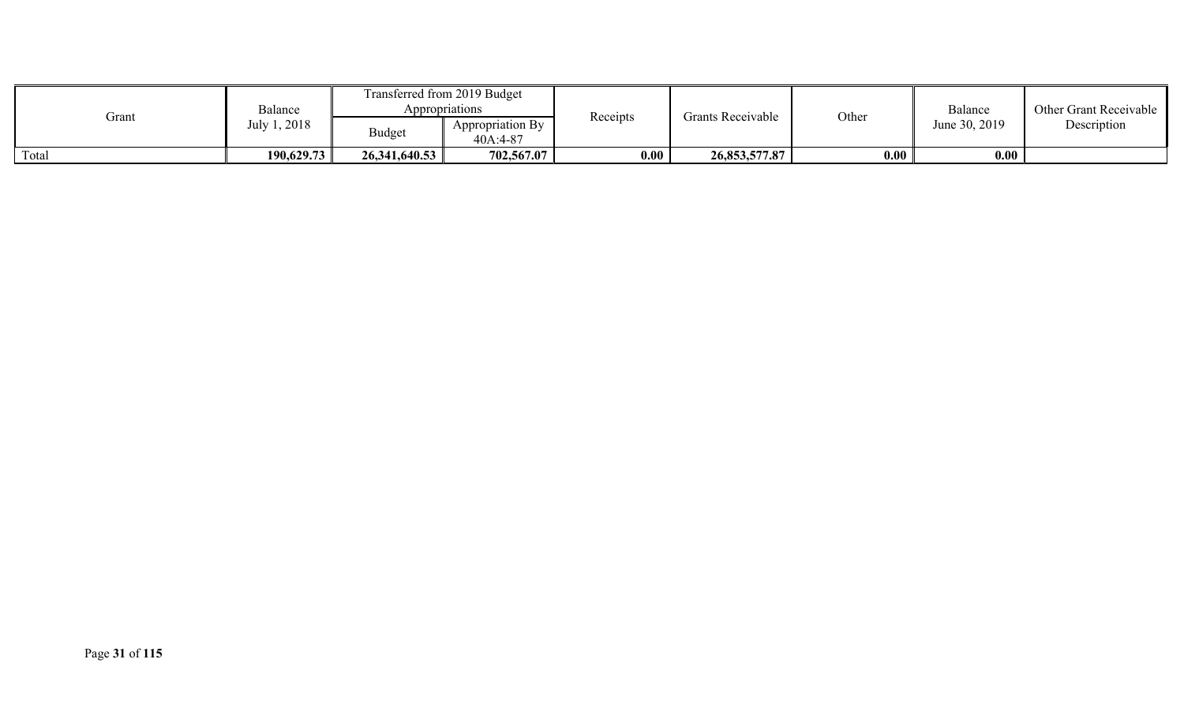| Grant | Balance July 1, 2018 | Transferred from 2019 Budget Appropriations | | Receipts | Grants Receivable | Other | Balance June 30, 2019 | Other Grant Receivable Description |
|---|---|---|---|---|---|---|---|---|
| | | Budget | Appropriation By 40A:4-87 | | | | | |
| Total | **190,629.73** | **26,341,640.53** | **702,567.07** | **0.00** | **26,853,577.87** | **0.00** | **0.00** | |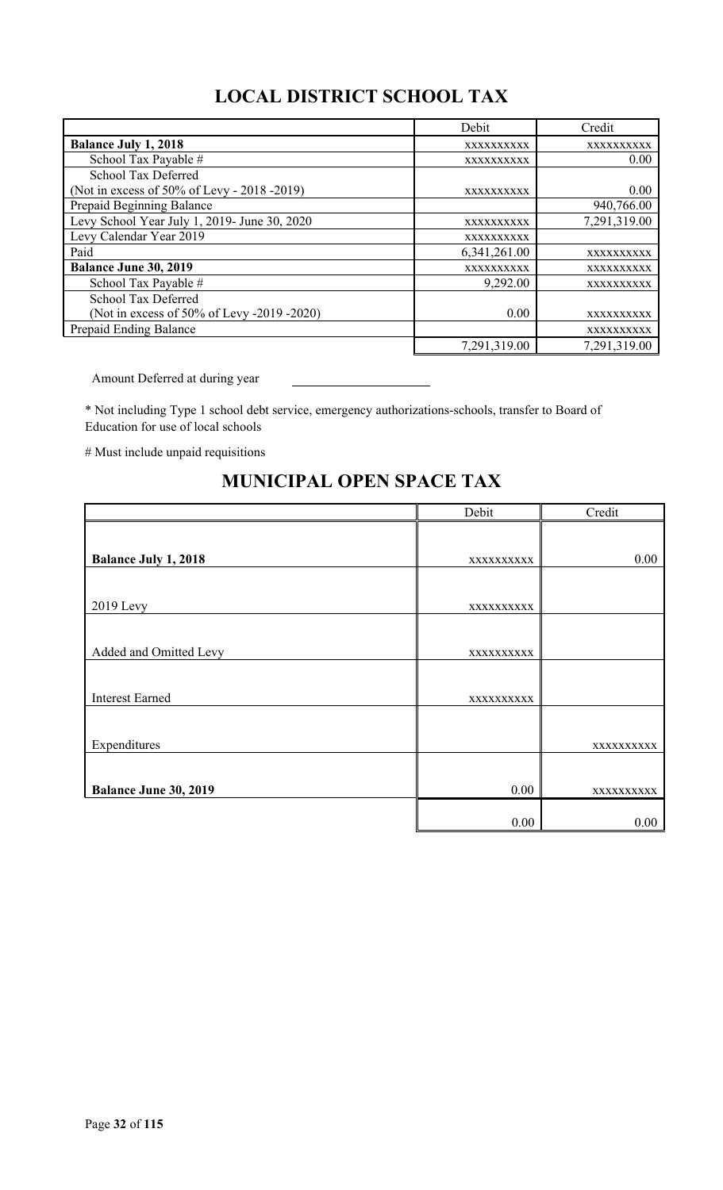## LOCAL DISTRICT SCHOOL TAX

| | Debit | Credit |
|---|---|---|
| **Balance July 1, 2018** | XXXXXXXXXX | XXXXXXXXXX |
| School Tax Payable # | XXXXXXXXXX | 0.00 |
| School Tax Deferred (Not in excess of 50% of Levy - 2018 -2019) | XXXXXXXXXX | 0.00 |
| Prepaid Beginning Balance | | 940,766.00 |
| Levy School Year July 1, 2019- June 30, 2020 | XXXXXXXXXX | 7,291,319.00 |
| Levy Calendar Year 2019 | XXXXXXXXXX | |
| Paid | 6,341,261.00 | XXXXXXXXXX |
| **Balance June 30, 2019** | XXXXXXXXXX | XXXXXXXXXX |
| School Tax Payable # | 9,292.00 | XXXXXXXXXX |
| School Tax Deferred (Not in excess of 50% of Levy -2019 -2020) | 0.00 | XXXXXXXXXX |
| Prepaid Ending Balance | | XXXXXXXXXX |
| | 7,291,319.00 | 7,291,319.00 |

Amount Deferred at during year \_\_\_\_\_\_\_\_\_\_\_\_\_\_\_\_\_\_\_\_

* Not including Type 1 school debt service, emergency authorizations-schools, transfer to Board of Education for use of local schools

# Must include unpaid requisitions

## MUNICIPAL OPEN SPACE TAX

| | Debit | Credit |
|---|---|---|
| **Balance July 1, 2018** | XXXXXXXXXX | 0.00 |
| 2019 Levy | XXXXXXXXXX | |
| Added and Omitted Levy | XXXXXXXXXX | |
| Interest Earned | XXXXXXXXXX | |
| Expenditures | | XXXXXXXXXX |
| **Balance June 30, 2019** | 0.00 | XXXXXXXXXX |
| | 0.00 | 0.00 |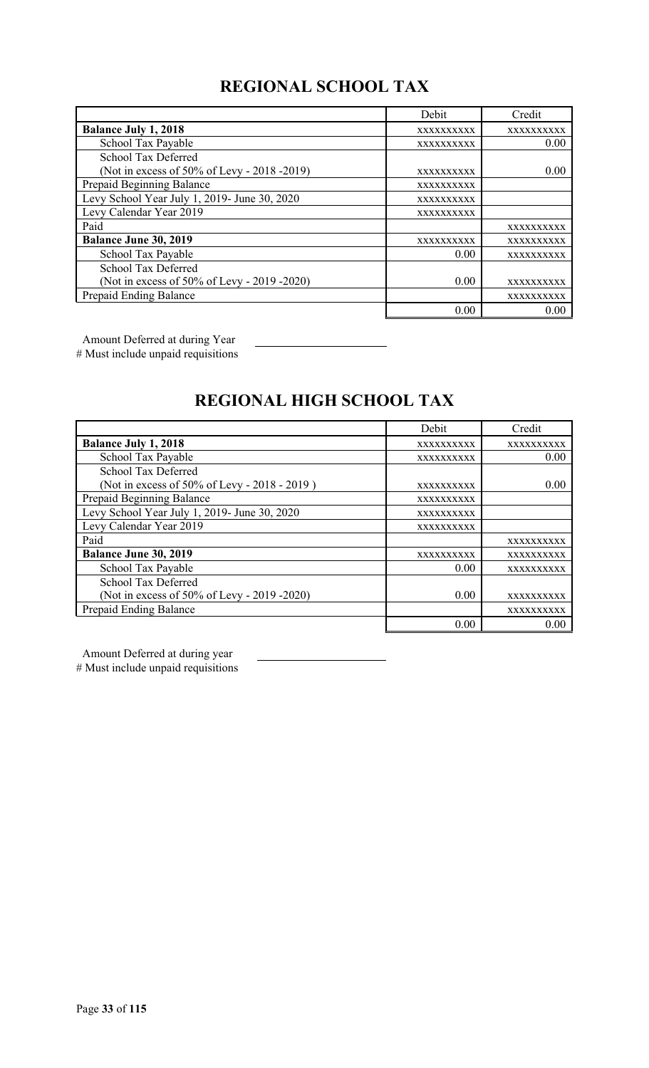## REGIONAL SCHOOL TAX

| | Debit | Credit |
|---|---|---|
| **Balance July 1, 2018** | xxxxxxxxxx | xxxxxxxxxx |
| School Tax Payable | xxxxxxxxxx | 0.00 |
| School Tax Deferred (Not in excess of 50% of Levy - 2018 -2019) | xxxxxxxxxx | 0.00 |
| Prepaid Beginning Balance | xxxxxxxxxx | |
| Levy School Year July 1, 2019- June 30, 2020 | xxxxxxxxxx | |
| Levy Calendar Year 2019 | xxxxxxxxxx | |
| Paid | | xxxxxxxxxx |
| **Balance June 30, 2019** | xxxxxxxxxx | xxxxxxxxxx |
| School Tax Payable | 0.00 | xxxxxxxxxx |
| School Tax Deferred (Not in excess of 50% of Levy - 2019 -2020) | 0.00 | xxxxxxxxxx |
| Prepaid Ending Balance | | xxxxxxxxxx |
| | 0.00 | 0.00 |

Amount Deferred at during Year \_\_\_\_\_\_\_\_\_\_\_\_\_\_\_\_\_\_\_\_

# Must include unpaid requisitions

## REGIONAL HIGH SCHOOL TAX

| | Debit | Credit |
|---|---|---|
| **Balance July 1, 2018** | xxxxxxxxxx | xxxxxxxxxx |
| School Tax Payable | xxxxxxxxxx | 0.00 |
| School Tax Deferred (Not in excess of 50% of Levy - 2018 - 2019 ) | xxxxxxxxxx | 0.00 |
| Prepaid Beginning Balance | xxxxxxxxxx | |
| Levy School Year July 1, 2019- June 30, 2020 | xxxxxxxxxx | |
| Levy Calendar Year 2019 | xxxxxxxxxx | |
| Paid | | xxxxxxxxxx |
| **Balance June 30, 2019** | xxxxxxxxxx | xxxxxxxxxx |
| School Tax Payable | 0.00 | xxxxxxxxxx |
| School Tax Deferred (Not in excess of 50% of Levy - 2019 -2020) | 0.00 | xxxxxxxxxx |
| Prepaid Ending Balance | | xxxxxxxxxx |
| | 0.00 | 0.00 |

Amount Deferred at during year \_\_\_\_\_\_\_\_\_\_\_\_\_\_\_\_\_\_\_\_

# Must include unpaid requisitions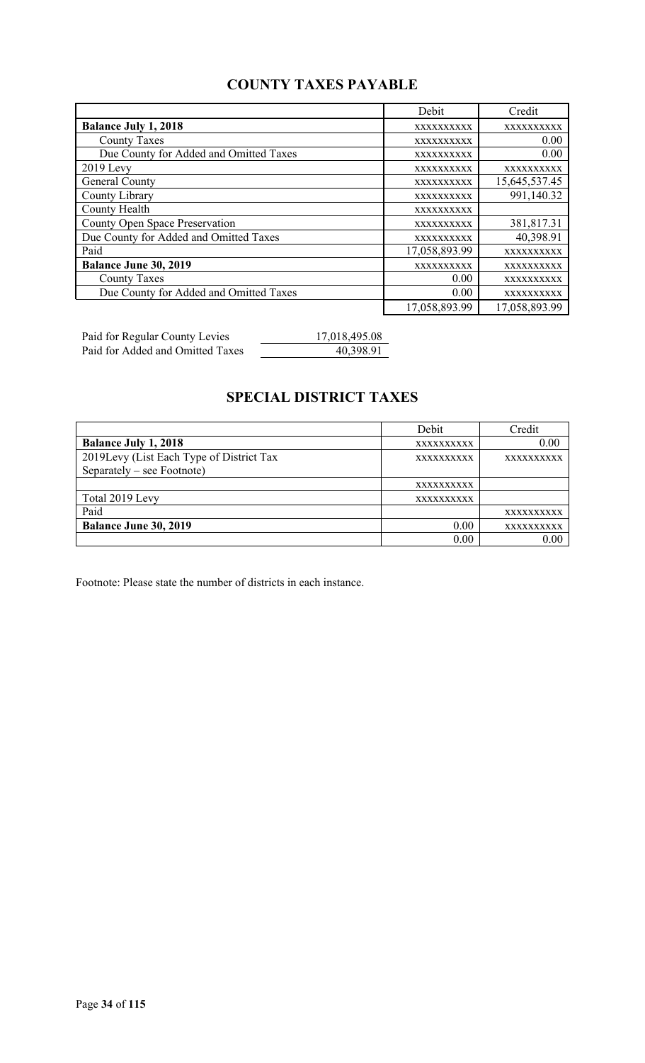## COUNTY TAXES PAYABLE

| | Debit | Credit |
|---|---|---|
| **Balance July 1, 2018** | xxxxxxxxxx | xxxxxxxxxx |
| County Taxes | xxxxxxxxxx | 0.00 |
| Due County for Added and Omitted Taxes | xxxxxxxxxx | 0.00 |
| 2019 Levy | xxxxxxxxxx | xxxxxxxxxx |
| General County | xxxxxxxxxx | 15,645,537.45 |
| County Library | xxxxxxxxxx | 991,140.32 |
| County Health | xxxxxxxxxx | |
| County Open Space Preservation | xxxxxxxxxx | 381,817.31 |
| Due County for Added and Omitted Taxes | xxxxxxxxxx | 40,398.91 |
| Paid | 17,058,893.99 | xxxxxxxxxx |
| **Balance June 30, 2019** | xxxxxxxxxx | xxxxxxxxxx |
| County Taxes | 0.00 | xxxxxxxxxx |
| Due County for Added and Omitted Taxes | 0.00 | xxxxxxxxxx |
| | 17,058,893.99 | 17,058,893.99 |

| | |
|---|---|
| Paid for Regular County Levies | 17,018,495.08 |
| Paid for Added and Omitted Taxes | 40,398.91 |

## SPECIAL DISTRICT TAXES

| | Debit | Credit |
|---|---|---|
| **Balance July 1, 2018** | xxxxxxxxxx | 0.00 |
| 2019Levy (List Each Type of District Tax Separately – see Footnote) | xxxxxxxxxx | xxxxxxxxxx |
| | xxxxxxxxxx | |
| Total 2019 Levy | xxxxxxxxxx | |
| Paid | | xxxxxxxxxx |
| **Balance June 30, 2019** | 0.00 | xxxxxxxxxx |
| | 0.00 | 0.00 |

Footnote: Please state the number of districts in each instance.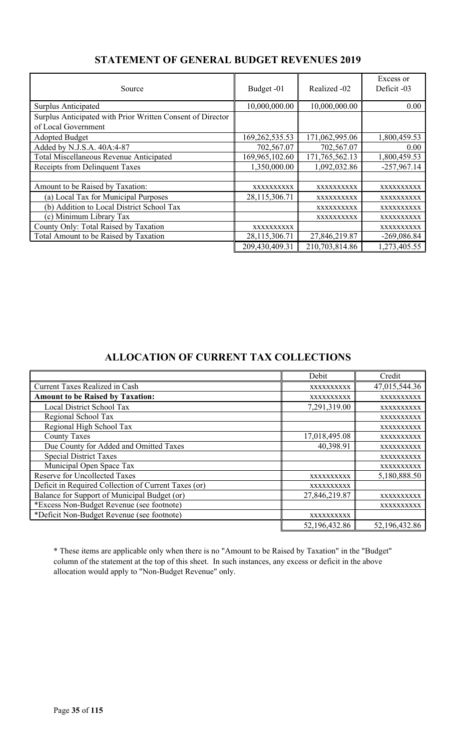## STATEMENT OF GENERAL BUDGET REVENUES 2019

| Source | Budget -01 | Realized -02 | Excess or Deficit -03 |
|---|---|---|---|
| Surplus Anticipated | 10,000,000.00 | 10,000,000.00 | 0.00 |
| Surplus Anticipated with Prior Written Consent of Director of Local Government | | | |
| Adopted Budget | 169,262,535.53 | 171,062,995.06 | 1,800,459.53 |
| Added by N.J.S.A. 40A:4-87 | 702,567.07 | 702,567.07 | 0.00 |
| Total Miscellaneous Revenue Anticipated | 169,965,102.60 | 171,765,562.13 | 1,800,459.53 |
| Receipts from Delinquent Taxes | 1,350,000.00 | 1,092,032.86 | -257,967.14 |
| | | | |
| Amount to be Raised by Taxation: | xxxxxxxxxx | xxxxxxxxxx | xxxxxxxxxx |
| (a) Local Tax for Municipal Purposes | 28,115,306.71 | xxxxxxxxxx | xxxxxxxxxx |
| (b) Addition to Local District School Tax | | xxxxxxxxxx | xxxxxxxxxx |
| (c) Minimum Library Tax | | xxxxxxxxxx | xxxxxxxxxx |
| County Only: Total Raised by Taxation | xxxxxxxxxx | | xxxxxxxxxx |
| Total Amount to be Raised by Taxation | 28,115,306.71 | 27,846,219.87 | -269,086.84 |
| | 209,430,409.31 | 210,703,814.86 | 1,273,405.55 |

## ALLOCATION OF CURRENT TAX COLLECTIONS

| | Debit | Credit |
|---|---|---|
| Current Taxes Realized in Cash | xxxxxxxxxx | 47,015,544.36 |
| **Amount to be Raised by Taxation:** | xxxxxxxxxx | xxxxxxxxxx |
| Local District School Tax | 7,291,319.00 | xxxxxxxxxx |
| Regional School Tax | | xxxxxxxxxx |
| Regional High School Tax | | xxxxxxxxxx |
| County Taxes | 17,018,495.08 | xxxxxxxxxx |
| Due County for Added and Omitted Taxes | 40,398.91 | xxxxxxxxxx |
| Special District Taxes | | xxxxxxxxxx |
| Municipal Open Space Tax | | xxxxxxxxxx |
| Reserve for Uncollected Taxes | xxxxxxxxxx | 5,180,888.50 |
| Deficit in Required Collection of Current Taxes (or) | xxxxxxxxxx | |
| Balance for Support of Municipal Budget (or) | 27,846,219.87 | xxxxxxxxxx |
| *Excess Non-Budget Revenue (see footnote) | | xxxxxxxxxx |
| *Deficit Non-Budget Revenue (see footnote) | xxxxxxxxxx | |
| | 52,196,432.86 | 52,196,432.86 |

* These items are applicable only when there is no "Amount to be Raised by Taxation" in the "Budget" column of the statement at the top of this sheet. In such instances, any excess or deficit in the above allocation would apply to "Non-Budget Revenue" only.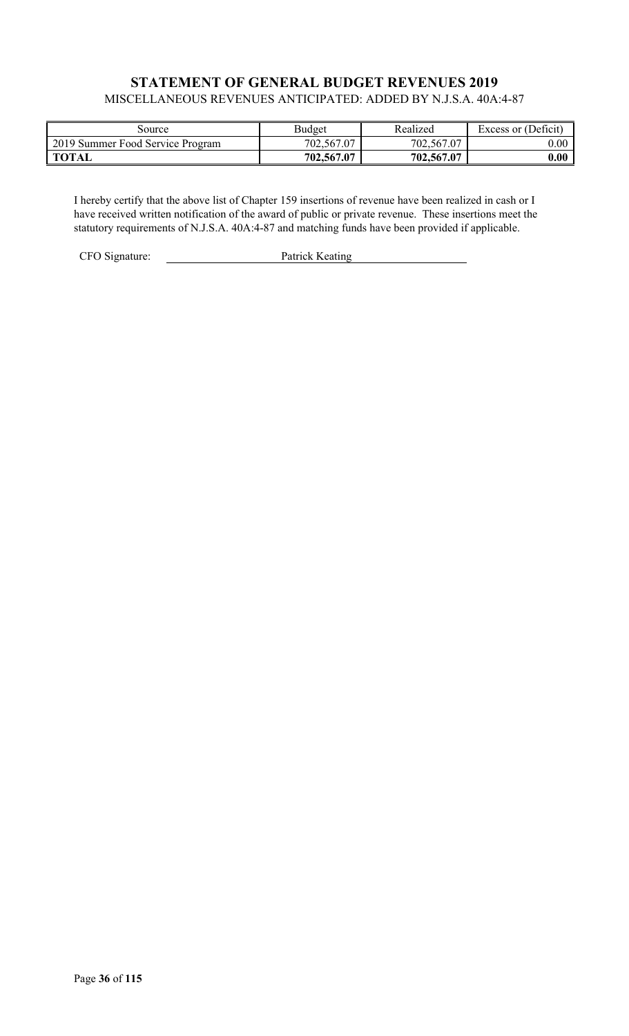# STATEMENT OF GENERAL BUDGET REVENUES 2019

MISCELLANEOUS REVENUES ANTICIPATED: ADDED BY N.J.S.A. 40A:4-87

| Source | Budget | Realized | Excess or (Deficit) |
|---|---|---|---|
| 2019 Summer Food Service Program | 702,567.07 | 702,567.07 | 0.00 |
| **TOTAL** | **702,567.07** | **702,567.07** | **0.00** |

I hereby certify that the above list of Chapter 159 insertions of revenue have been realized in cash or I have received written notification of the award of public or private revenue. These insertions meet the statutory requirements of N.J.S.A. 40A:4-87 and matching funds have been provided if applicable.

CFO Signature: Patrick Keating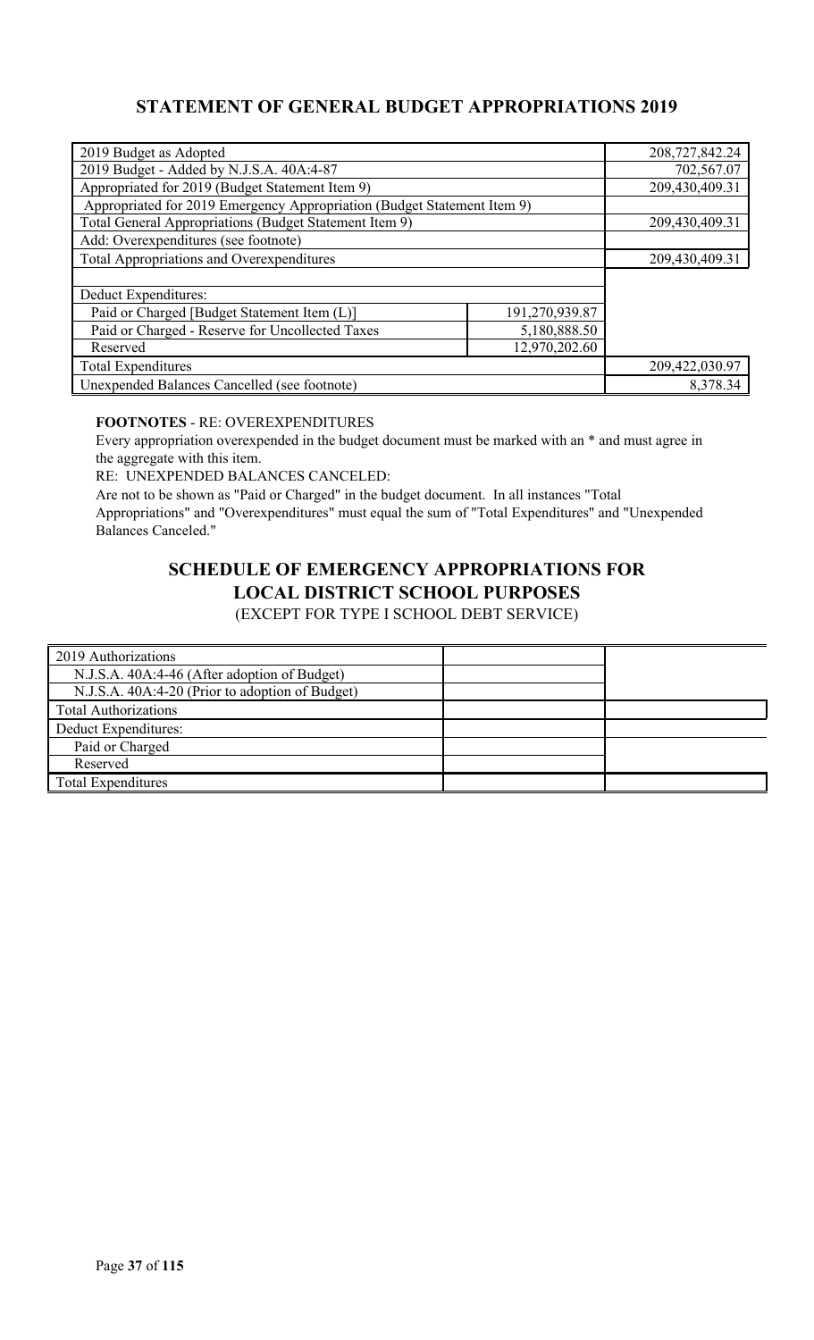## STATEMENT OF GENERAL BUDGET APPROPRIATIONS 2019

| | | |
|---|---|---|
| 2019 Budget as Adopted | | 208,727,842.24 |
| 2019 Budget - Added by N.J.S.A. 40A:4-87 | | 702,567.07 |
| Appropriated for 2019 (Budget Statement Item 9) | | 209,430,409.31 |
| Appropriated for 2019 Emergency Appropriation (Budget Statement Item 9) | | |
| Total General Appropriations (Budget Statement Item 9) | | 209,430,409.31 |
| Add: Overexpenditures (see footnote) | | |
| Total Appropriations and Overexpenditures | | 209,430,409.31 |
| | | |
| Deduct Expenditures: | | |
| Paid or Charged [Budget Statement Item (L)] | 191,270,939.87 | |
| Paid or Charged - Reserve for Uncollected Taxes | 5,180,888.50 | |
| Reserved | 12,970,202.60 | |
| Total Expenditures | | 209,422,030.97 |
| Unexpended Balances Cancelled (see footnote) | | 8,378.34 |

**FOOTNOTES** - RE: OVEREXPENDITURES

Every appropriation overexpended in the budget document must be marked with an * and must agree in the aggregate with this item.

RE: UNEXPENDED BALANCES CANCELED:

Are not to be shown as "Paid or Charged" in the budget document. In all instances "Total Appropriations" and "Overexpenditures" must equal the sum of "Total Expenditures" and "Unexpended Balances Canceled."

## SCHEDULE OF EMERGENCY APPROPRIATIONS FOR LOCAL DISTRICT SCHOOL PURPOSES

(EXCEPT FOR TYPE I SCHOOL DEBT SERVICE)

| | | |
|---|---|---|
| 2019 Authorizations | | |
| N.J.S.A. 40A:4-46 (After adoption of Budget) | | |
| N.J.S.A. 40A:4-20 (Prior to adoption of Budget) | | |
| Total Authorizations | | |
| Deduct Expenditures: | | |
| Paid or Charged | | |
| Reserved | | |
| Total Expenditures | | |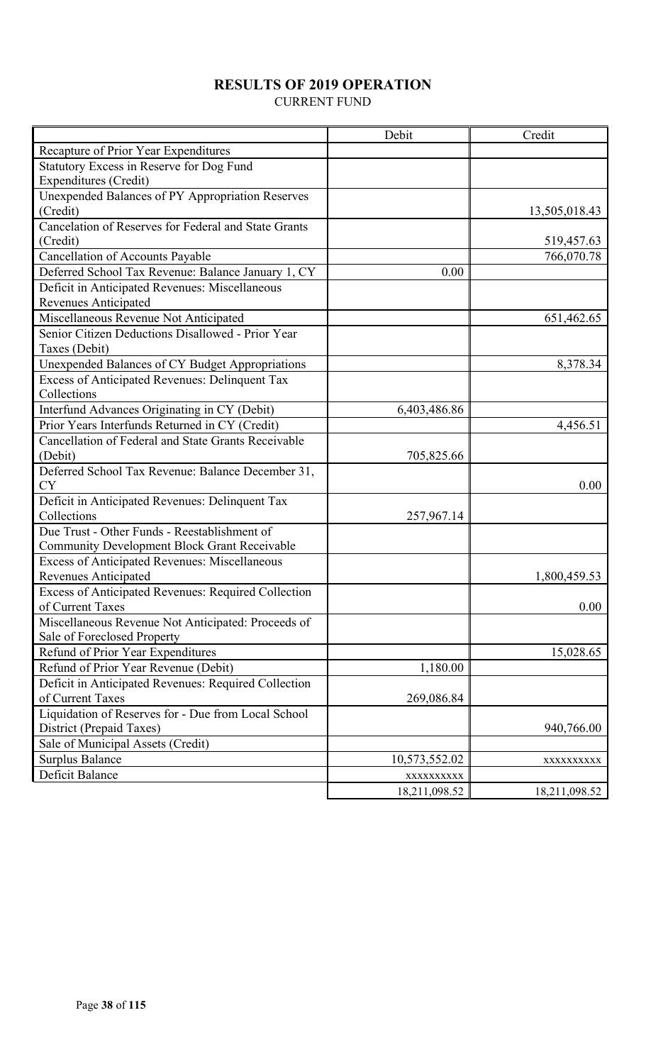# RESULTS OF 2019 OPERATION

CURRENT FUND

| | Debit | Credit |
|---|---|---|
| Recapture of Prior Year Expenditures | | |
| Statutory Excess in Reserve for Dog Fund Expenditures (Credit) | | |
| Unexpended Balances of PY Appropriation Reserves (Credit) | | 13,505,018.43 |
| Cancelation of Reserves for Federal and State Grants (Credit) | | 519,457.63 |
| Cancellation of Accounts Payable | | 766,070.78 |
| Deferred School Tax Revenue: Balance January 1, CY | 0.00 | |
| Deficit in Anticipated Revenues: Miscellaneous Revenues Anticipated | | |
| Miscellaneous Revenue Not Anticipated | | 651,462.65 |
| Senior Citizen Deductions Disallowed - Prior Year Taxes (Debit) | | |
| Unexpended Balances of CY Budget Appropriations | | 8,378.34 |
| Excess of Anticipated Revenues: Delinquent Tax Collections | | |
| Interfund Advances Originating in CY (Debit) | 6,403,486.86 | |
| Prior Years Interfunds Returned in CY (Credit) | | 4,456.51 |
| Cancellation of Federal and State Grants Receivable (Debit) | 705,825.66 | |
| Deferred School Tax Revenue: Balance December 31, CY | | 0.00 |
| Deficit in Anticipated Revenues: Delinquent Tax Collections | 257,967.14 | |
| Due Trust - Other Funds - Reestablishment of Community Development Block Grant Receivable | | |
| Excess of Anticipated Revenues: Miscellaneous Revenues Anticipated | | 1,800,459.53 |
| Excess of Anticipated Revenues: Required Collection of Current Taxes | | 0.00 |
| Miscellaneous Revenue Not Anticipated: Proceeds of Sale of Foreclosed Property | | |
| Refund of Prior Year Expenditures | | 15,028.65 |
| Refund of Prior Year Revenue (Debit) | 1,180.00 | |
| Deficit in Anticipated Revenues: Required Collection of Current Taxes | 269,086.84 | |
| Liquidation of Reserves for - Due from Local School District (Prepaid Taxes) | | 940,766.00 |
| Sale of Municipal Assets (Credit) | | |
| Surplus Balance | 10,573,552.02 | xxxxxxxxxx |
| Deficit Balance | xxxxxxxxxx | |
| | 18,211,098.52 | 18,211,098.52 |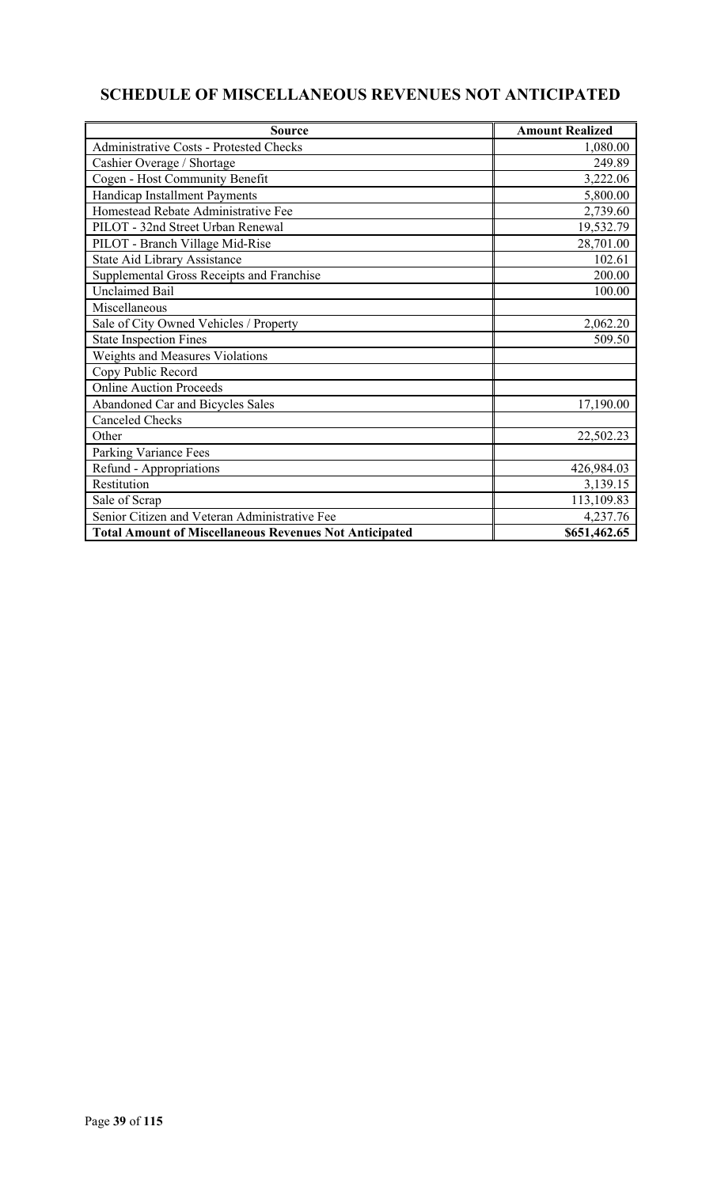## SCHEDULE OF MISCELLANEOUS REVENUES NOT ANTICIPATED

| Source | Amount Realized |
|---|---|
| Administrative Costs - Protested Checks | 1,080.00 |
| Cashier Overage / Shortage | 249.89 |
| Cogen - Host Community Benefit | 3,222.06 |
| Handicap Installment Payments | 5,800.00 |
| Homestead Rebate Administrative Fee | 2,739.60 |
| PILOT - 32nd Street Urban Renewal | 19,532.79 |
| PILOT - Branch Village Mid-Rise | 28,701.00 |
| State Aid Library Assistance | 102.61 |
| Supplemental Gross Receipts and Franchise | 200.00 |
| Unclaimed Bail | 100.00 |
| Miscellaneous | |
| Sale of City Owned Vehicles / Property | 2,062.20 |
| State Inspection Fines | 509.50 |
| Weights and Measures Violations | |
| Copy Public Record | |
| Online Auction Proceeds | |
| Abandoned Car and Bicycles Sales | 17,190.00 |
| Canceled Checks | |
| Other | 22,502.23 |
| Parking Variance Fees | |
| Refund - Appropriations | 426,984.03 |
| Restitution | 3,139.15 |
| Sale of Scrap | 113,109.83 |
| Senior Citizen and Veteran Administrative Fee | 4,237.76 |
| **Total Amount of Miscellaneous Revenues Not Anticipated** | **$651,462.65** |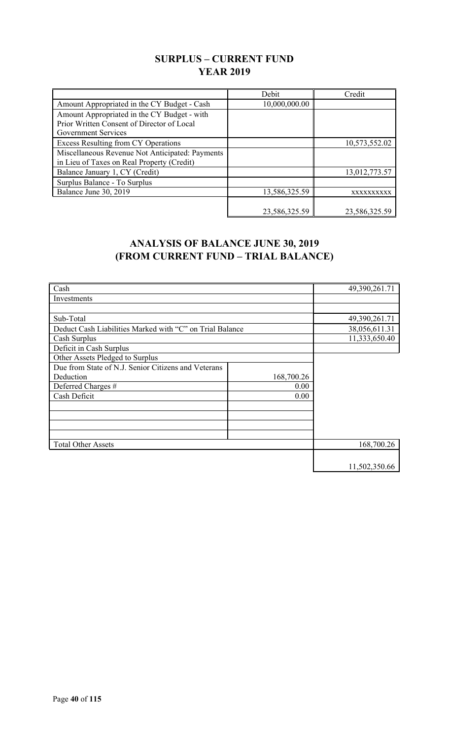## SURPLUS – CURRENT FUND
## YEAR 2019

| | Debit | Credit |
|---|---|---|
| Amount Appropriated in the CY Budget - Cash | 10,000,000.00 | |
| Amount Appropriated in the CY Budget - with Prior Written Consent of Director of Local Government Services | | |
| Excess Resulting from CY Operations | | 10,573,552.02 |
| Miscellaneous Revenue Not Anticipated: Payments in Lieu of Taxes on Real Property (Credit) | | |
| Balance January 1, CY (Credit) | | 13,012,773.57 |
| Surplus Balance - To Surplus | | |
| Balance June 30, 2019 | 13,586,325.59 | xxxxxxxxxx |
| | 23,586,325.59 | 23,586,325.59 |

## ANALYSIS OF BALANCE JUNE 30, 2019
## (FROM CURRENT FUND – TRIAL BALANCE)

| | | |
|---|---|---|
| Cash | | 49,390,261.71 |
| Investments | | |
| | | |
| Sub-Total | | 49,390,261.71 |
| Deduct Cash Liabilities Marked with "C" on Trial Balance | | 38,056,611.31 |
| Cash Surplus | | 11,333,650.40 |
| Deficit in Cash Surplus | | |
| Other Assets Pledged to Surplus | | |
| Due from State of N.J. Senior Citizens and Veterans Deduction | 168,700.26 | |
| Deferred Charges # | 0.00 | |
| Cash Deficit | 0.00 | |
| | | |
| | | |
| | | |
| | | |
| Total Other Assets | | 168,700.26 |
| | | 11,502,350.66 |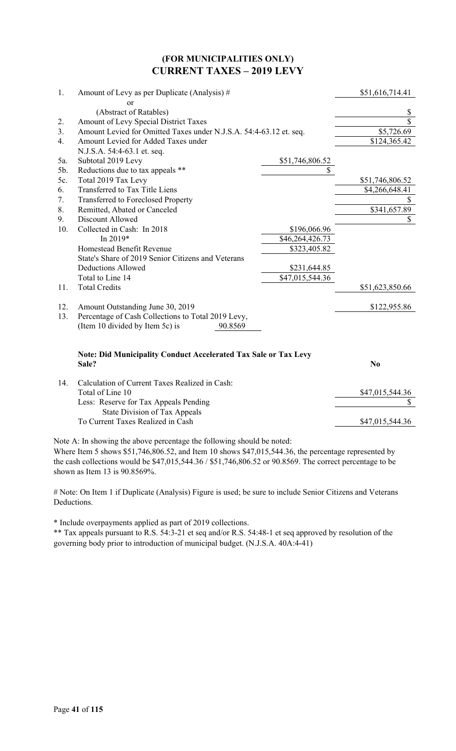## (FOR MUNICIPALITIES ONLY)
## CURRENT TAXES – 2019 LEVY

| | | | |
|---|---|---|---|
| 1. | Amount of Levy as per Duplicate (Analysis) # | | $51,616,714.41 |
| | or | | |
| | (Abstract of Ratables) | | $ |
| 2. | Amount of Levy Special District Taxes | | $ |
| 3. | Amount Levied for Omitted Taxes under N.J.S.A. 54:4-63.12 et. seq. | | $5,726.69 |
| 4. | Amount Levied for Added Taxes under N.J.S.A. 54:4-63.1 et. seq. | | $124,365.42 |
| 5a. | Subtotal 2019 Levy | $51,746,806.52 | |
| 5b. | Reductions due to tax appeals ** | $ | |
| 5c. | Total 2019 Tax Levy | | $51,746,806.52 |
| 6. | Transferred to Tax Title Liens | | $4,266,648.41 |
| 7. | Transferred to Foreclosed Property | | $ |
| 8. | Remitted, Abated or Canceled | | $341,657.89 |
| 9. | Discount Allowed | | $ |
| 10. | Collected in Cash: In 2018 | $196,066.96 | |
| | In 2019* | $46,264,426.73 | |
| | Homestead Benefit Revenue | $323,405.82 | |
| | State's Share of 2019 Senior Citizens and Veterans Deductions Allowed | $231,644.85 | |
| | Total to Line 14 | $47,015,544.36 | |
| 11. | Total Credits | | $51,623,850.66 |
| 12. | Amount Outstanding June 30, 2019 | | $122,955.86 |
| 13. | Percentage of Cash Collections to Total 2019 Levy, (Item 10 divided by Item 5c) is 90.8569 | | |

**Note: Did Municipality Conduct Accelerated Tax Sale or Tax Levy Sale?** **No**

| | | |
|---|---|---|
| 14. | Calculation of Current Taxes Realized in Cash: | |
| | Total of Line 10 | $47,015,544.36 |
| | Less: Reserve for Tax Appeals Pending State Division of Tax Appeals | $ |
| | To Current Taxes Realized in Cash | $47,015,544.36 |

Note A: In showing the above percentage the following should be noted:
Where Item 5 shows $51,746,806.52, and Item 10 shows $47,015,544.36, the percentage represented by the cash collections would be $47,015,544.36 / $51,746,806.52 or 90.8569. The correct percentage to be shown as Item 13 is 90.8569%.

# Note: On Item 1 if Duplicate (Analysis) Figure is used; be sure to include Senior Citizens and Veterans Deductions.

* Include overpayments applied as part of 2019 collections.

** Tax appeals pursuant to R.S. 54:3-21 et seq and/or R.S. 54:48-1 et seq approved by resolution of the governing body prior to introduction of municipal budget. (N.J.S.A. 40A:4-41)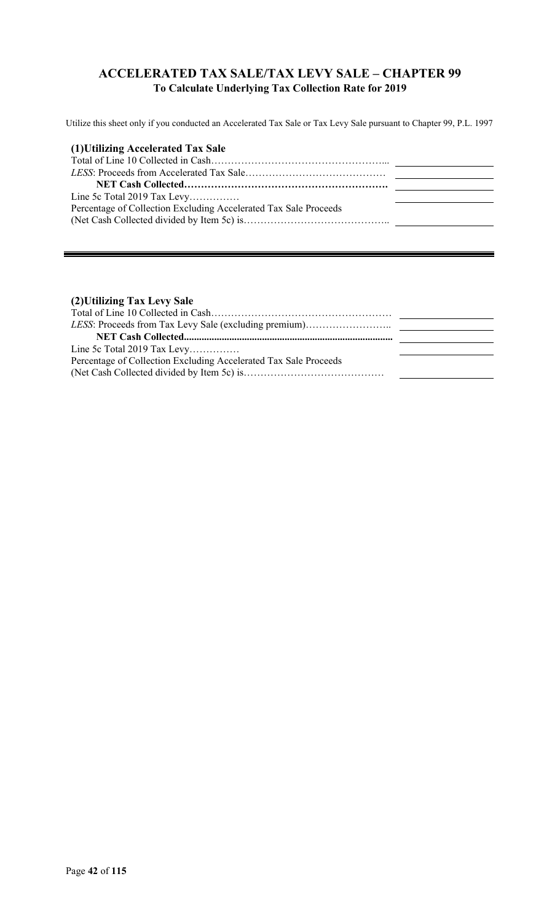## ACCELERATED TAX SALE/TAX LEVY SALE – CHAPTER 99

**To Calculate Underlying Tax Collection Rate for 2019**

Utilize this sheet only if you conducted an Accelerated Tax Sale or Tax Levy Sale pursuant to Chapter 99, P.L. 1997

### (1)Utilizing Accelerated Tax Sale

| | |
|---|---|
| Total of Line 10 Collected in Cash……………………………………………... | |
| *LESS*: Proceeds from Accelerated Tax Sale…………………………………… | |
| **NET Cash Collected……………………………………………………** | |
| Line 5c Total 2019 Tax Levy…………… | |
| Percentage of Collection Excluding Accelerated Tax Sale Proceeds (Net Cash Collected divided by Item 5c) is…………………………………….. | |

---

### (2)Utilizing Tax Levy Sale

| | |
|---|---|
| Total of Line 10 Collected in Cash……………………………………………… | |
| *LESS*: Proceeds from Tax Levy Sale (excluding premium)…………………….. | |
| **NET Cash Collected..................................................................................** | |
| Line 5c Total 2019 Tax Levy…………… | |
| Percentage of Collection Excluding Accelerated Tax Sale Proceeds (Net Cash Collected divided by Item 5c) is…………………………………… | |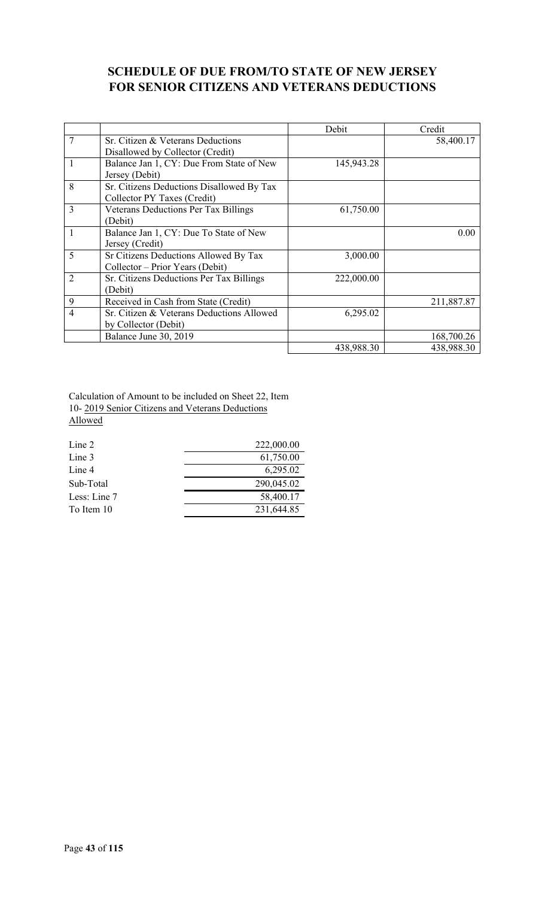# SCHEDULE OF DUE FROM/TO STATE OF NEW JERSEY FOR SENIOR CITIZENS AND VETERANS DEDUCTIONS

| | | Debit | Credit |
|---|---|---|---|
| 7 | Sr. Citizen & Veterans Deductions Disallowed by Collector (Credit) | | 58,400.17 |
| 1 | Balance Jan 1, CY: Due From State of New Jersey (Debit) | 145,943.28 | |
| 8 | Sr. Citizens Deductions Disallowed By Tax Collector PY Taxes (Credit) | | |
| 3 | Veterans Deductions Per Tax Billings (Debit) | 61,750.00 | |
| 1 | Balance Jan 1, CY: Due To State of New Jersey (Credit) | | 0.00 |
| 5 | Sr Citizens Deductions Allowed By Tax Collector – Prior Years (Debit) | 3,000.00 | |
| 2 | Sr. Citizens Deductions Per Tax Billings (Debit) | 222,000.00 | |
| 9 | Received in Cash from State (Credit) | | 211,887.87 |
| 4 | Sr. Citizen & Veterans Deductions Allowed by Collector (Debit) | 6,295.02 | |
| | Balance June 30, 2019 | | 168,700.26 |
| | | 438,988.30 | 438,988.30 |

Calculation of Amount to be included on Sheet 22, Item 10- 2019 Senior Citizens and Veterans Deductions Allowed

| | |
|---|---|
| Line 2 | 222,000.00 |
| Line 3 | 61,750.00 |
| Line 4 | 6,295.02 |
| Sub-Total | 290,045.02 |
| Less: Line 7 | 58,400.17 |
| To Item 10 | 231,644.85 |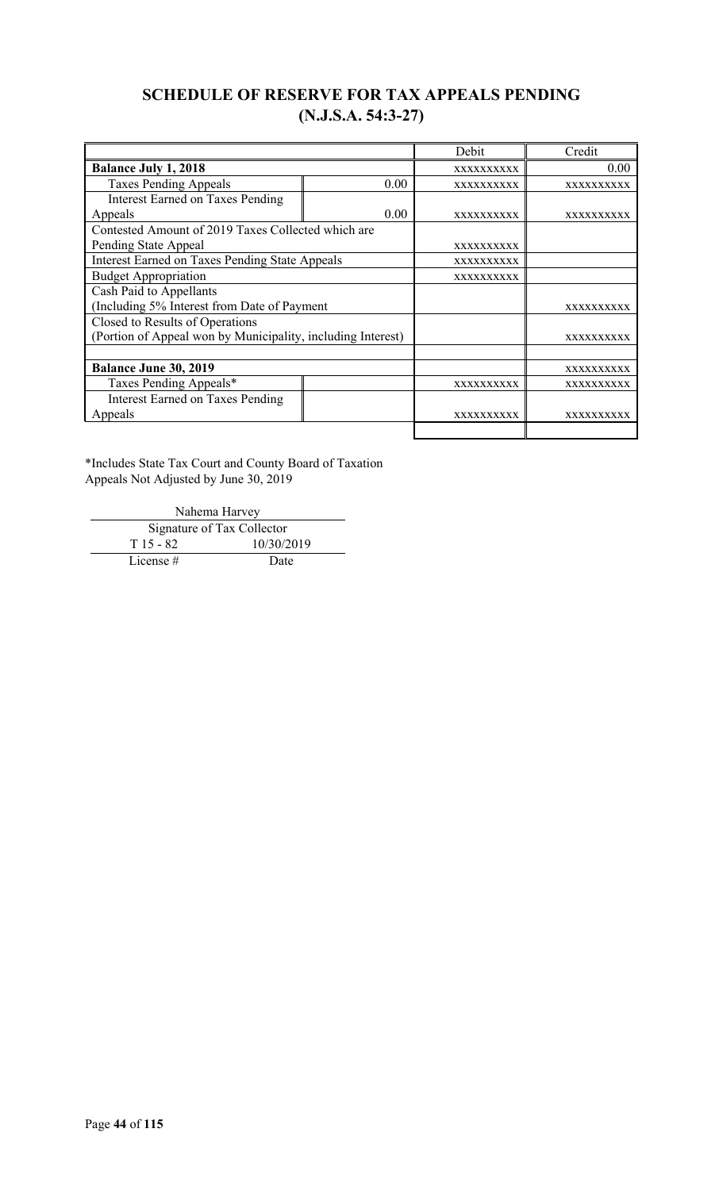## SCHEDULE OF RESERVE FOR TAX APPEALS PENDING (N.J.S.A. 54:3-27)

| | | Debit | Credit |
|---|---|---|---|
| **Balance July 1, 2018** | | xxxxxxxxxx | 0.00 |
| Taxes Pending Appeals | 0.00 | xxxxxxxxxx | xxxxxxxxxx |
| Interest Earned on Taxes Pending Appeals | 0.00 | xxxxxxxxxx | xxxxxxxxxx |
| Contested Amount of 2019 Taxes Collected which are Pending State Appeal | | xxxxxxxxxx | |
| Interest Earned on Taxes Pending State Appeals | | xxxxxxxxxx | |
| Budget Appropriation | | xxxxxxxxxx | |
| Cash Paid to Appellants (Including 5% Interest from Date of Payment | | | xxxxxxxxxx |
| Closed to Results of Operations (Portion of Appeal won by Municipality, including Interest) | | | xxxxxxxxxx |
| | | | |
| **Balance June 30, 2019** | | | xxxxxxxxxx |
| Taxes Pending Appeals* | | xxxxxxxxxx | xxxxxxxxxx |
| Interest Earned on Taxes Pending Appeals | | xxxxxxxxxx | xxxxxxxxxx |
| | | | |

*Includes State Tax Court and County Board of Taxation Appeals Not Adjusted by June 30, 2019

| Nahema Harvey | |
|---|---|
| Signature of Tax Collector | |
| T 15 - 82 | 10/30/2019 |
| License # | Date |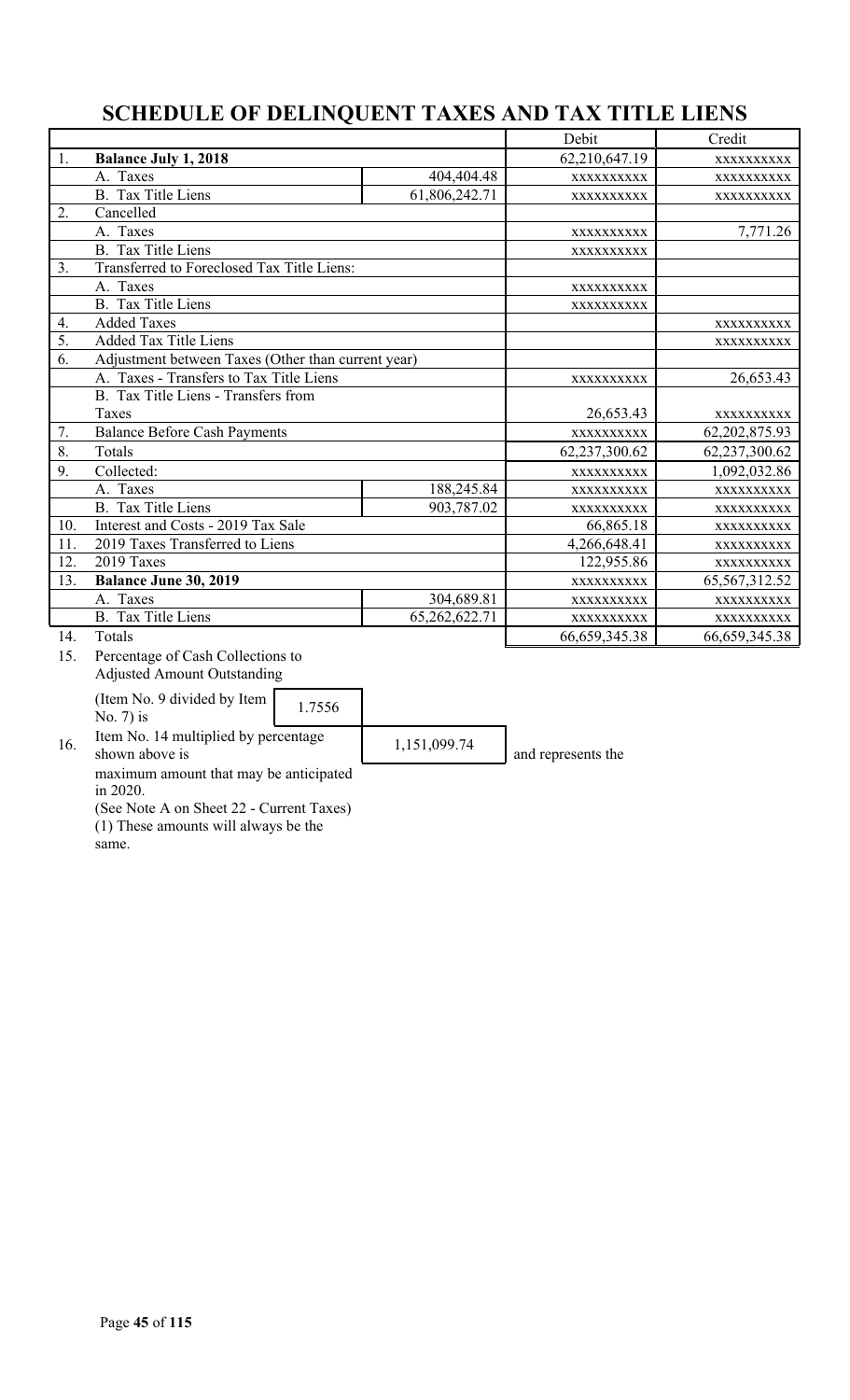# SCHEDULE OF DELINQUENT TAXES AND TAX TITLE LIENS

| | | | Debit | Credit |
|---|---|---|---|---|
| 1. | **Balance July 1, 2018** | | 62,210,647.19 | xxxxxxxxxx |
| | A. Taxes | 404,404.48 | xxxxxxxxxx | xxxxxxxxxx |
| | B. Tax Title Liens | 61,806,242.71 | xxxxxxxxxx | xxxxxxxxxx |
| 2. | Cancelled | | | |
| | A. Taxes | | xxxxxxxxxx | 7,771.26 |
| | B. Tax Title Liens | | xxxxxxxxxx | |
| 3. | Transferred to Foreclosed Tax Title Liens: | | | |
| | A. Taxes | | xxxxxxxxxx | |
| | B. Tax Title Liens | | xxxxxxxxxx | |
| 4. | Added Taxes | | | xxxxxxxxxx |
| 5. | Added Tax Title Liens | | | xxxxxxxxxx |
| 6. | Adjustment between Taxes (Other than current year) | | | |
| | A. Taxes - Transfers to Tax Title Liens | | xxxxxxxxxx | 26,653.43 |
| | B. Tax Title Liens - Transfers from Taxes | | 26,653.43 | xxxxxxxxxx |
| 7. | Balance Before Cash Payments | | xxxxxxxxxx | 62,202,875.93 |
| 8. | Totals | | 62,237,300.62 | 62,237,300.62 |
| 9. | Collected: | | xxxxxxxxxx | 1,092,032.86 |
| | A. Taxes | 188,245.84 | xxxxxxxxxx | xxxxxxxxxx |
| | B. Tax Title Liens | 903,787.02 | xxxxxxxxxx | xxxxxxxxxx |
| 10. | Interest and Costs - 2019 Tax Sale | | 66,865.18 | xxxxxxxxxx |
| 11. | 2019 Taxes Transferred to Liens | | 4,266,648.41 | xxxxxxxxxx |
| 12. | 2019 Taxes | | 122,955.86 | xxxxxxxxxx |
| 13. | **Balance June 30, 2019** | | xxxxxxxxxx | 65,567,312.52 |
| | A. Taxes | 304,689.81 | xxxxxxxxxx | xxxxxxxxxx |
| | B. Tax Title Liens | 65,262,622.71 | xxxxxxxxxx | xxxxxxxxxx |
| 14. | Totals | | 66,659,345.38 | 66,659,345.38 |

15. Percentage of Cash Collections to Adjusted Amount Outstanding

(Item No. 9 divided by Item No. 7) is 1.7556

16. Item No. 14 multiplied by percentage shown above is 1,151,099.74 and represents the maximum amount that may be anticipated in 2020.

(See Note A on Sheet 22 - Current Taxes)

(1) These amounts will always be the same.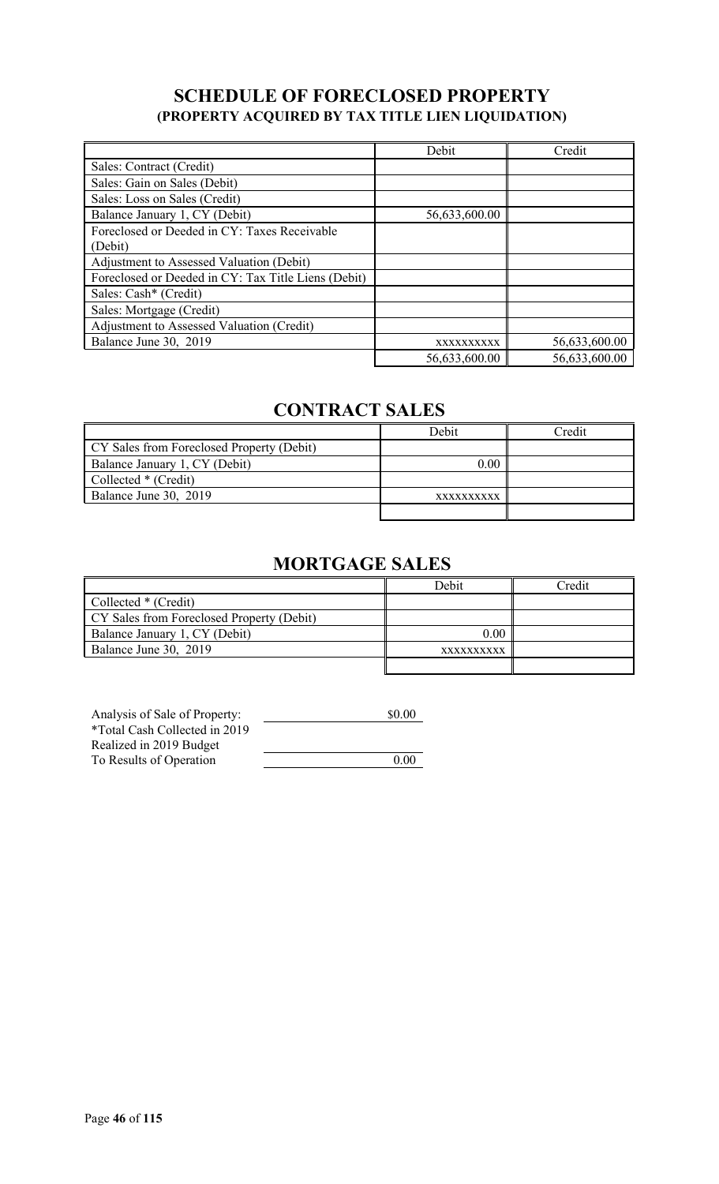## SCHEDULE OF FORECLOSED PROPERTY
### (PROPERTY ACQUIRED BY TAX TITLE LIEN LIQUIDATION)

| | Debit | Credit |
|---|---|---|
| Sales: Contract (Credit) | | |
| Sales: Gain on Sales (Debit) | | |
| Sales: Loss on Sales (Credit) | | |
| Balance January 1, CY (Debit) | 56,633,600.00 | |
| Foreclosed or Deeded in CY: Taxes Receivable (Debit) | | |
| Adjustment to Assessed Valuation (Debit) | | |
| Foreclosed or Deeded in CY: Tax Title Liens (Debit) | | |
| Sales: Cash* (Credit) | | |
| Sales: Mortgage (Credit) | | |
| Adjustment to Assessed Valuation (Credit) | | |
| Balance June 30, 2019 | xxxxxxxxxx | 56,633,600.00 |
| | 56,633,600.00 | 56,633,600.00 |

## CONTRACT SALES

| | Debit | Credit |
|---|---|---|
| CY Sales from Foreclosed Property (Debit) | | |
| Balance January 1, CY (Debit) | 0.00 | |
| Collected * (Credit) | | |
| Balance June 30, 2019 | xxxxxxxxxx | |
| | | |

## MORTGAGE SALES

| | Debit | Credit |
|---|---|---|
| Collected * (Credit) | | |
| CY Sales from Foreclosed Property (Debit) | | |
| Balance January 1, CY (Debit) | 0.00 | |
| Balance June 30, 2019 | xxxxxxxxxx | |
| | | |

| | |
|---|---|
| Analysis of Sale of Property: | $0.00 |
| *Total Cash Collected in 2019 | |
| Realized in 2019 Budget | |
| To Results of Operation | 0.00 |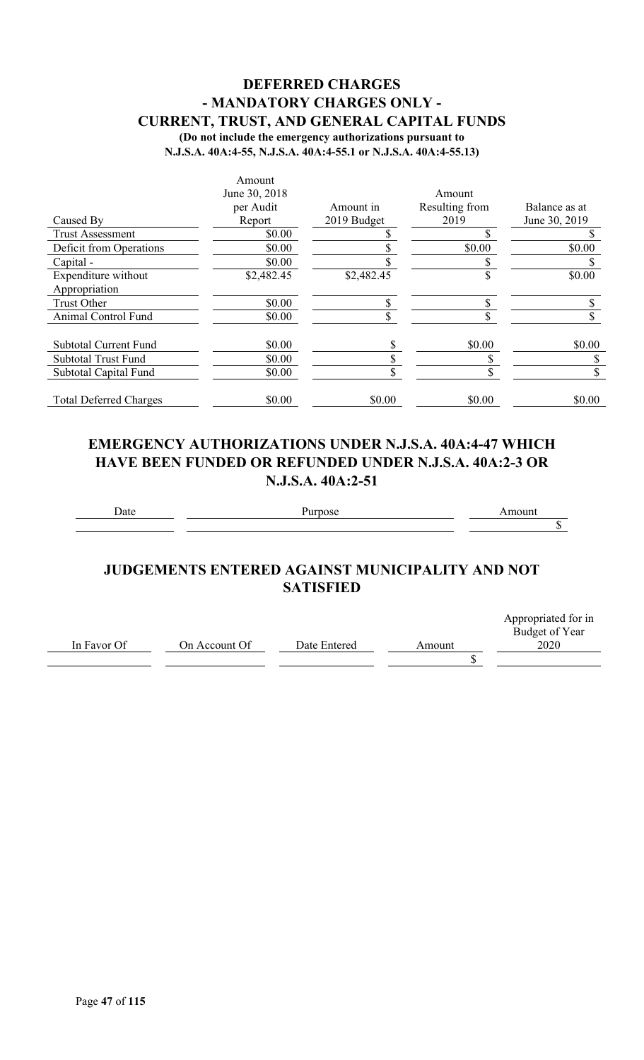# DEFERRED CHARGES
## - MANDATORY CHARGES ONLY -
## CURRENT, TRUST, AND GENERAL CAPITAL FUNDS

**(Do not include the emergency authorizations pursuant to N.J.S.A. 40A:4-55, N.J.S.A. 40A:4-55.1 or N.J.S.A. 40A:4-55.13)**

| Caused By | Amount June 30, 2018 per Audit Report | Amount in 2019 Budget | Amount Resulting from 2019 | Balance as at June 30, 2019 |
|---|---|---|---|---|
| Trust Assessment | $0.00 | $ | $ | $ |
| Deficit from Operations | $0.00 | $ | $0.00 | $0.00 |
| Capital - | $0.00 | $ | $ | $ |
| Expenditure without Appropriation | $2,482.45 | $2,482.45 | $ | $0.00 |
| Trust Other | $0.00 | $ | $ | $ |
| Animal Control Fund | $0.00 | $ | $ | $ |
| Subtotal Current Fund | $0.00 | $ | $0.00 | $0.00 |
| Subtotal Trust Fund | $0.00 | $ | $ | $ |
| Subtotal Capital Fund | $0.00 | $ | $ | $ |
| Total Deferred Charges | $0.00 | $0.00 | $0.00 | $0.00 |

# EMERGENCY AUTHORIZATIONS UNDER N.J.S.A. 40A:4-47 WHICH HAVE BEEN FUNDED OR REFUNDED UNDER N.J.S.A. 40A:2-3 OR N.J.S.A. 40A:2-51

| Date | Purpose | Amount |
|---|---|---|
| | | $ |

# JUDGEMENTS ENTERED AGAINST MUNICIPALITY AND NOT SATISFIED

| In Favor Of | On Account Of | Date Entered | Amount | Appropriated for in Budget of Year 2020 |
|---|---|---|---|---|
| | | | $ | |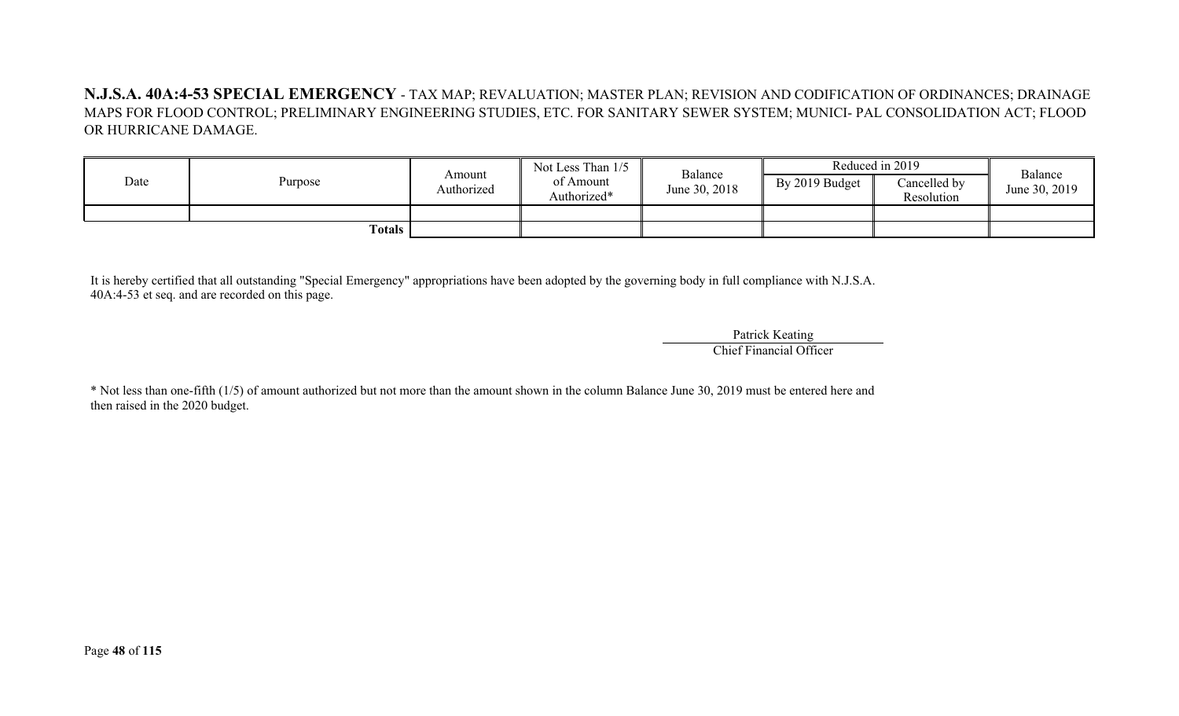**N.J.S.A. 40A:4-53 SPECIAL EMERGENCY** - TAX MAP; REVALUATION; MASTER PLAN; REVISION AND CODIFICATION OF ORDINANCES; DRAINAGE MAPS FOR FLOOD CONTROL; PRELIMINARY ENGINEERING STUDIES, ETC. FOR SANITARY SEWER SYSTEM; MUNICI- PAL CONSOLIDATION ACT; FLOOD OR HURRICANE DAMAGE.

| Date | Purpose | Amount Authorized | Not Less Than 1/5 of Amount Authorized* | Balance June 30, 2018 | Reduced in 2019 | | Balance June 30, 2019 |
|---|---|---|---|---|---|---|---|
| | | | | | By 2019 Budget | Cancelled by Resolution | |
| | | | | | | | |
| | **Totals** | | | | | | |

It is hereby certified that all outstanding "Special Emergency" appropriations have been adopted by the governing body in full compliance with N.J.S.A. 40A:4-53 et seq. and are recorded on this page.

Patrick Keating
Chief Financial Officer

* Not less than one-fifth (1/5) of amount authorized but not more than the amount shown in the column Balance June 30, 2019 must be entered here and then raised in the 2020 budget.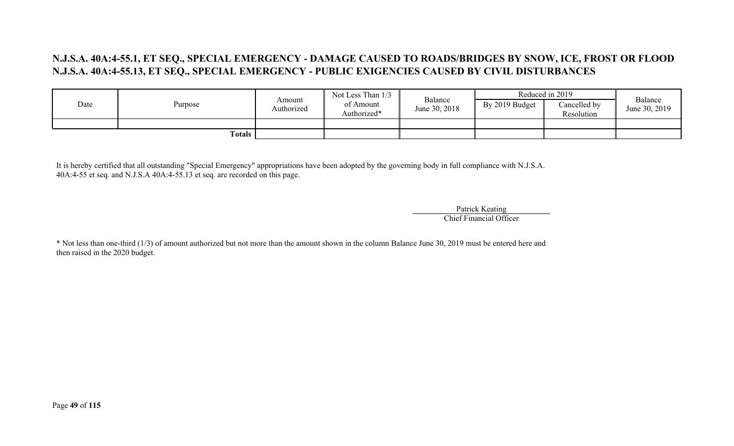**N.J.S.A. 40A:4-55.1, ET SEQ., SPECIAL EMERGENCY - DAMAGE CAUSED TO ROADS/BRIDGES BY SNOW, ICE, FROST OR FLOOD**
**N.J.S.A. 40A:4-55.13, ET SEQ., SPECIAL EMERGENCY - PUBLIC EXIGENCIES CAUSED BY CIVIL DISTURBANCES**

| Date | Purpose | Amount Authorized | Not Less Than 1/3 of Amount Authorized* | Balance June 30, 2018 | Reduced in 2019 | | Balance June 30, 2019 |
|---|---|---|---|---|---|---|---|
| | | | | | By 2019 Budget | Cancelled by Resolution | |
| | | | | | | | |
| | **Totals** | | | | | | |

It is hereby certified that all outstanding "Special Emergency" appropriations have been adopted by the governing body in full compliance with N.J.S.A. 40A:4-55 et seq. and N.J.S.A 40A:4-55.13 et seq. are recorded on this page.

Patrick Keating
Chief Financial Officer

* Not less than one-third (1/3) of amount authorized but not more than the amount shown in the column Balance June 30, 2019 must be entered here and then raised in the 2020 budget.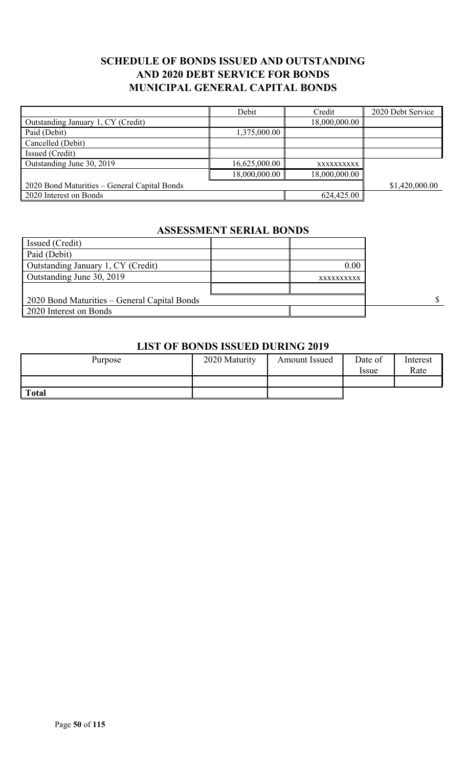## SCHEDULE OF BONDS ISSUED AND OUTSTANDING AND 2020 DEBT SERVICE FOR BONDS MUNICIPAL GENERAL CAPITAL BONDS

| | Debit | Credit | 2020 Debt Service |
|---|---|---|---|
| Outstanding January 1, CY (Credit) | | 18,000,000.00 | |
| Paid (Debit) | 1,375,000.00 | | |
| Cancelled (Debit) | | | |
| Issued (Credit) | | | |
| Outstanding June 30, 2019 | 16,625,000.00 | xxxxxxxxxx | |
| | 18,000,000.00 | 18,000,000.00 | |
| 2020 Bond Maturities – General Capital Bonds | | | $1,420,000.00 |
| 2020 Interest on Bonds | | 624,425.00 | |

## ASSESSMENT SERIAL BONDS

| | | | |
|---|---|---|---|
| Issued (Credit) | | | |
| Paid (Debit) | | | |
| Outstanding January 1, CY (Credit) | | 0.00 | |
| Outstanding June 30, 2019 | | xxxxxxxxxx | |
| | | | |
| 2020 Bond Maturities – General Capital Bonds | | | $ |
| 2020 Interest on Bonds | | | |

## LIST OF BONDS ISSUED DURING 2019

| Purpose | 2020 Maturity | Amount Issued | Date of Issue | Interest Rate |
|---|---|---|---|---|
| | | | | |
| **Total** | | | | |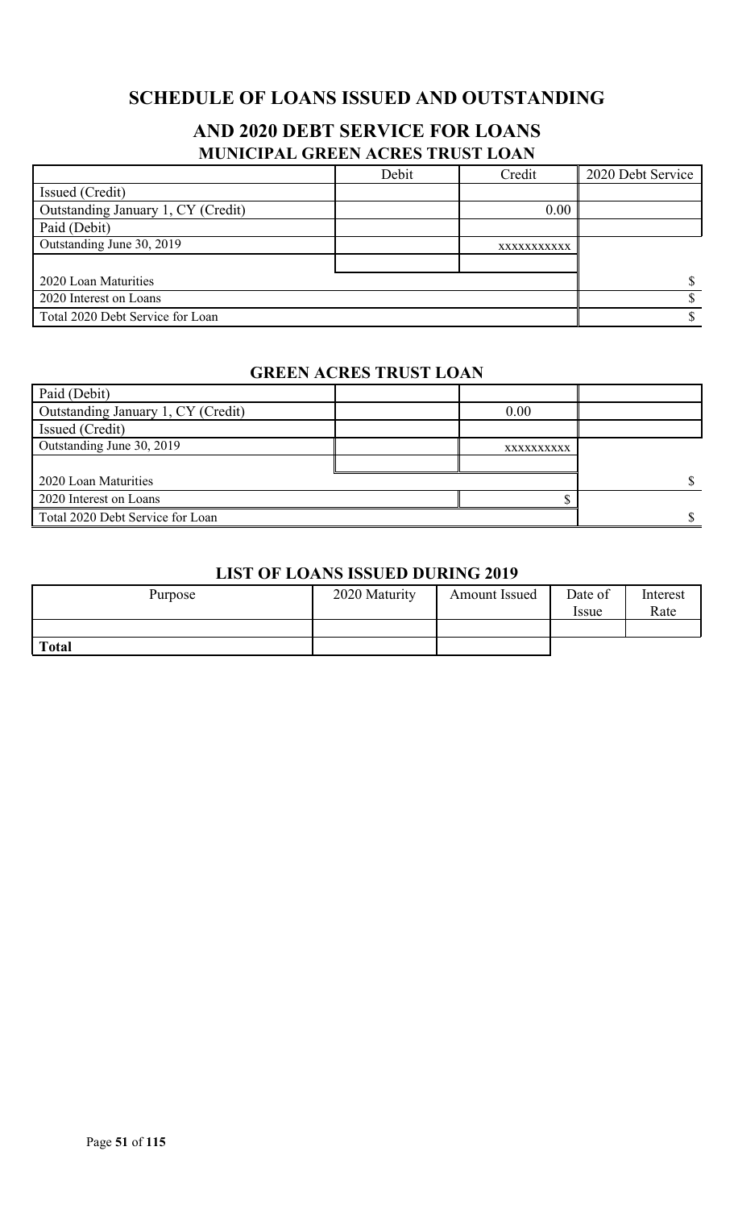# SCHEDULE OF LOANS ISSUED AND OUTSTANDING

## AND 2020 DEBT SERVICE FOR LOANS

### MUNICIPAL GREEN ACRES TRUST LOAN

| | Debit | Credit | 2020 Debt Service |
|---|---|---|---|
| Issued (Credit) | | | |
| Outstanding January 1, CY (Credit) | | 0.00 | |
| Paid (Debit) | | | |
| Outstanding June 30, 2019 | | xxxxxxxxxxx | |
| | | | |
| 2020 Loan Maturities | | | $ |
| 2020 Interest on Loans | | | $ |
| Total 2020 Debt Service for Loan | | | $ |

### GREEN ACRES TRUST LOAN

| | | | |
|---|---|---|---|
| Paid (Debit) | | | |
| Outstanding January 1, CY (Credit) | | 0.00 | |
| Issued (Credit) | | | |
| Outstanding June 30, 2019 | | xxxxxxxxxx | |
| | | | |
| 2020 Loan Maturities | | | $ |
| 2020 Interest on Loans | | $ | |
| Total 2020 Debt Service for Loan | | | $ |

### LIST OF LOANS ISSUED DURING 2019

| Purpose | 2020 Maturity | Amount Issued | Date of Issue | Interest Rate |
|---|---|---|---|---|
| | | | | |
| **Total** | | | | |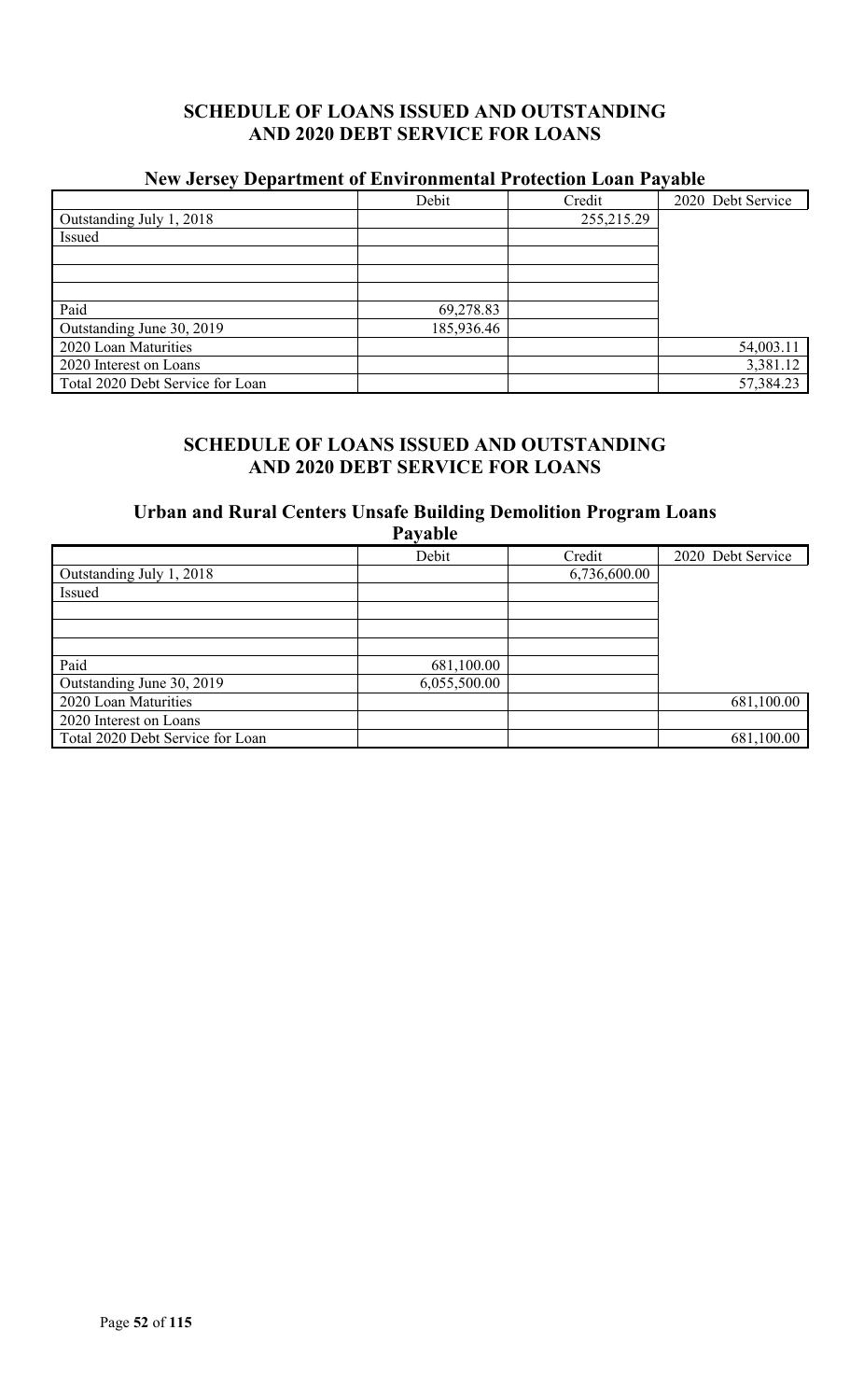## SCHEDULE OF LOANS ISSUED AND OUTSTANDING AND 2020 DEBT SERVICE FOR LOANS

### New Jersey Department of Environmental Protection Loan Payable

| | Debit | Credit | 2020 Debt Service |
|---|---|---|---|
| Outstanding July 1, 2018 | | 255,215.29 | |
| Issued | | | |
| | | | |
| | | | |
| | | | |
| Paid | 69,278.83 | | |
| Outstanding June 30, 2019 | 185,936.46 | | |
| 2020 Loan Maturities | | | 54,003.11 |
| 2020 Interest on Loans | | | 3,381.12 |
| Total 2020 Debt Service for Loan | | | 57,384.23 |

## SCHEDULE OF LOANS ISSUED AND OUTSTANDING AND 2020 DEBT SERVICE FOR LOANS

### Urban and Rural Centers Unsafe Building Demolition Program Loans Payable

| | Debit | Credit | 2020 Debt Service |
|---|---|---|---|
| Outstanding July 1, 2018 | | 6,736,600.00 | |
| Issued | | | |
| | | | |
| | | | |
| | | | |
| Paid | 681,100.00 | | |
| Outstanding June 30, 2019 | 6,055,500.00 | | |
| 2020 Loan Maturities | | | 681,100.00 |
| 2020 Interest on Loans | | | |
| Total 2020 Debt Service for Loan | | | 681,100.00 |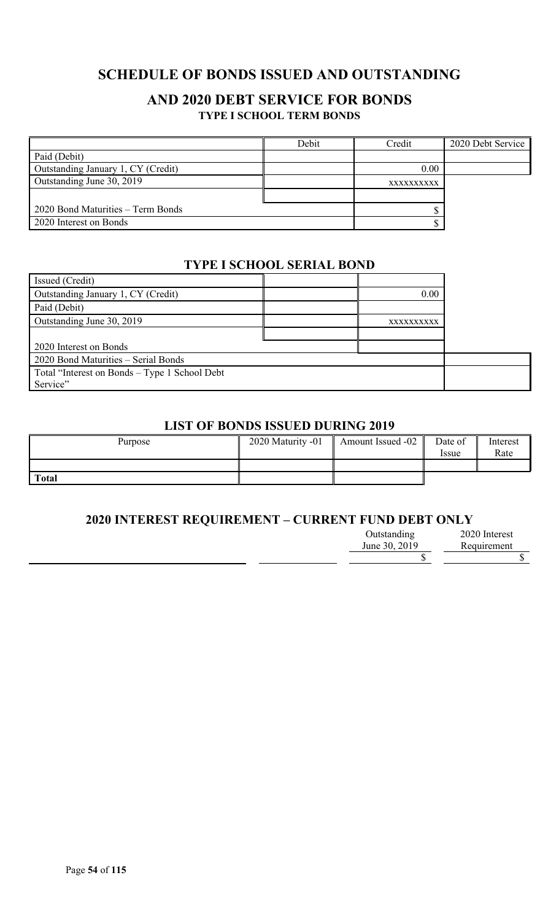# SCHEDULE OF BONDS ISSUED AND OUTSTANDING

## AND 2020 DEBT SERVICE FOR BONDS

### TYPE I SCHOOL TERM BONDS

| | Debit | Credit | 2020 Debt Service |
|---|---|---|---|
| Paid (Debit) | | | |
| Outstanding January 1, CY (Credit) | | 0.00 | |
| Outstanding June 30, 2019 | | xxxxxxxxxx | |
| | | | |
| 2020 Bond Maturities – Term Bonds | | $ | |
| 2020 Interest on Bonds | | $ | |

### TYPE I SCHOOL SERIAL BOND

| | | | |
|---|---|---|---|
| Issued (Credit) | | | |
| Outstanding January 1, CY (Credit) | | 0.00 | |
| Paid (Debit) | | | |
| Outstanding June 30, 2019 | | xxxxxxxxxx | |
| | | | |
| 2020 Interest on Bonds | | | |
| 2020 Bond Maturities – Serial Bonds | | | |
| Total "Interest on Bonds – Type 1 School Debt Service" | | | |

### LIST OF BONDS ISSUED DURING 2019

| Purpose | 2020 Maturity -01 | Amount Issued -02 | Date of Issue | Interest Rate |
|---|---|---|---|---|
| | | | | |
| **Total** | | | | |

### 2020 INTEREST REQUIREMENT – CURRENT FUND DEBT ONLY

| | | Outstanding June 30, 2019 | 2020 Interest Requirement |
|---|---|---|---|
| | | $ | $ |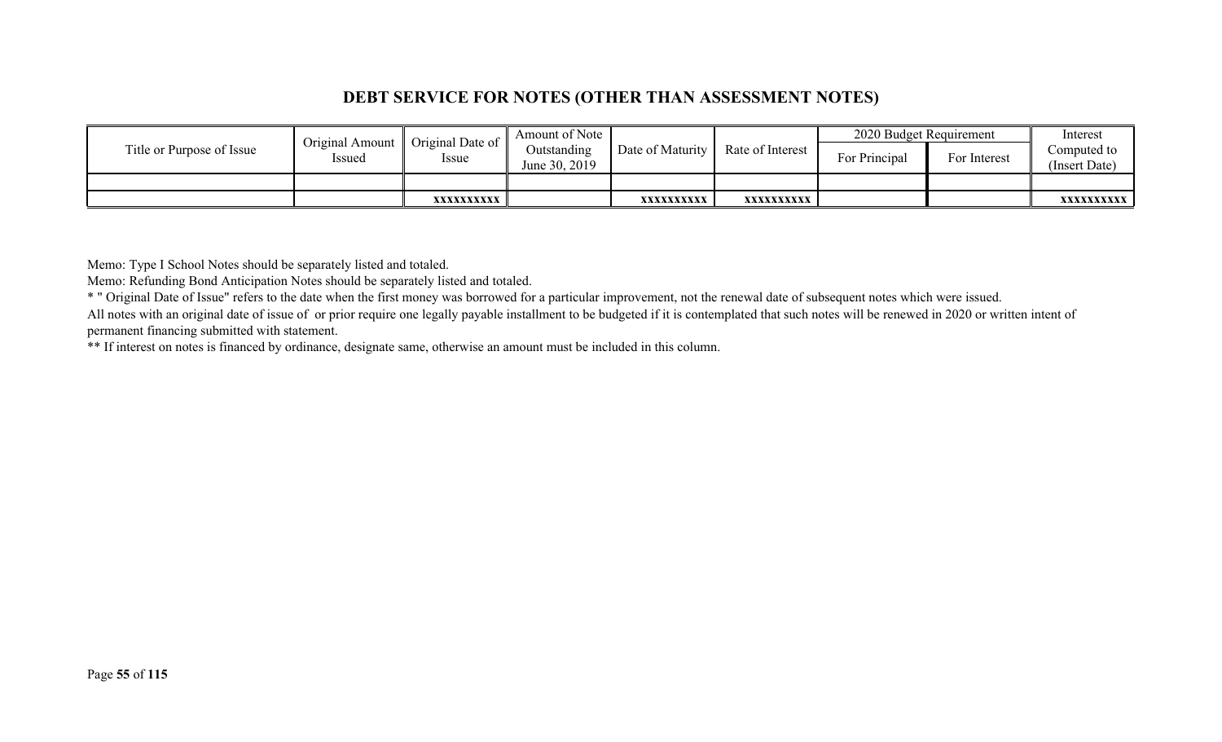## DEBT SERVICE FOR NOTES (OTHER THAN ASSESSMENT NOTES)

| Title or Purpose of Issue | Original Amount Issued | Original Date of Issue | Amount of Note Outstanding June 30, 2019 | Date of Maturity | Rate of Interest | 2020 Budget Requirement | | Interest Computed to (Insert Date) |
|---|---|---|---|---|---|---|---|---|
| | | | | | | For Principal | For Interest | |
| | | | | | | | | |
| | | xxxxxxxxxx | | xxxxxxxxxx | xxxxxxxxxx | | | xxxxxxxxxx |

Memo: Type I School Notes should be separately listed and totaled.

Memo: Refunding Bond Anticipation Notes should be separately listed and totaled.

* " Original Date of Issue" refers to the date when the first money was borrowed for a particular improvement, not the renewal date of subsequent notes which were issued.

All notes with an original date of issue of or prior require one legally payable installment to be budgeted if it is contemplated that such notes will be renewed in 2020 or written intent of permanent financing submitted with statement.

** If interest on notes is financed by ordinance, designate same, otherwise an amount must be included in this column.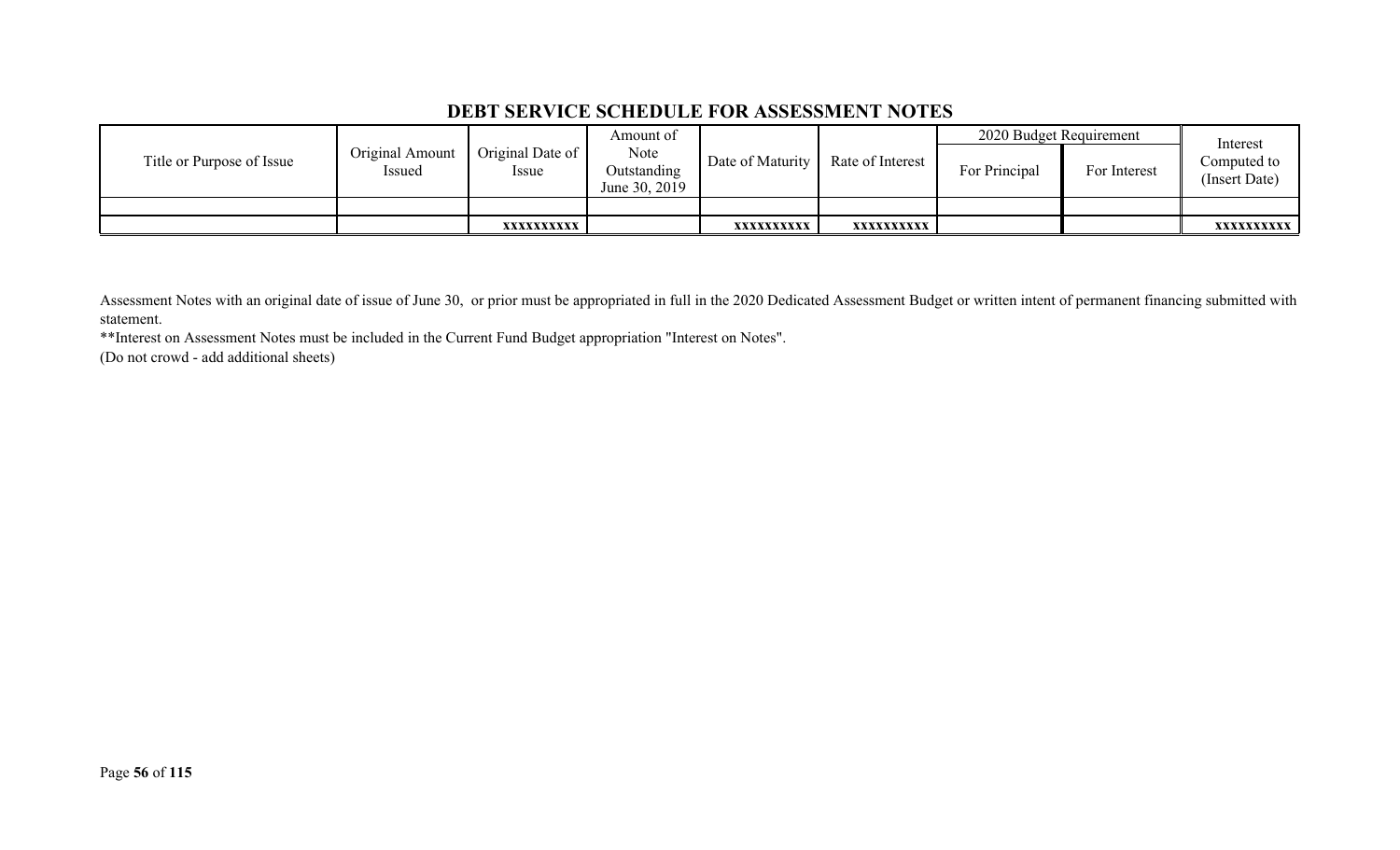## DEBT SERVICE SCHEDULE FOR ASSESSMENT NOTES

| Title or Purpose of Issue | Original Amount Issued | Original Date of Issue | Amount of Note Outstanding June 30, 2019 | Date of Maturity | Rate of Interest | 2020 Budget Requirement | | Interest Computed to (Insert Date) |
|---|---|---|---|---|---|---|---|---|
| | | | | | | For Principal | For Interest | |
| | | | | | | | | |
| | | xxxxxxxxxx | | xxxxxxxxxx | xxxxxxxxxx | | | xxxxxxxxxx |

Assessment Notes with an original date of issue of June 30, or prior must be appropriated in full in the 2020 Dedicated Assessment Budget or written intent of permanent financing submitted with statement.

**Interest on Assessment Notes must be included in the Current Fund Budget appropriation "Interest on Notes".

(Do not crowd - add additional sheets)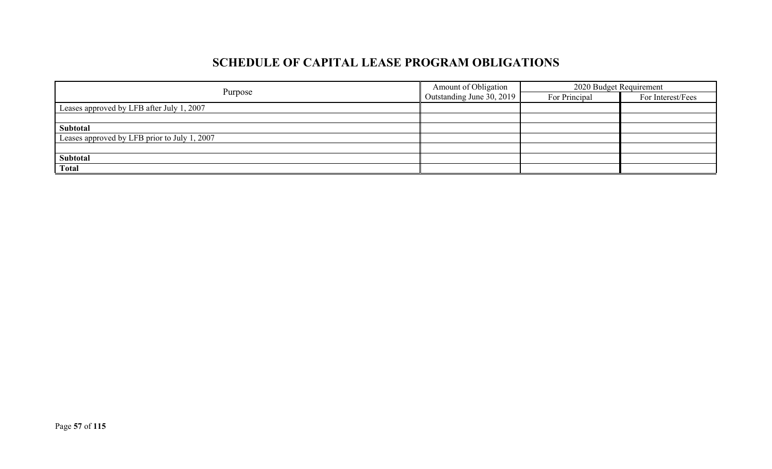# SCHEDULE OF CAPITAL LEASE PROGRAM OBLIGATIONS

| Purpose | Amount of Obligation Outstanding June 30, 2019 | 2020 Budget Requirement | |
|---|---|---|---|
| | | For Principal | For Interest/Fees |
| Leases approved by LFB after July 1, 2007 | | | |
| | | | |
| **Subtotal** | | | |
| Leases approved by LFB prior to July 1, 2007 | | | |
| | | | |
| **Subtotal** | | | |
| **Total** | | | |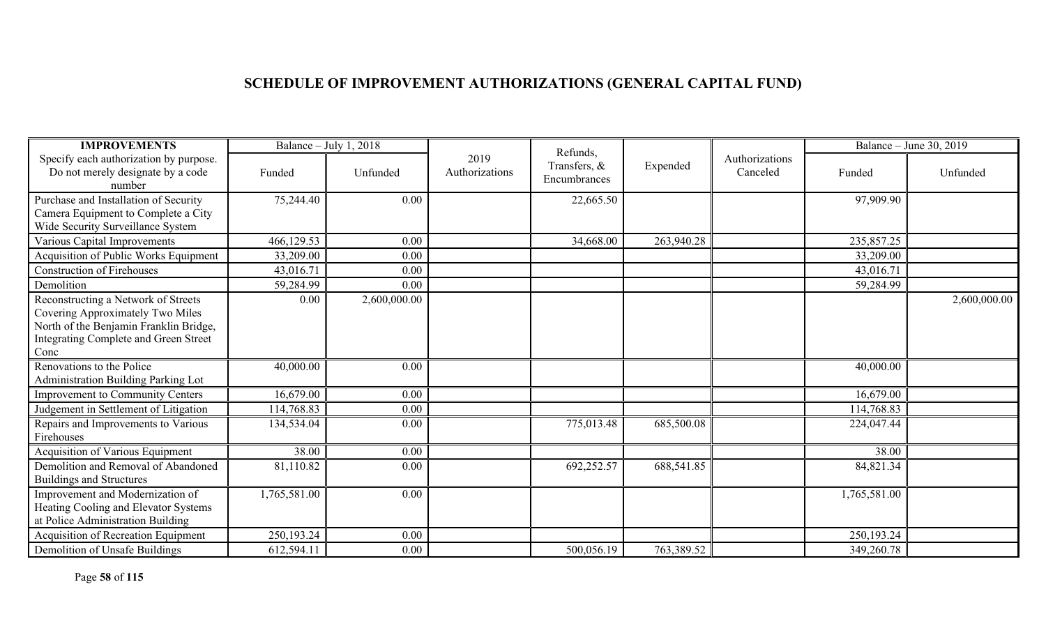# SCHEDULE OF IMPROVEMENT AUTHORIZATIONS (GENERAL CAPITAL FUND)

| IMPROVEMENTS | Balance – July 1, 2018 | | 2019 Authorizations | Refunds, Transfers, & Encumbrances | Expended | Authorizations Canceled | Balance – June 30, 2019 | |
|---|---|---|---|---|---|---|---|---|
| Specify each authorization by purpose. Do not merely designate by a code number | Funded | Unfunded | | | | | Funded | Unfunded |
| Purchase and Installation of Security Camera Equipment to Complete a City Wide Security Surveillance System | 75,244.40 | 0.00 | | 22,665.50 | | | 97,909.90 | |
| Various Capital Improvements | 466,129.53 | 0.00 | | 34,668.00 | 263,940.28 | | 235,857.25 | |
| Acquisition of Public Works Equipment | 33,209.00 | 0.00 | | | | | 33,209.00 | |
| Construction of Firehouses | 43,016.71 | 0.00 | | | | | 43,016.71 | |
| Demolition | 59,284.99 | 0.00 | | | | | 59,284.99 | |
| Reconstructing a Network of Streets Covering Approximately Two Miles North of the Benjamin Franklin Bridge, Integrating Complete and Green Street Conc | 0.00 | 2,600,000.00 | | | | | | 2,600,000.00 |
| Renovations to the Police Administration Building Parking Lot | 40,000.00 | 0.00 | | | | | 40,000.00 | |
| Improvement to Community Centers | 16,679.00 | 0.00 | | | | | 16,679.00 | |
| Judgement in Settlement of Litigation | 114,768.83 | 0.00 | | | | | 114,768.83 | |
| Repairs and Improvements to Various Firehouses | 134,534.04 | 0.00 | | 775,013.48 | 685,500.08 | | 224,047.44 | |
| Acquisition of Various Equipment | 38.00 | 0.00 | | | | | 38.00 | |
| Demolition and Removal of Abandoned Buildings and Structures | 81,110.82 | 0.00 | | 692,252.57 | 688,541.85 | | 84,821.34 | |
| Improvement and Modernization of Heating Cooling and Elevator Systems at Police Administration Building | 1,765,581.00 | 0.00 | | | | | 1,765,581.00 | |
| Acquisition of Recreation Equipment | 250,193.24 | 0.00 | | | | | 250,193.24 | |
| Demolition of Unsafe Buildings | 612,594.11 | 0.00 | | 500,056.19 | 763,389.52 | | 349,260.78 | |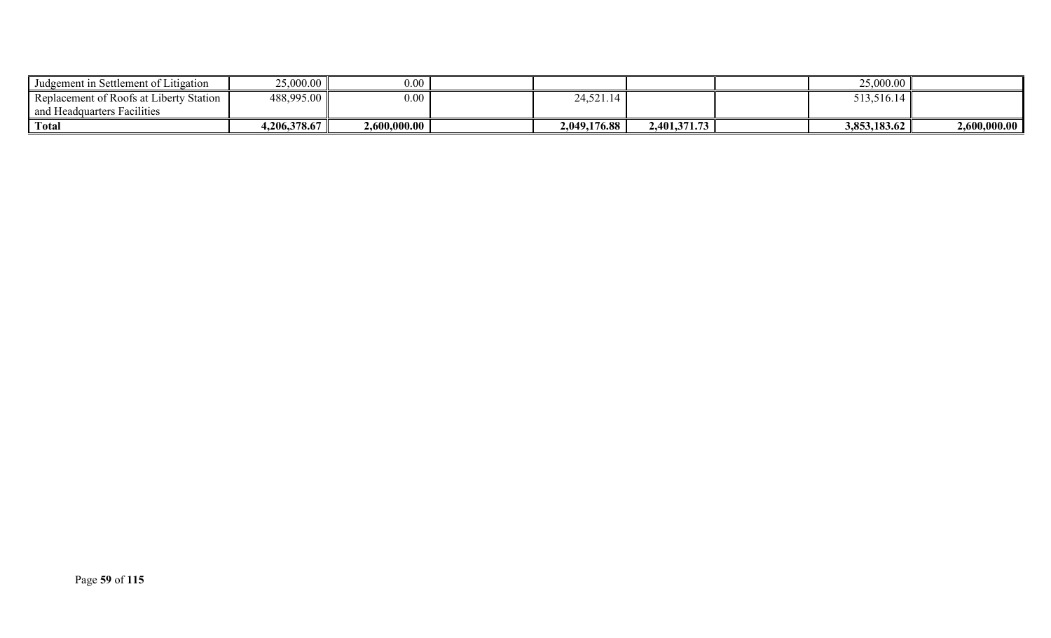| | | | | | | | | |
|---|---|---|---|---|---|---|---|---|
| Judgement in Settlement of Litigation | 25,000.00 | 0.00 | | | | | 25,000.00 | |
| Replacement of Roofs at Liberty Station and Headquarters Facilities | 488,995.00 | 0.00 | | 24,521.14 | | | 513,516.14 | |
| **Total** | **4,206,378.67** | **2,600,000.00** | | **2,049,176.88** | **2,401,371.73** | | **3,853,183.62** | **2,600,000.00** |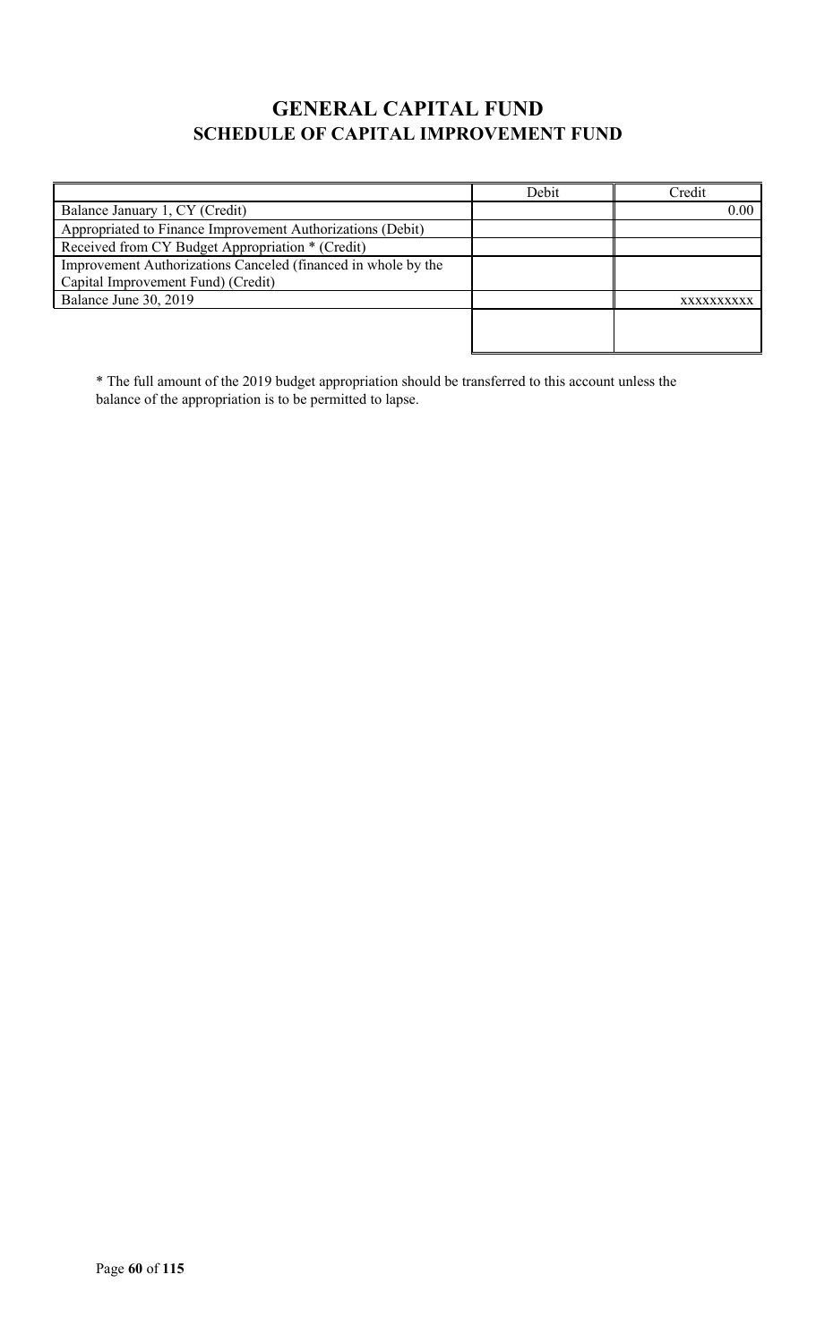# GENERAL CAPITAL FUND

## SCHEDULE OF CAPITAL IMPROVEMENT FUND

| | Debit | Credit |
|---|---|---|
| Balance January 1, CY (Credit) | | 0.00 |
| Appropriated to Finance Improvement Authorizations (Debit) | | |
| Received from CY Budget Appropriation * (Credit) | | |
| Improvement Authorizations Canceled (financed in whole by the Capital Improvement Fund) (Credit) | | |
| Balance June 30, 2019 | | xxxxxxxxxx |
| | | |

* The full amount of the 2019 budget appropriation should be transferred to this account unless the balance of the appropriation is to be permitted to lapse.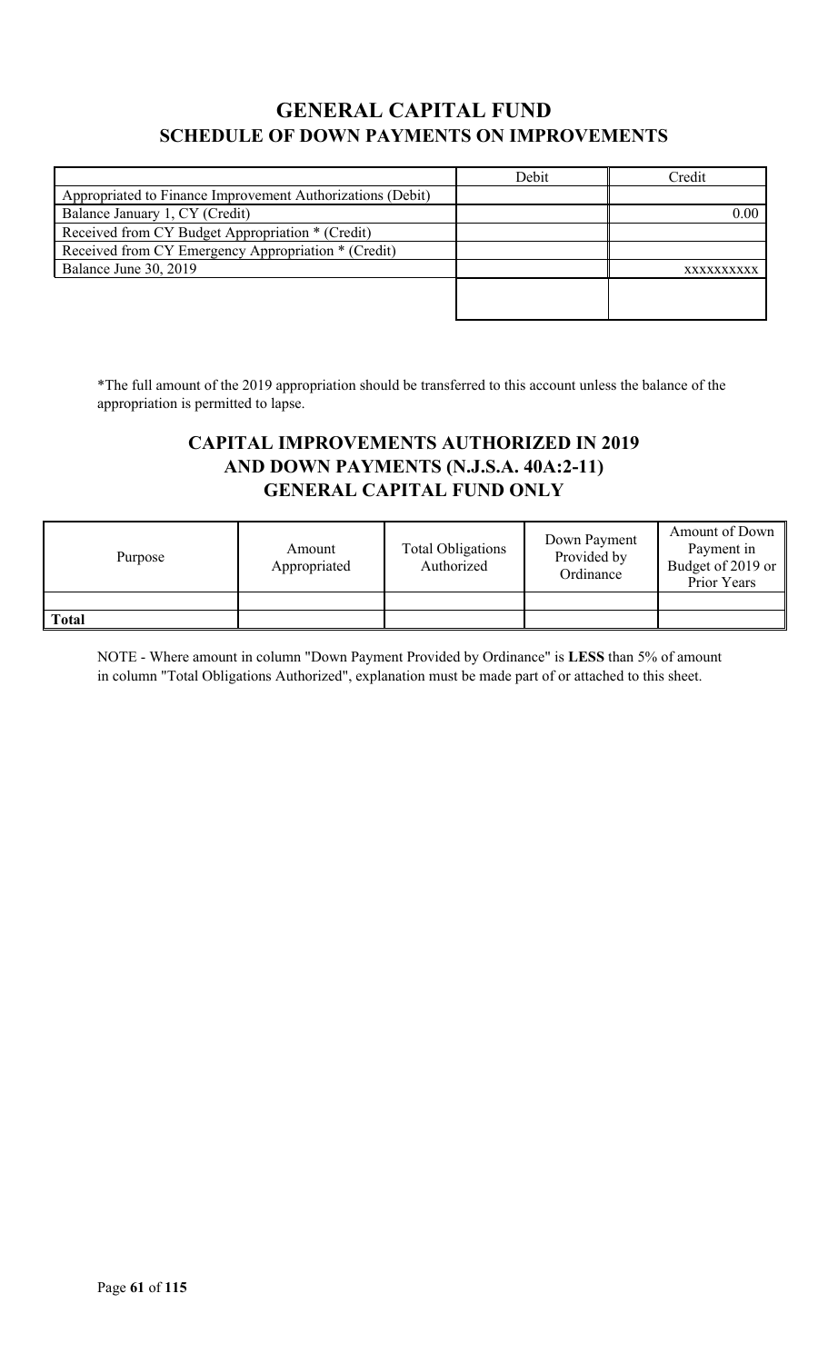## GENERAL CAPITAL FUND
### SCHEDULE OF DOWN PAYMENTS ON IMPROVEMENTS

| | Debit | Credit |
|---|---|---|
| Appropriated to Finance Improvement Authorizations (Debit) | | |
| Balance January 1, CY (Credit) | | 0.00 |
| Received from CY Budget Appropriation * (Credit) | | |
| Received from CY Emergency Appropriation * (Credit) | | |
| Balance June 30, 2019 | | xxxxxxxxxx |
| | | |

*The full amount of the 2019 appropriation should be transferred to this account unless the balance of the appropriation is permitted to lapse.

## CAPITAL IMPROVEMENTS AUTHORIZED IN 2019 AND DOWN PAYMENTS (N.J.S.A. 40A:2-11) GENERAL CAPITAL FUND ONLY

| Purpose | Amount Appropriated | Total Obligations Authorized | Down Payment Provided by Ordinance | Amount of Down Payment in Budget of 2019 or Prior Years |
|---|---|---|---|---|
| | | | | |
| **Total** | | | | |

NOTE - Where amount in column "Down Payment Provided by Ordinance" is **LESS** than 5% of amount in column "Total Obligations Authorized", explanation must be made part of or attached to this sheet.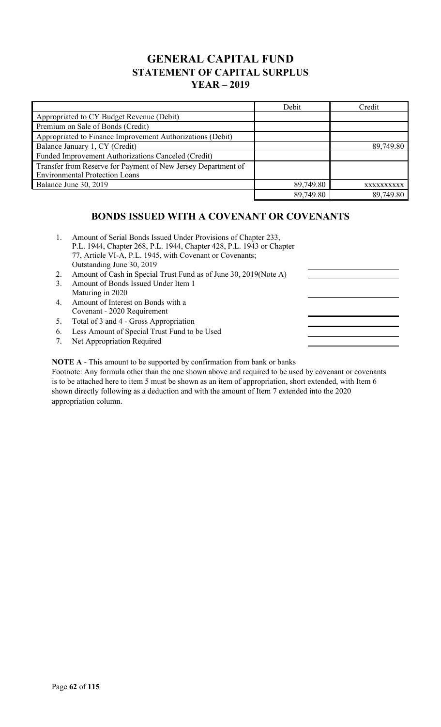# GENERAL CAPITAL FUND
## STATEMENT OF CAPITAL SURPLUS
## YEAR – 2019

| | Debit | Credit |
|---|---|---|
| Appropriated to CY Budget Revenue (Debit) | | |
| Premium on Sale of Bonds (Credit) | | |
| Appropriated to Finance Improvement Authorizations (Debit) | | |
| Balance January 1, CY (Credit) | | 89,749.80 |
| Funded Improvement Authorizations Canceled (Credit) | | |
| Transfer from Reserve for Payment of New Jersey Department of Environmental Protection Loans | | |
| Balance June 30, 2019 | 89,749.80 | xxxxxxxxxx |
| | 89,749.80 | 89,749.80 |

## BONDS ISSUED WITH A COVENANT OR COVENANTS

1. Amount of Serial Bonds Issued Under Provisions of Chapter 233, P.L. 1944, Chapter 268, P.L. 1944, Chapter 428, P.L. 1943 or Chapter 77, Article VI-A, P.L. 1945, with Covenant or Covenants; Outstanding June 30, 2019
2. Amount of Cash in Special Trust Fund as of June 30, 2019(Note A)
3. Amount of Bonds Issued Under Item 1 Maturing in 2020
4. Amount of Interest on Bonds with a Covenant - 2020 Requirement
5. Total of 3 and 4 - Gross Appropriation
6. Less Amount of Special Trust Fund to be Used
7. Net Appropriation Required

**NOTE A** - This amount to be supported by confirmation from bank or banks

Footnote: Any formula other than the one shown above and required to be used by covenant or covenants is to be attached here to item 5 must be shown as an item of appropriation, short extended, with Item 6 shown directly following as a deduction and with the amount of Item 7 extended into the 2020 appropriation column.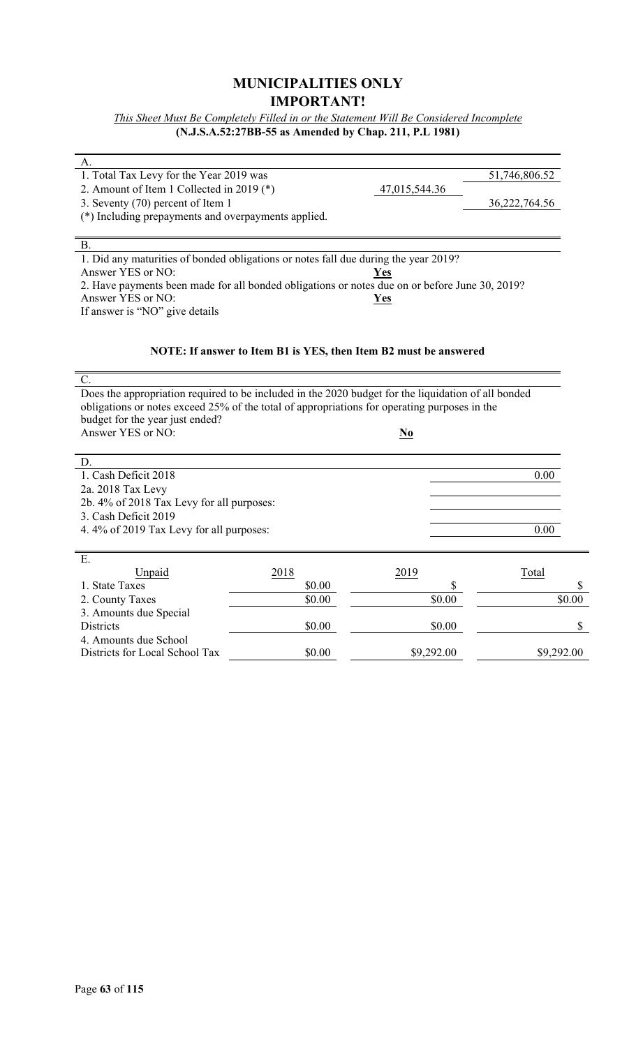# MUNICIPALITIES ONLY
# IMPORTANT!

*This Sheet Must Be Completely Filled in or the Statement Will Be Considered Incomplete*

**(N.J.S.A.52:27BB-55 as Amended by Chap. 211, P.L 1981)**

A.

| | | |
|---|---|---|
| 1. Total Tax Levy for the Year 2019 was | | 51,746,806.52 |
| 2. Amount of Item 1 Collected in 2019 (*) | 47,015,544.36 | |
| 3. Seventy (70) percent of Item 1 | | 36,222,764.56 |

(*) Including prepayments and overpayments applied.

B.

1. Did any maturities of bonded obligations or notes fall due during the year 2019?
Answer YES or NO: **Yes**

2. Have payments been made for all bonded obligations or notes due on or before June 30, 2019?
Answer YES or NO: **Yes**

If answer is "NO" give details

**NOTE: If answer to Item B1 is YES, then Item B2 must be answered**

C.

Does the appropriation required to be included in the 2020 budget for the liquidation of all bonded obligations or notes exceed 25% of the total of appropriations for operating purposes in the budget for the year just ended?
Answer YES or NO: **No**

D.

| | |
|---|---|
| 1. Cash Deficit 2018 | 0.00 |
| 2a. 2018 Tax Levy | |
| 2b. 4% of 2018 Tax Levy for all purposes: | |
| 3. Cash Deficit 2019 | |
| 4. 4% of 2019 Tax Levy for all purposes: | 0.00 |

E.

| Unpaid | 2018 | 2019 | Total |
|---|---|---|---|
| 1. State Taxes | $0.00 | $ | $ |
| 2. County Taxes | $0.00 | $0.00 | $0.00 |
| 3. Amounts due Special Districts | $0.00 | $0.00 | $ |
| 4. Amounts due School Districts for Local School Tax | $0.00 | $9,292.00 | $9,292.00 |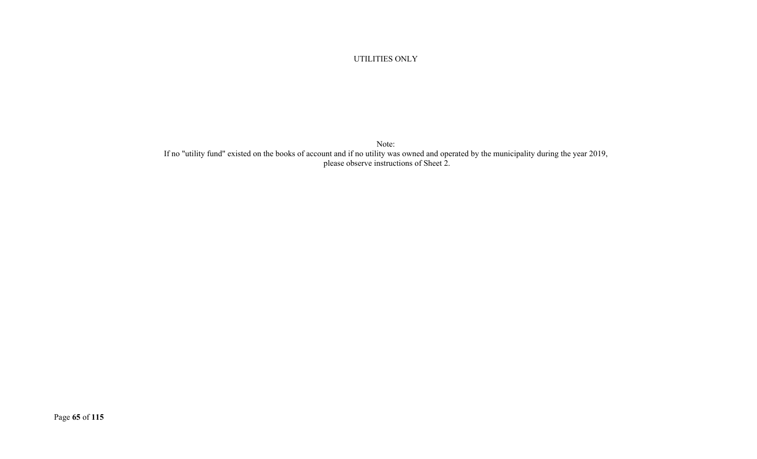UTILITIES ONLY

Note:
If no "utility fund" existed on the books of account and if no utility was owned and operated by the municipality during the year 2019, please observe instructions of Sheet 2.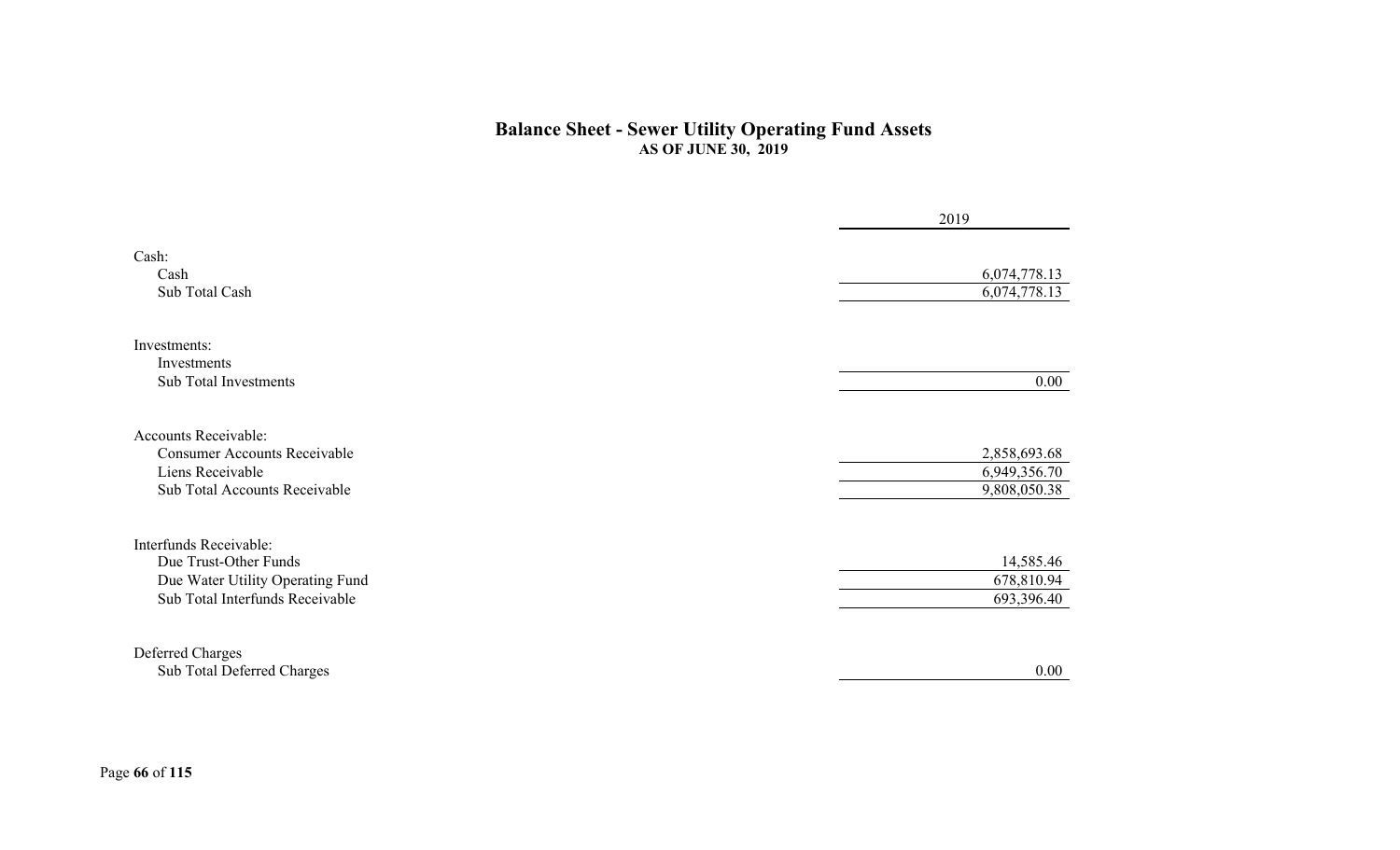# Balance Sheet - Sewer Utility Operating Fund Assets

**AS OF JUNE 30, 2019**

| | 2019 |
|---|---|
| Cash: | |
| Cash | 6,074,778.13 |
| Sub Total Cash | 6,074,778.13 |
| | |
| Investments: | |
| Investments | |
| Sub Total Investments | 0.00 |
| | |
| Accounts Receivable: | |
| Consumer Accounts Receivable | 2,858,693.68 |
| Liens Receivable | 6,949,356.70 |
| Sub Total Accounts Receivable | 9,808,050.38 |
| | |
| Interfunds Receivable: | |
| Due Trust-Other Funds | 14,585.46 |
| Due Water Utility Operating Fund | 678,810.94 |
| Sub Total Interfunds Receivable | 693,396.40 |
| | |
| Deferred Charges | |
| Sub Total Deferred Charges | 0.00 |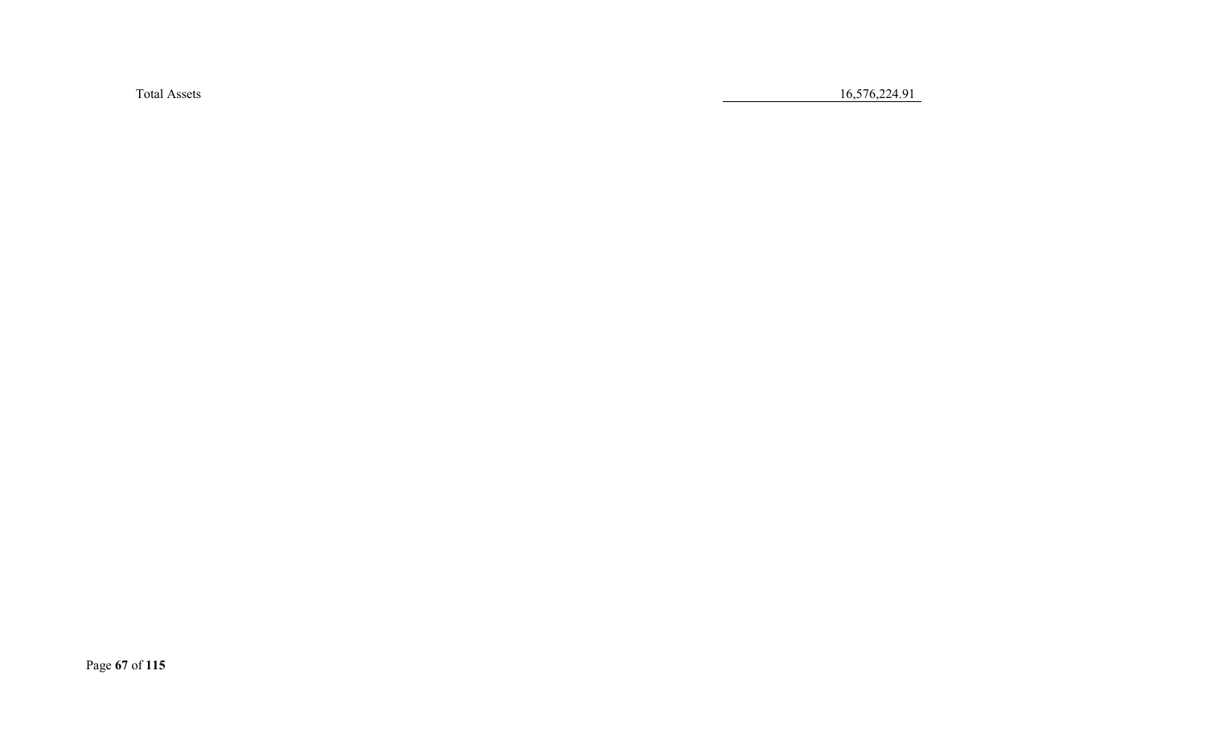| | |
|---|---|
| Total Assets | 16,576,224.91 |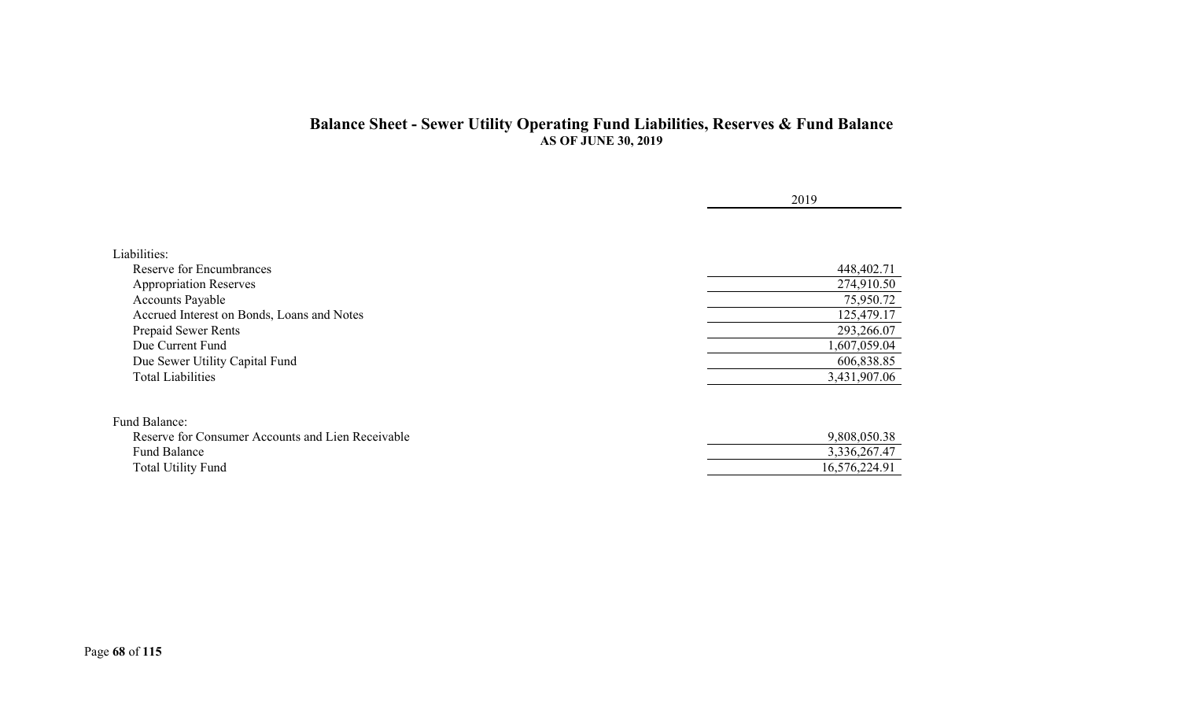## Balance Sheet - Sewer Utility Operating Fund Liabilities, Reserves & Fund Balance

**AS OF JUNE 30, 2019**

| | 2019 |
|---|---|
| Liabilities: | |
| Reserve for Encumbrances | 448,402.71 |
| Appropriation Reserves | 274,910.50 |
| Accounts Payable | 75,950.72 |
| Accrued Interest on Bonds, Loans and Notes | 125,479.17 |
| Prepaid Sewer Rents | 293,266.07 |
| Due Current Fund | 1,607,059.04 |
| Due Sewer Utility Capital Fund | 606,838.85 |
| Total Liabilities | 3,431,907.06 |
| | |
| Fund Balance: | |
| Reserve for Consumer Accounts and Lien Receivable | 9,808,050.38 |
| Fund Balance | 3,336,267.47 |
| Total Utility Fund | 16,576,224.91 |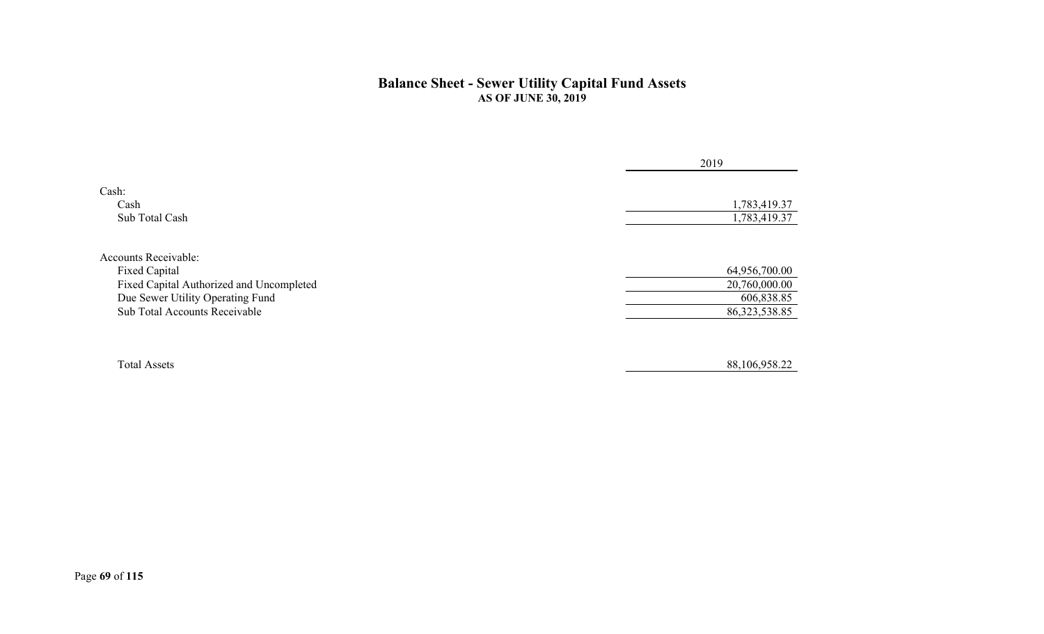# Balance Sheet - Sewer Utility Capital Fund Assets

**AS OF JUNE 30, 2019**

| | 2019 |
|---|---|
| Cash: | |
| Cash | 1,783,419.37 |
| Sub Total Cash | 1,783,419.37 |
| | |
| Accounts Receivable: | |
| Fixed Capital | 64,956,700.00 |
| Fixed Capital Authorized and Uncompleted | 20,760,000.00 |
| Due Sewer Utility Operating Fund | 606,838.85 |
| Sub Total Accounts Receivable | 86,323,538.85 |
| | |
| Total Assets | 88,106,958.22 |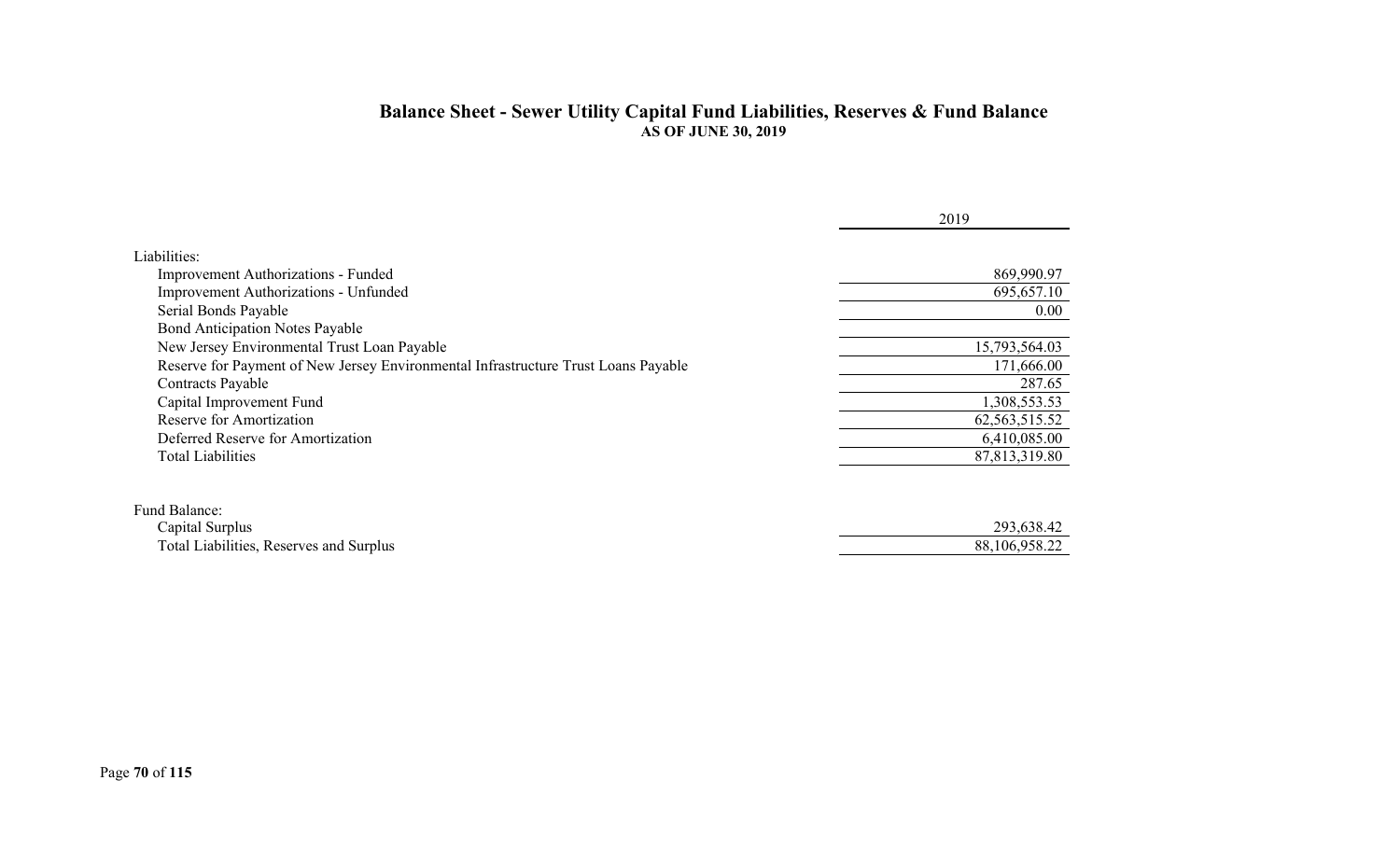## Balance Sheet - Sewer Utility Capital Fund Liabilities, Reserves & Fund Balance

**AS OF JUNE 30, 2019**

| | 2019 |
|---|---|
| Liabilities: | |
| Improvement Authorizations - Funded | 869,990.97 |
| Improvement Authorizations - Unfunded | 695,657.10 |
| Serial Bonds Payable | 0.00 |
| Bond Anticipation Notes Payable | |
| New Jersey Environmental Trust Loan Payable | 15,793,564.03 |
| Reserve for Payment of New Jersey Environmental Infrastructure Trust Loans Payable | 171,666.00 |
| Contracts Payable | 287.65 |
| Capital Improvement Fund | 1,308,553.53 |
| Reserve for Amortization | 62,563,515.52 |
| Deferred Reserve for Amortization | 6,410,085.00 |
| Total Liabilities | 87,813,319.80 |
| | |
| Fund Balance: | |
| Capital Surplus | 293,638.42 |
| Total Liabilities, Reserves and Surplus | 88,106,958.22 |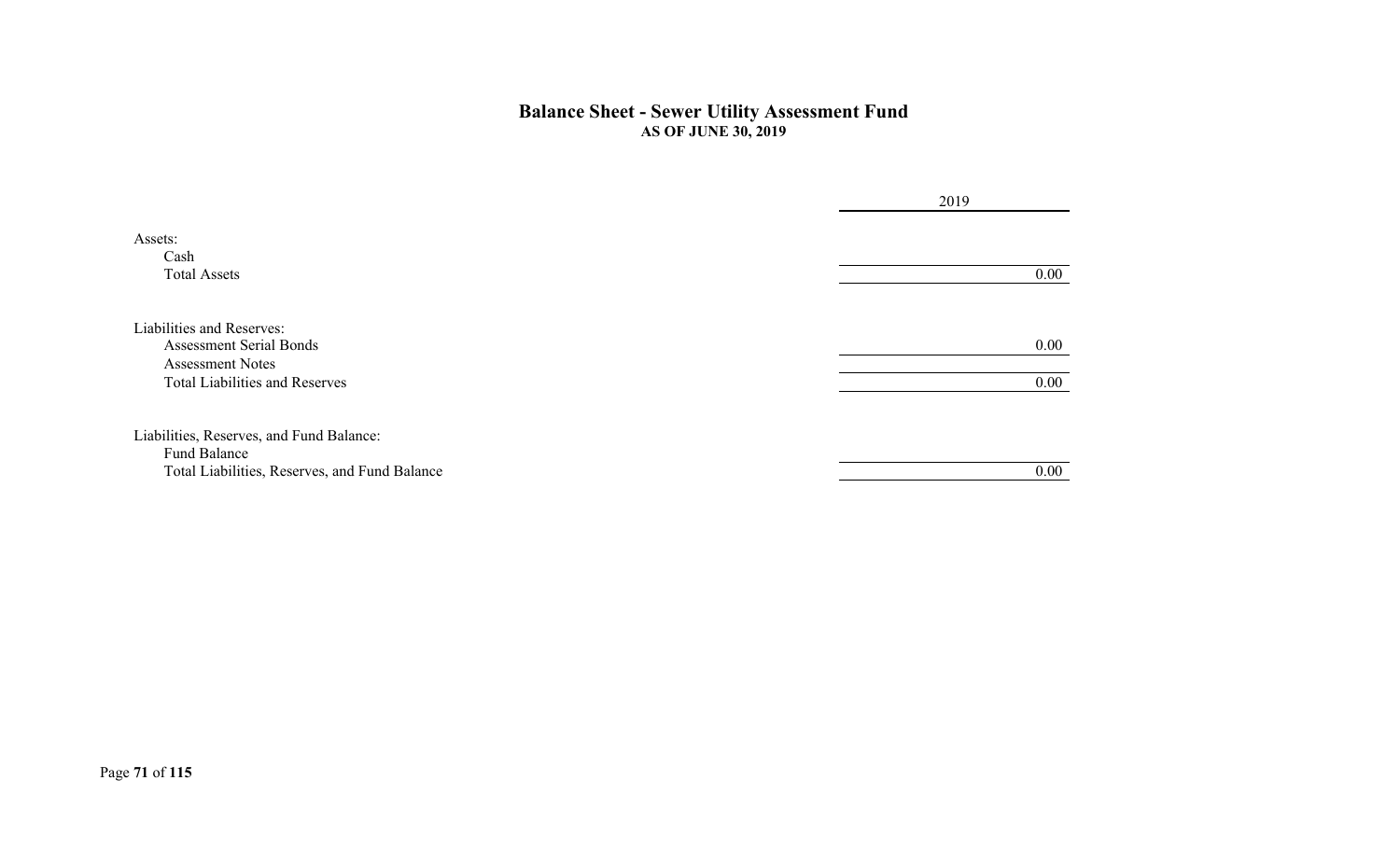## Balance Sheet - Sewer Utility Assessment Fund

**AS OF JUNE 30, 2019**

| | 2019 |
|---|---|
| Assets: | |
| Cash | |
| Total Assets | 0.00 |
| | |
| Liabilities and Reserves: | |
| Assessment Serial Bonds | 0.00 |
| Assessment Notes | |
| Total Liabilities and Reserves | 0.00 |
| | |
| Liabilities, Reserves, and Fund Balance: | |
| Fund Balance | |
| Total Liabilities, Reserves, and Fund Balance | 0.00 |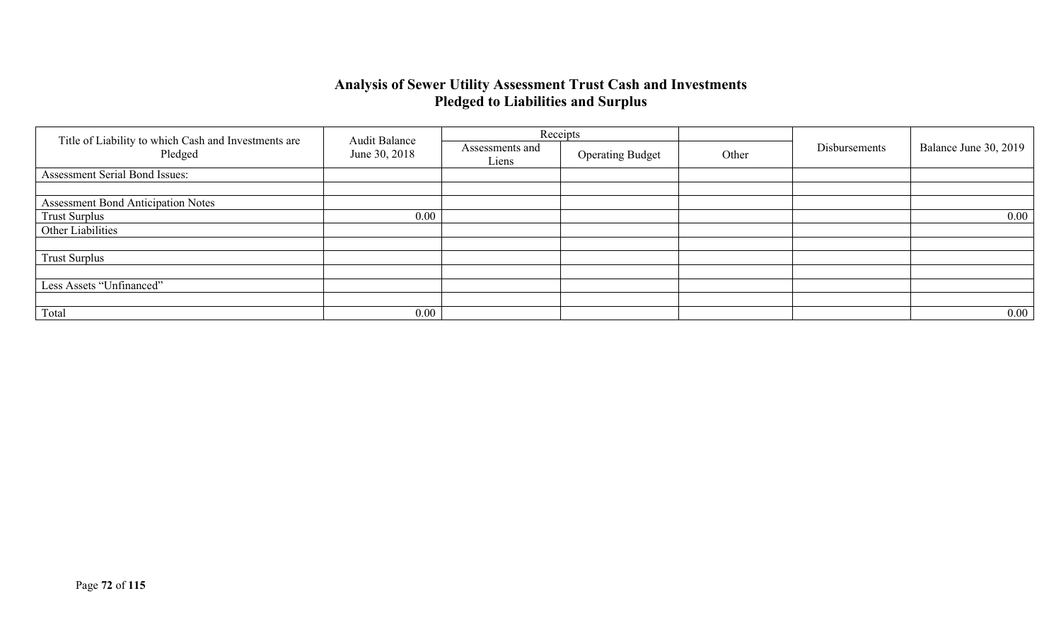## Analysis of Sewer Utility Assessment Trust Cash and Investments Pledged to Liabilities and Surplus

| Title of Liability to which Cash and Investments are Pledged | Audit Balance June 30, 2018 | Receipts | | | Disbursements | Balance June 30, 2019 |
|---|---|---|---|---|---|---|
| | | Assessments and Liens | Operating Budget | Other | | |
| Assessment Serial Bond Issues: | | | | | | |
| | | | | | | |
| Assessment Bond Anticipation Notes | | | | | | |
| Trust Surplus | 0.00 | | | | | 0.00 |
| Other Liabilities | | | | | | |
| | | | | | | |
| Trust Surplus | | | | | | |
| | | | | | | |
| Less Assets “Unfinanced” | | | | | | |
| | | | | | | |
| Total | 0.00 | | | | | 0.00 |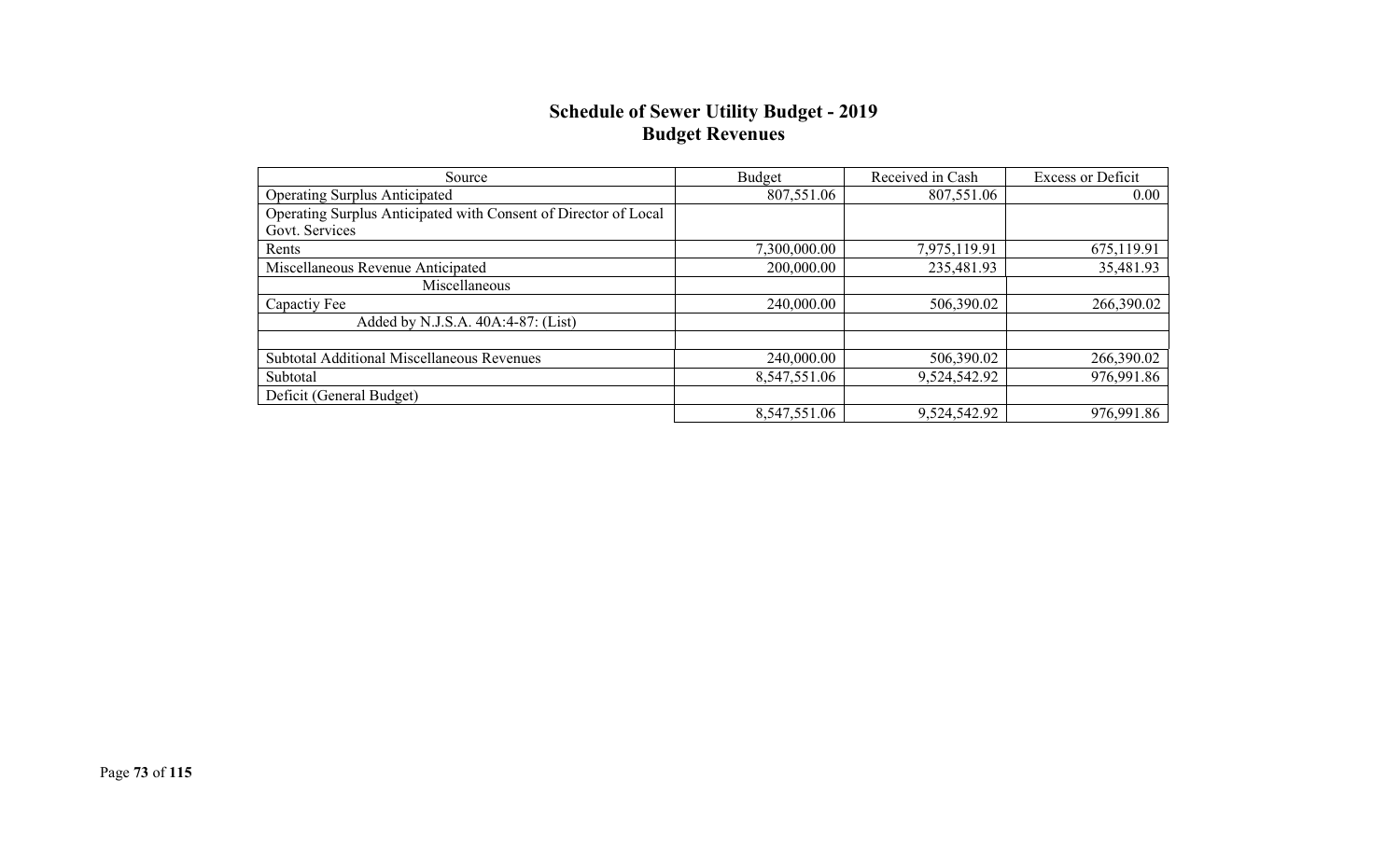# Schedule of Sewer Utility Budget - 2019
## Budget Revenues

| Source | Budget | Received in Cash | Excess or Deficit |
|---|---|---|---|
| Operating Surplus Anticipated | 807,551.06 | 807,551.06 | 0.00 |
| Operating Surplus Anticipated with Consent of Director of Local Govt. Services | | | |
| Rents | 7,300,000.00 | 7,975,119.91 | 675,119.91 |
| Miscellaneous Revenue Anticipated | 200,000.00 | 235,481.93 | 35,481.93 |
| Miscellaneous | | | |
| Capactiy Fee | 240,000.00 | 506,390.02 | 266,390.02 |
| Added by N.J.S.A. 40A:4-87: (List) | | | |
| | | | |
| Subtotal Additional Miscellaneous Revenues | 240,000.00 | 506,390.02 | 266,390.02 |
| Subtotal | 8,547,551.06 | 9,524,542.92 | 976,991.86 |
| Deficit (General Budget) | | | |
| | 8,547,551.06 | 9,524,542.92 | 976,991.86 |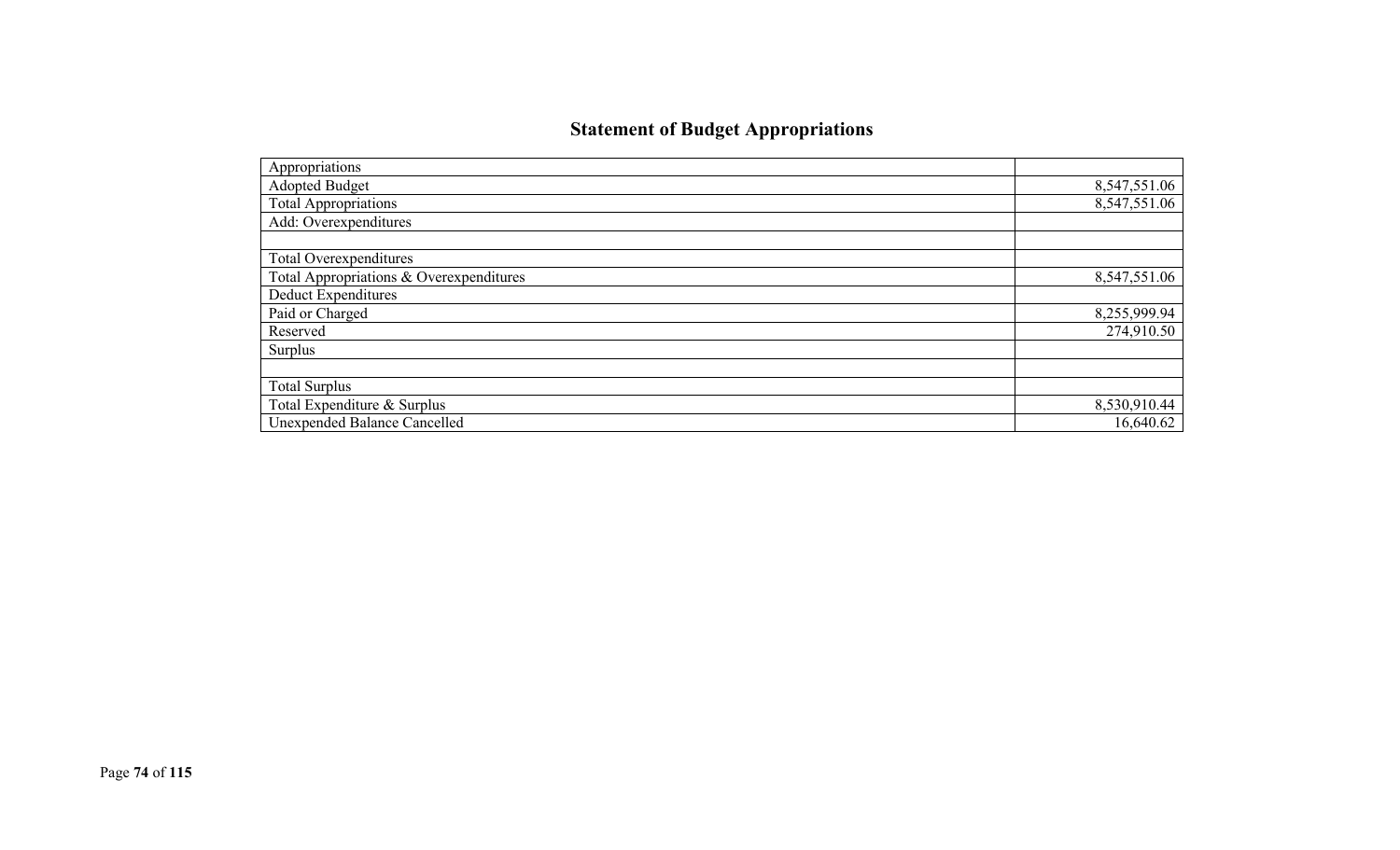## Statement of Budget Appropriations

| Appropriations | |
|---|---|
| Adopted Budget | 8,547,551.06 |
| Total Appropriations | 8,547,551.06 |
| Add: Overexpenditures | |
| | |
| Total Overexpenditures | |
| Total Appropriations & Overexpenditures | 8,547,551.06 |
| Deduct Expenditures | |
| Paid or Charged | 8,255,999.94 |
| Reserved | 274,910.50 |
| Surplus | |
| | |
| Total Surplus | |
| Total Expenditure & Surplus | 8,530,910.44 |
| Unexpended Balance Cancelled | 16,640.62 |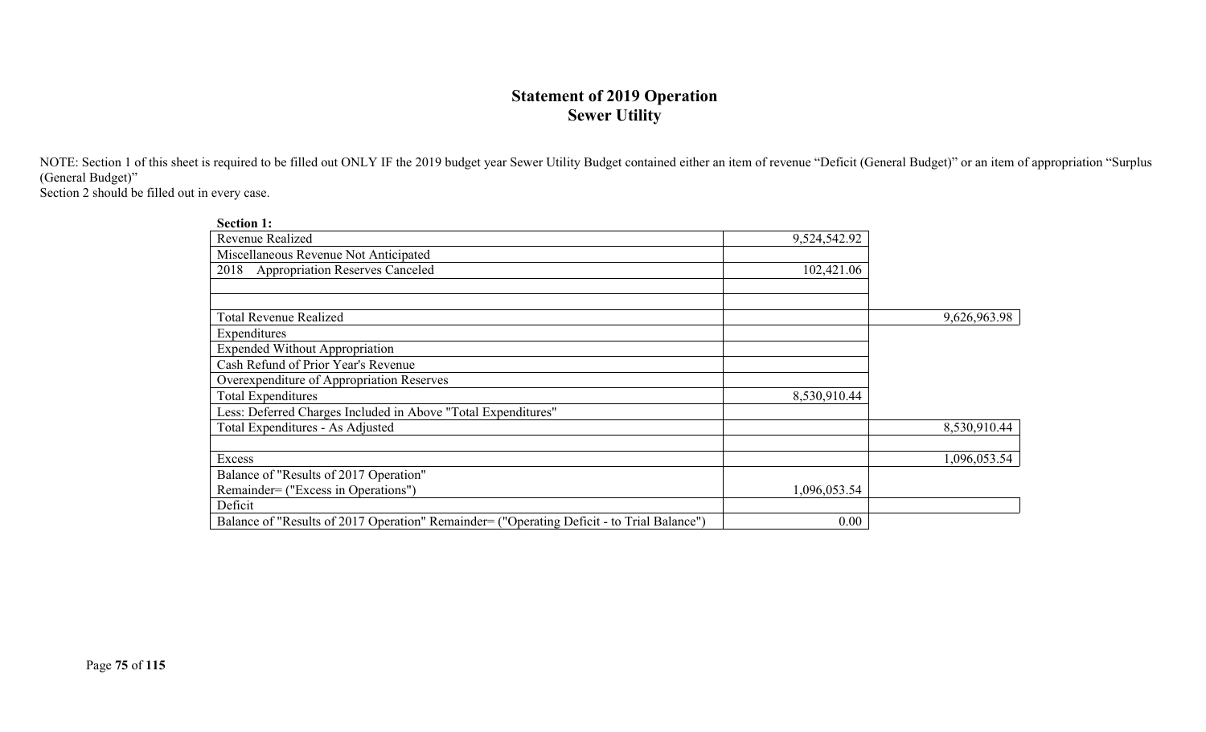# Statement of 2019 Operation
## Sewer Utility

NOTE: Section 1 of this sheet is required to be filled out ONLY IF the 2019 budget year Sewer Utility Budget contained either an item of revenue "Deficit (General Budget)" or an item of appropriation "Surplus (General Budget)"
Section 2 should be filled out in every case.

**Section 1:**

| | | |
|---|---|---|
| Revenue Realized | 9,524,542.92 | |
| Miscellaneous Revenue Not Anticipated | | |
| 2018 Appropriation Reserves Canceled | 102,421.06 | |
| | | |
| | | |
| Total Revenue Realized | | 9,626,963.98 |
| Expenditures | | |
| Expended Without Appropriation | | |
| Cash Refund of Prior Year's Revenue | | |
| Overexpenditure of Appropriation Reserves | | |
| Total Expenditures | 8,530,910.44 | |
| Less: Deferred Charges Included in Above "Total Expenditures" | | |
| Total Expenditures - As Adjusted | | 8,530,910.44 |
| | | |
| Excess | | 1,096,053.54 |
| Balance of "Results of 2017 Operation" Remainder= ("Excess in Operations") | 1,096,053.54 | |
| Deficit | | |
| Balance of "Results of 2017 Operation" Remainder= ("Operating Deficit - to Trial Balance") | 0.00 | |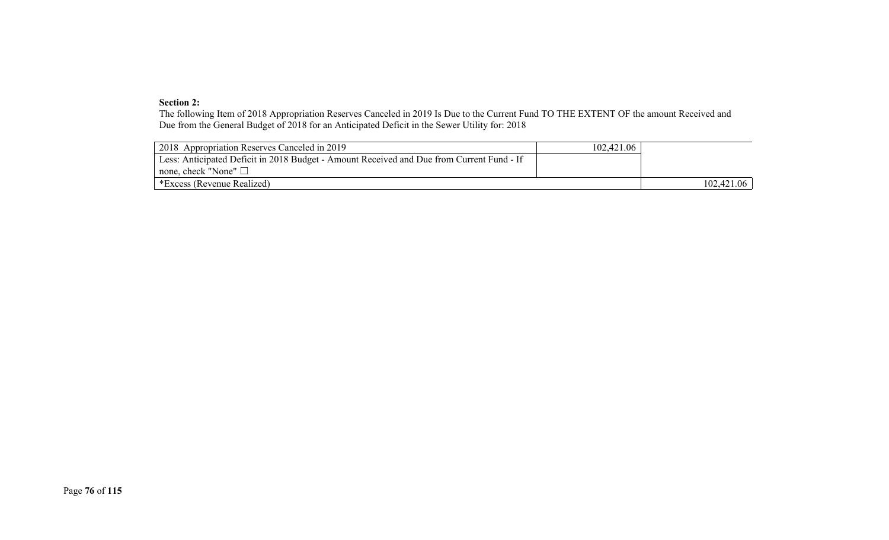**Section 2:**

The following Item of 2018 Appropriation Reserves Canceled in 2019 Is Due to the Current Fund TO THE EXTENT OF the amount Received and Due from the General Budget of 2018 for an Anticipated Deficit in the Sewer Utility for: 2018

| | | |
|---|---|---|
| 2018 Appropriation Reserves Canceled in 2019 | 102,421.06 | |
| Less: Anticipated Deficit in 2018 Budget - Amount Received and Due from Current Fund - If none, check "None" ☐ | | |
| *Excess (Revenue Realized) | | 102,421.06 |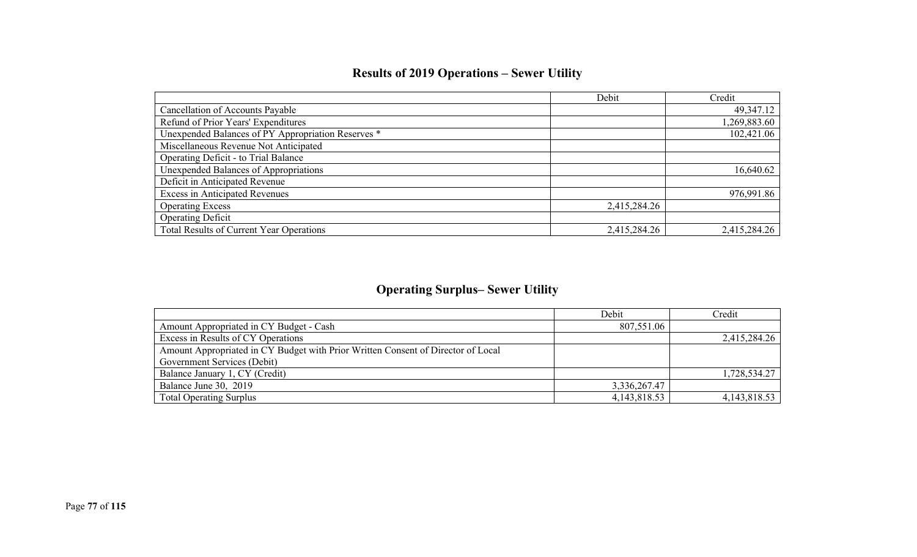## Results of 2019 Operations – Sewer Utility

| | Debit | Credit |
|---|---|---|
| Cancellation of Accounts Payable | | 49,347.12 |
| Refund of Prior Years' Expenditures | | 1,269,883.60 |
| Unexpended Balances of PY Appropriation Reserves * | | 102,421.06 |
| Miscellaneous Revenue Not Anticipated | | |
| Operating Deficit - to Trial Balance | | |
| Unexpended Balances of Appropriations | | 16,640.62 |
| Deficit in Anticipated Revenue | | |
| Excess in Anticipated Revenues | | 976,991.86 |
| Operating Excess | 2,415,284.26 | |
| Operating Deficit | | |
| Total Results of Current Year Operations | 2,415,284.26 | 2,415,284.26 |

## Operating Surplus– Sewer Utility

| | Debit | Credit |
|---|---|---|
| Amount Appropriated in CY Budget - Cash | 807,551.06 | |
| Excess in Results of CY Operations | | 2,415,284.26 |
| Amount Appropriated in CY Budget with Prior Written Consent of Director of Local Government Services (Debit) | | |
| Balance January 1, CY (Credit) | | 1,728,534.27 |
| Balance June 30, 2019 | 3,336,267.47 | |
| Total Operating Surplus | 4,143,818.53 | 4,143,818.53 |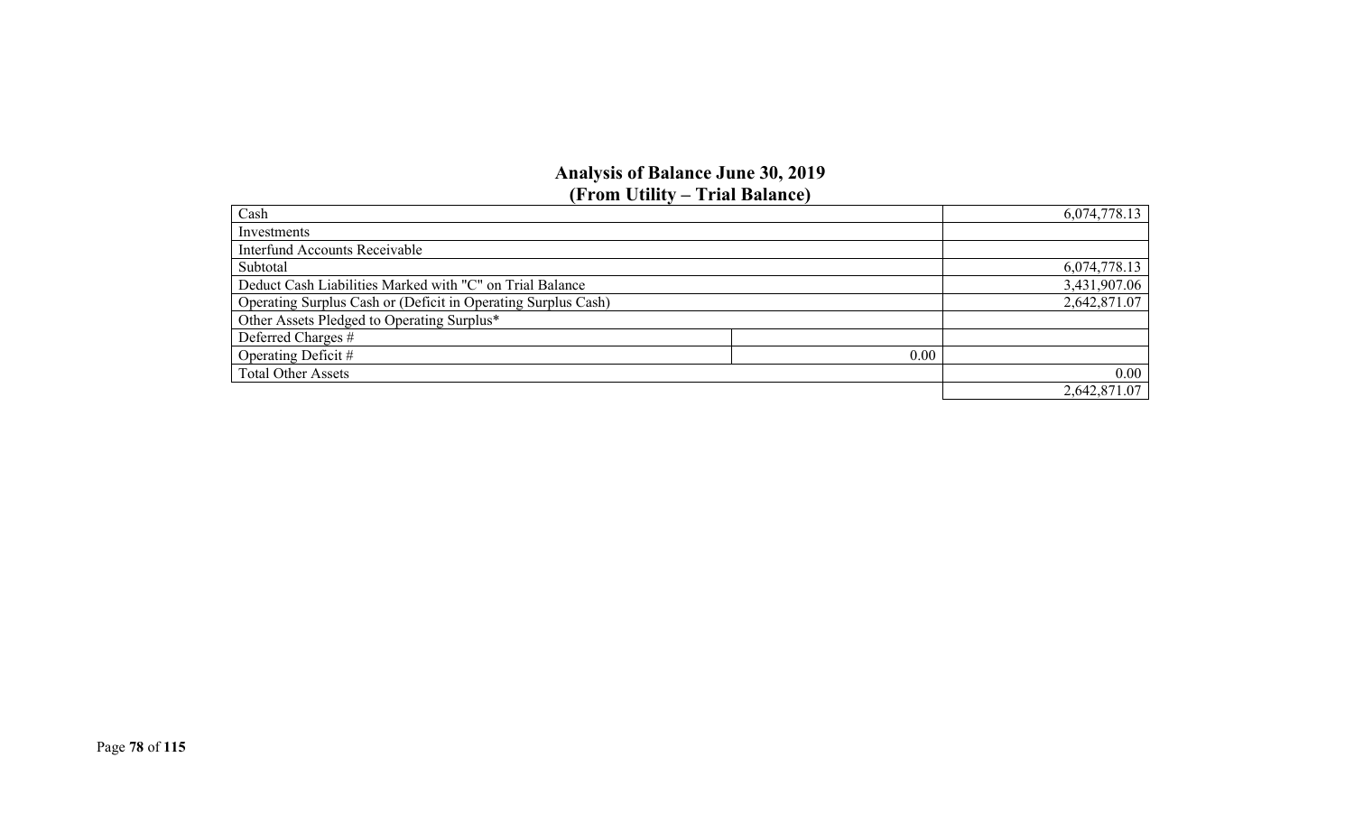## Analysis of Balance June 30, 2019
## (From Utility – Trial Balance)

| | | |
|---|---|---|
| Cash | | 6,074,778.13 |
| Investments | | |
| Interfund Accounts Receivable | | |
| Subtotal | | 6,074,778.13 |
| Deduct Cash Liabilities Marked with "C" on Trial Balance | | 3,431,907.06 |
| Operating Surplus Cash or (Deficit in Operating Surplus Cash) | | 2,642,871.07 |
| Other Assets Pledged to Operating Surplus* | | |
| Deferred Charges # | | |
| Operating Deficit # | 0.00 | |
| Total Other Assets | | 0.00 |
| | | 2,642,871.07 |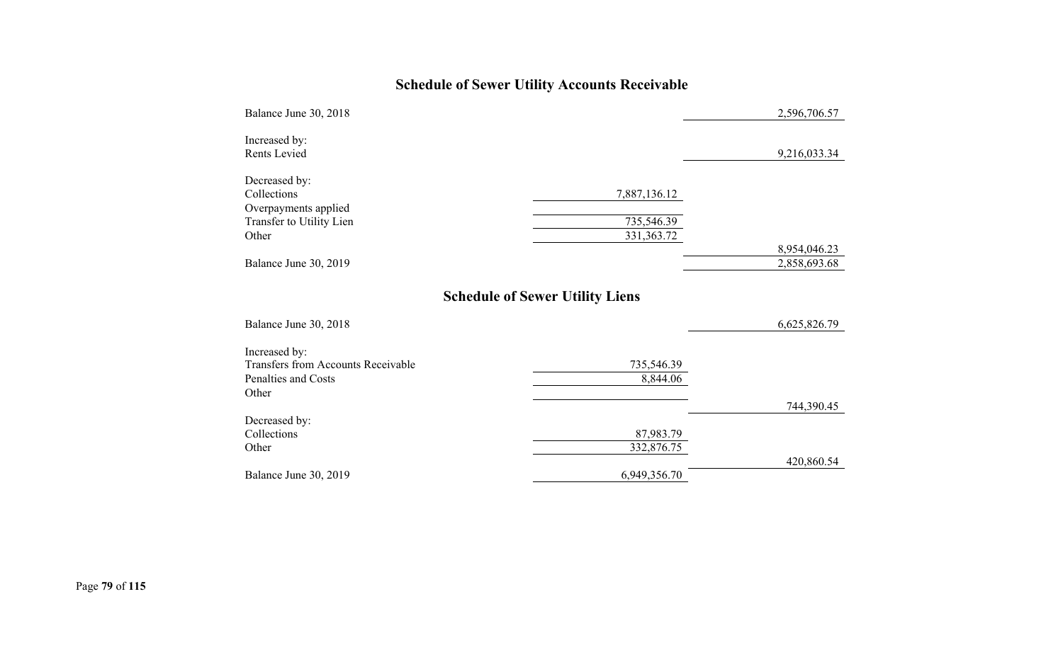## Schedule of Sewer Utility Accounts Receivable

| | | |
|---|---|---|
| Balance June 30, 2018 | | 2,596,706.57 |
| | | |
| Increased by: | | |
| Rents Levied | | 9,216,033.34 |
| | | |
| Decreased by: | | |
| Collections | 7,887,136.12 | |
| Overpayments applied | | |
| Transfer to Utility Lien | 735,546.39 | |
| Other | 331,363.72 | |
| | | 8,954,046.23 |
| Balance June 30, 2019 | | 2,858,693.68 |

## Schedule of Sewer Utility Liens

| | | |
|---|---|---|
| Balance June 30, 2018 | | 6,625,826.79 |
| | | |
| Increased by: | | |
| Transfers from Accounts Receivable | 735,546.39 | |
| Penalties and Costs | 8,844.06 | |
| Other | | |
| | | 744,390.45 |
| Decreased by: | | |
| Collections | 87,983.79 | |
| Other | 332,876.75 | |
| | | 420,860.54 |
| Balance June 30, 2019 | 6,949,356.70 | |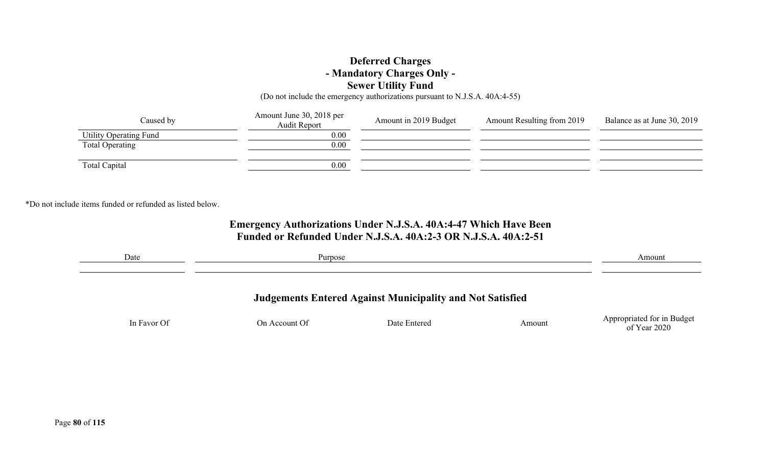# Deferred Charges
## - Mandatory Charges Only -
## Sewer Utility Fund

(Do not include the emergency authorizations pursuant to N.J.S.A. 40A:4-55)

| Caused by | Amount June 30, 2018 per Audit Report | Amount in 2019 Budget | Amount Resulting from 2019 | Balance as at June 30, 2019 |
|---|---|---|---|---|
| Utility Operating Fund | 0.00 | | | |
| Total Operating | 0.00 | | | |
| | | | | |
| Total Capital | 0.00 | | | |

*Do not include items funded or refunded as listed below.

## Emergency Authorizations Under N.J.S.A. 40A:4-47 Which Have Been Funded or Refunded Under N.J.S.A. 40A:2-3 OR N.J.S.A. 40A:2-51

| Date | Purpose | Amount |
|---|---|---|
| | | |

## Judgements Entered Against Municipality and Not Satisfied

| In Favor Of | On Account Of | Date Entered | Amount | Appropriated for in Budget of Year 2020 |
|---|---|---|---|---|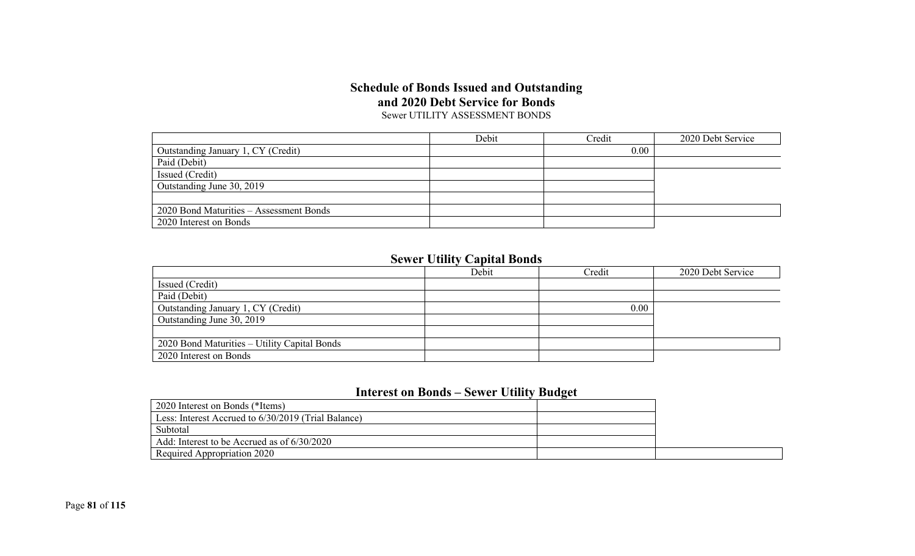## Schedule of Bonds Issued and Outstanding and 2020 Debt Service for Bonds

Sewer UTILITY ASSESSMENT BONDS

| | Debit | Credit | 2020 Debt Service |
|---|---|---|---|
| Outstanding January 1, CY (Credit) | | 0.00 | |
| Paid (Debit) | | | |
| Issued (Credit) | | | |
| Outstanding June 30, 2019 | | | |
| | | | |
| 2020 Bond Maturities – Assessment Bonds | | | |
| 2020 Interest on Bonds | | | |

## Sewer Utility Capital Bonds

| | Debit | Credit | 2020 Debt Service |
|---|---|---|---|
| Issued (Credit) | | | |
| Paid (Debit) | | | |
| Outstanding January 1, CY (Credit) | | 0.00 | |
| Outstanding June 30, 2019 | | | |
| | | | |
| 2020 Bond Maturities – Utility Capital Bonds | | | |
| 2020 Interest on Bonds | | | |

## Interest on Bonds – Sewer Utility Budget

| | | |
|---|---|---|
| 2020 Interest on Bonds (*Items) | | |
| Less: Interest Accrued to 6/30/2019 (Trial Balance) | | |
| Subtotal | | |
| Add: Interest to be Accrued as of 6/30/2020 | | |
| Required Appropriation 2020 | | |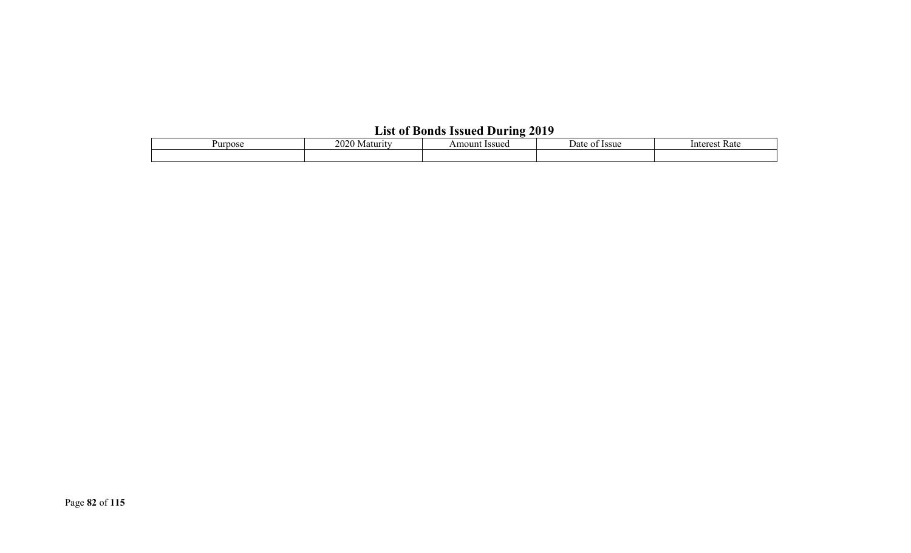## List of Bonds Issued During 2019

| Purpose | 2020 Maturity | Amount Issued | Date of Issue | Interest Rate |
|---|---|---|---|---|
| | | | | |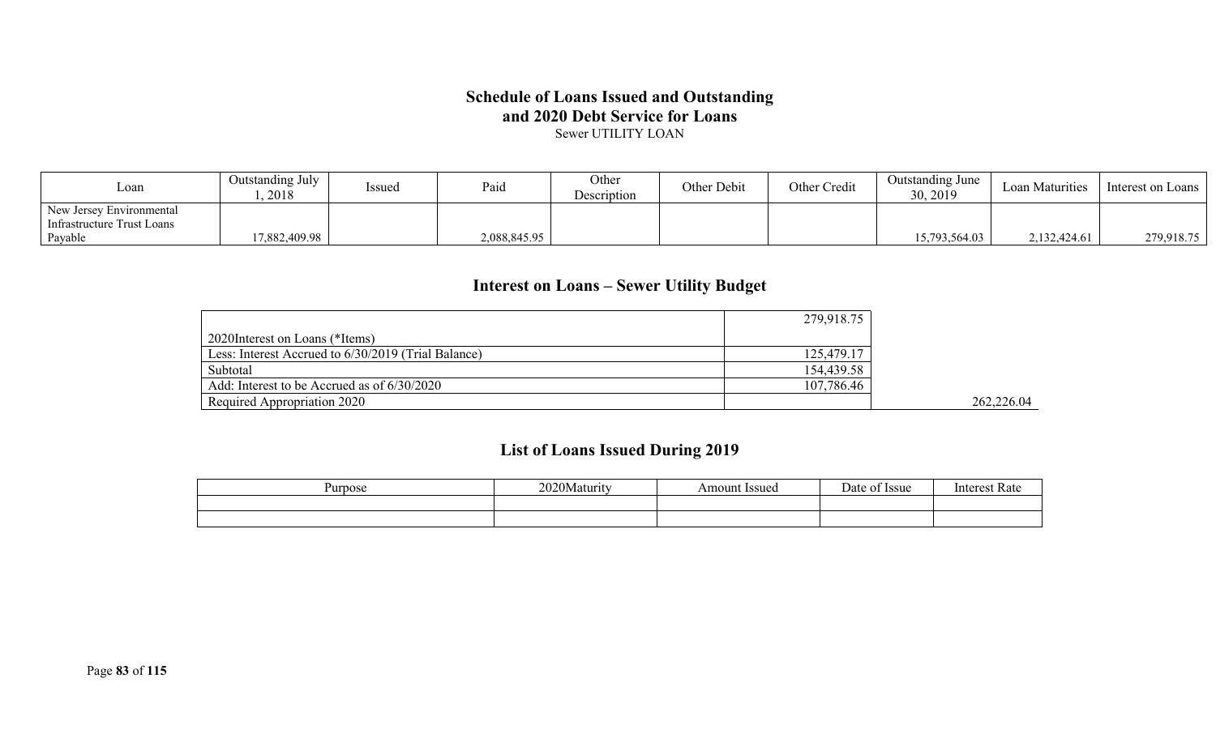# Schedule of Loans Issued and Outstanding and 2020 Debt Service for Loans

Sewer UTILITY LOAN

| Loan | Outstanding July 1, 2018 | Issued | Paid | Other Description | Other Debit | Other Credit | Outstanding June 30, 2019 | Loan Maturities | Interest on Loans |
|---|---|---|---|---|---|---|---|---|---|
| New Jersey Environmental Infrastructure Trust Loans Payable | 17,882,409.98 | | 2,088,845.95 | | | | 15,793,564.03 | 2,132,424.61 | 279,918.75 |

## Interest on Loans – Sewer Utility Budget

| | | |
|---|---|---|
| 2020Interest on Loans (*Items) | 279,918.75 | |
| Less: Interest Accrued to 6/30/2019 (Trial Balance) | 125,479.17 | |
| Subtotal | 154,439.58 | |
| Add: Interest to be Accrued as of 6/30/2020 | 107,786.46 | |
| Required Appropriation 2020 | | 262,226.04 |

## List of Loans Issued During 2019

| Purpose | 2020Maturity | Amount Issued | Date of Issue | Interest Rate |
|---|---|---|---|---|
| | | | | |
| | | | | |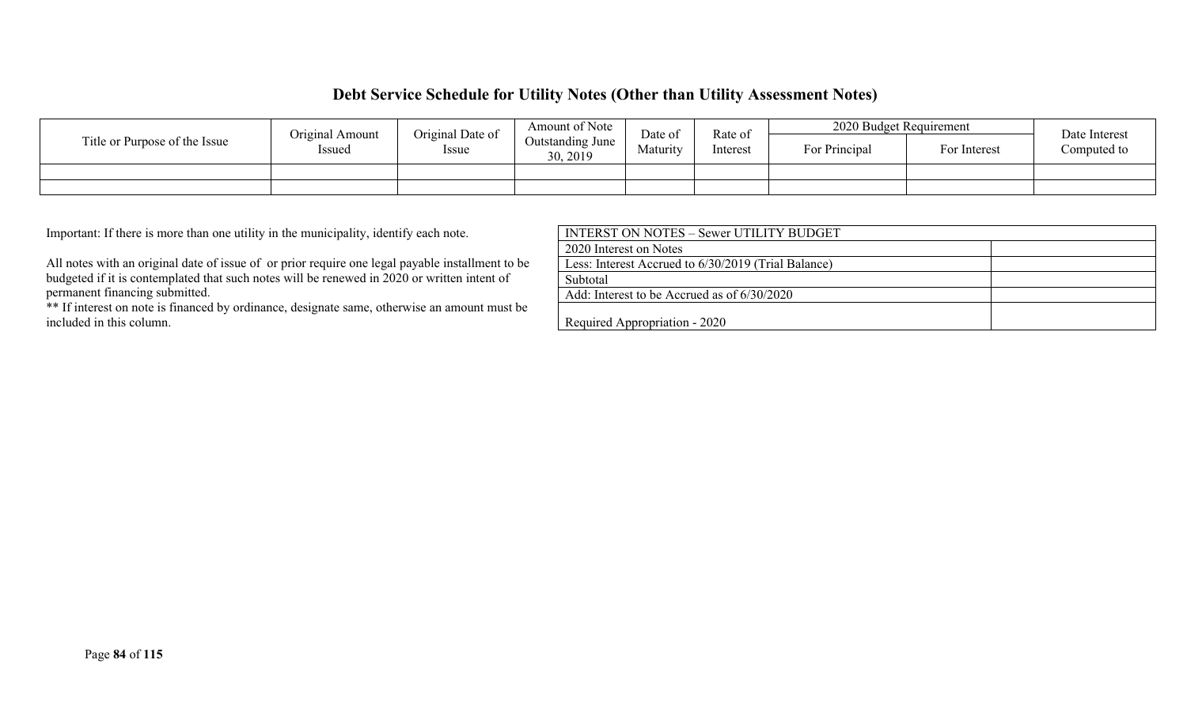# Debt Service Schedule for Utility Notes (Other than Utility Assessment Notes)

| Title or Purpose of the Issue | Original Amount Issued | Original Date of Issue | Amount of Note Outstanding June 30, 2019 | Date of Maturity | Rate of Interest | 2020 Budget Requirement | | Date Interest Computed to |
|---|---|---|---|---|---|---|---|---|
| | | | | | | For Principal | For Interest | |
| | | | | | | | | |
| | | | | | | | | |

Important: If there is more than one utility in the municipality, identify each note.

All notes with an original date of issue of or prior require one legal payable installment to be budgeted if it is contemplated that such notes will be renewed in 2020 or written intent of permanent financing submitted.

** If interest on note is financed by ordinance, designate same, otherwise an amount must be included in this column.

| INTERST ON NOTES – Sewer UTILITY BUDGET | |
|---|---|
| 2020 Interest on Notes | |
| Less: Interest Accrued to 6/30/2019 (Trial Balance) | |
| Subtotal | |
| Add: Interest to be Accrued as of 6/30/2020 | |
| Required Appropriation - 2020 | |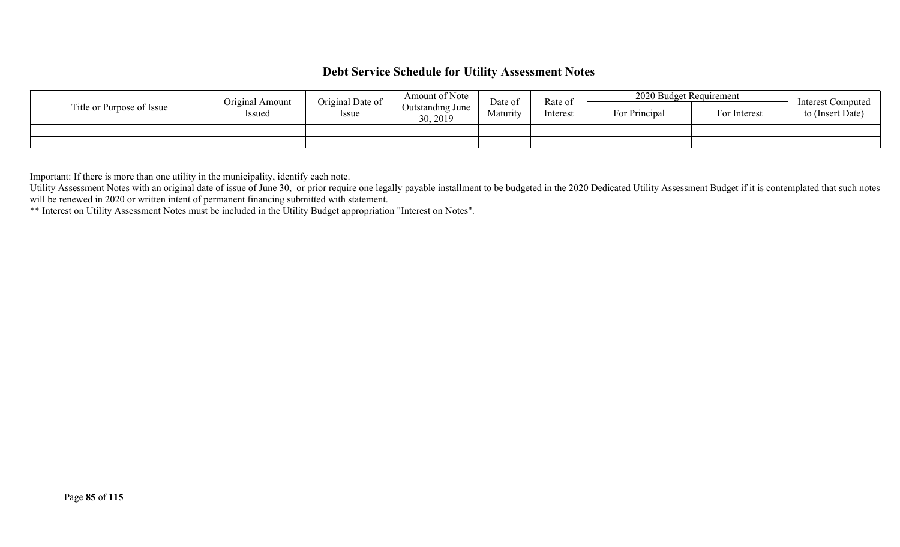## Debt Service Schedule for Utility Assessment Notes

| Title or Purpose of Issue | Original Amount Issued | Original Date of Issue | Amount of Note Outstanding June 30, 2019 | Date of Maturity | Rate of Interest | 2020 Budget Requirement | | Interest Computed to (Insert Date) |
|---|---|---|---|---|---|---|---|---|
| | | | | | | For Principal | For Interest | |
| | | | | | | | | |
| | | | | | | | | |

Important: If there is more than one utility in the municipality, identify each note.

Utility Assessment Notes with an original date of issue of June 30, or prior require one legally payable installment to be budgeted in the 2020 Dedicated Utility Assessment Budget if it is contemplated that such notes will be renewed in 2020 or written intent of permanent financing submitted with statement.

** Interest on Utility Assessment Notes must be included in the Utility Budget appropriation "Interest on Notes".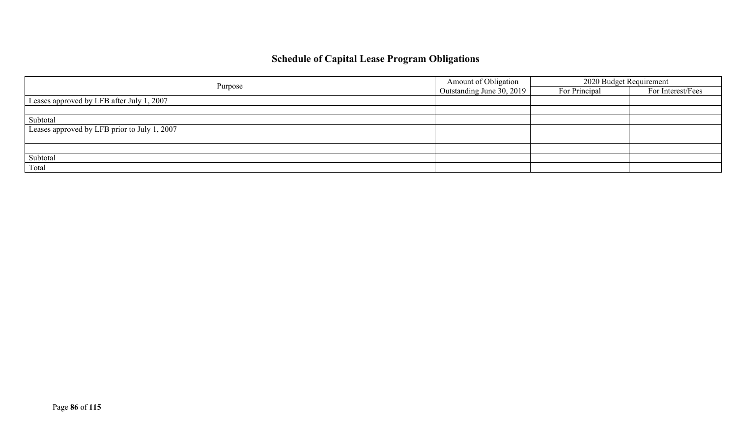# Schedule of Capital Lease Program Obligations

| Purpose | Amount of Obligation Outstanding June 30, 2019 | 2020 Budget Requirement | |
|---|---|---|---|
| | | For Principal | For Interest/Fees |
| Leases approved by LFB after July 1, 2007 | | | |
| | | | |
| Subtotal | | | |
| Leases approved by LFB prior to July 1, 2007 | | | |
| | | | |
| Subtotal | | | |
| Total | | | |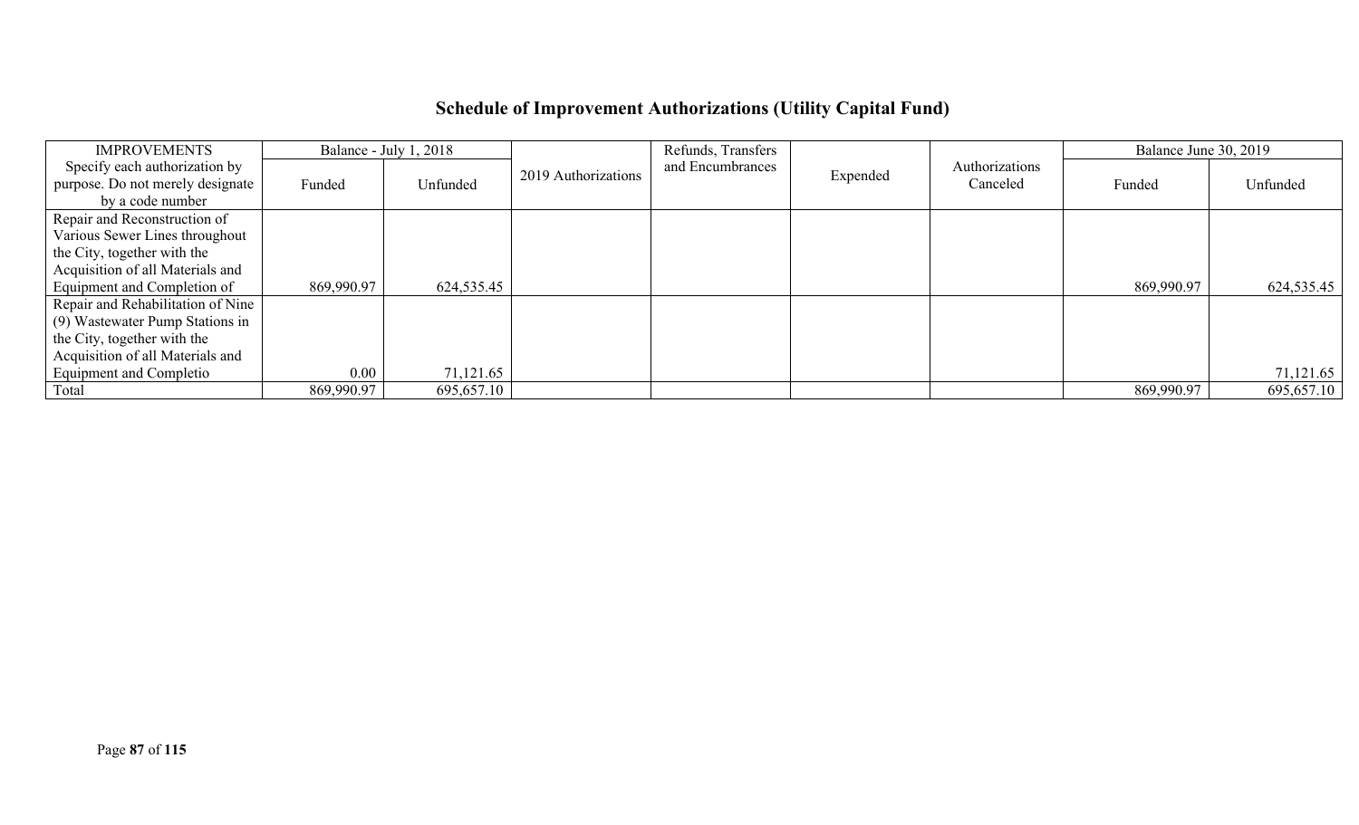## Schedule of Improvement Authorizations (Utility Capital Fund)

| IMPROVEMENTS | Balance - July 1, 2018 | | 2019 Authorizations | Refunds, Transfers and Encumbrances | Expended | Authorizations Canceled | Balance June 30, 2019 | |
|---|---|---|---|---|---|---|---|---|
| Specify each authorization by purpose. Do not merely designate by a code number | Funded | Unfunded | | | | | Funded | Unfunded |
| Repair and Reconstruction of Various Sewer Lines throughout the City, together with the Acquisition of all Materials and Equipment and Completion of | 869,990.97 | 624,535.45 | | | | | 869,990.97 | 624,535.45 |
| Repair and Rehabilitation of Nine (9) Wastewater Pump Stations in the City, together with the Acquisition of all Materials and Equipment and Completio | 0.00 | 71,121.65 | | | | | | 71,121.65 |
| Total | 869,990.97 | 695,657.10 | | | | | 869,990.97 | 695,657.10 |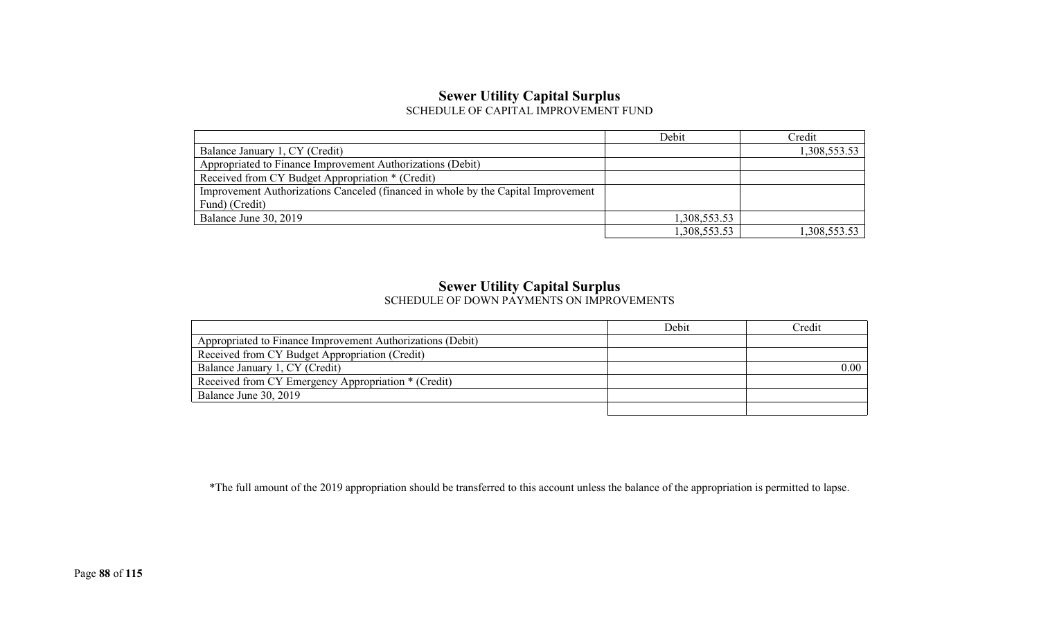## Sewer Utility Capital Surplus

SCHEDULE OF CAPITAL IMPROVEMENT FUND

| | Debit | Credit |
|---|---|---|
| Balance January 1, CY (Credit) | | 1,308,553.53 |
| Appropriated to Finance Improvement Authorizations (Debit) | | |
| Received from CY Budget Appropriation * (Credit) | | |
| Improvement Authorizations Canceled (financed in whole by the Capital Improvement Fund) (Credit) | | |
| Balance June 30, 2019 | 1,308,553.53 | |
| | 1,308,553.53 | 1,308,553.53 |

## Sewer Utility Capital Surplus

SCHEDULE OF DOWN PAYMENTS ON IMPROVEMENTS

| | Debit | Credit |
|---|---|---|
| Appropriated to Finance Improvement Authorizations (Debit) | | |
| Received from CY Budget Appropriation (Credit) | | |
| Balance January 1, CY (Credit) | | 0.00 |
| Received from CY Emergency Appropriation * (Credit) | | |
| Balance June 30, 2019 | | |
| | | |

*The full amount of the 2019 appropriation should be transferred to this account unless the balance of the appropriation is permitted to lapse.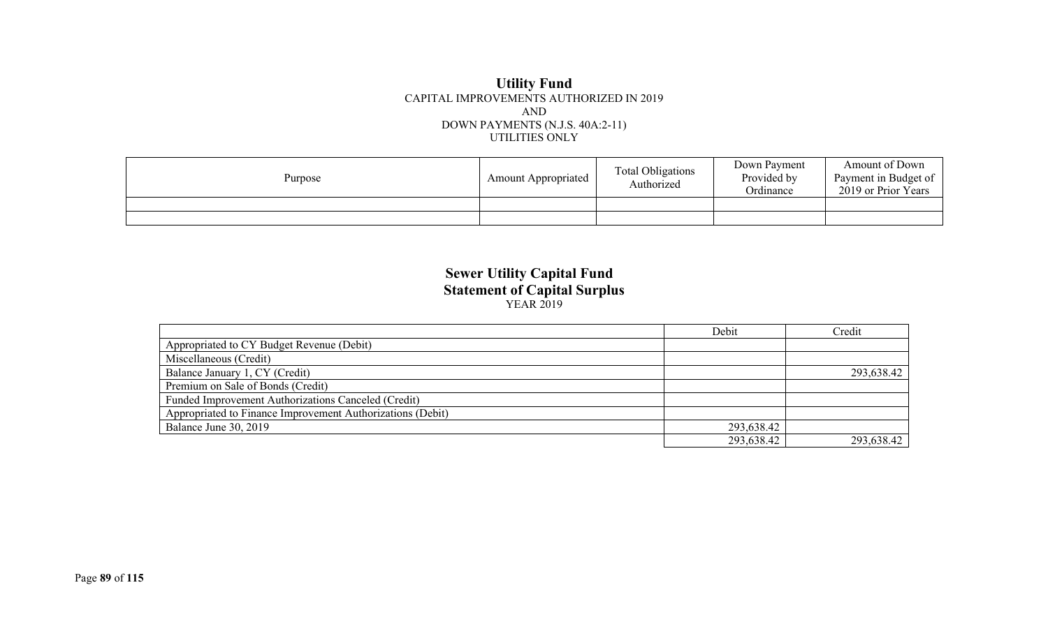## Utility Fund

CAPITAL IMPROVEMENTS AUTHORIZED IN 2019
AND
DOWN PAYMENTS (N.J.S. 40A:2-11)
UTILITIES ONLY

| Purpose | Amount Appropriated | Total Obligations Authorized | Down Payment Provided by Ordinance | Amount of Down Payment in Budget of 2019 or Prior Years |
|---|---|---|---|---|
| | | | | |
| | | | | |

## Sewer Utility Capital Fund
## Statement of Capital Surplus

YEAR 2019

| | Debit | Credit |
|---|---|---|
| Appropriated to CY Budget Revenue (Debit) | | |
| Miscellaneous (Credit) | | |
| Balance January 1, CY (Credit) | | 293,638.42 |
| Premium on Sale of Bonds (Credit) | | |
| Funded Improvement Authorizations Canceled (Credit) | | |
| Appropriated to Finance Improvement Authorizations (Debit) | | |
| Balance June 30, 2019 | 293,638.42 | |
| | 293,638.42 | 293,638.42 |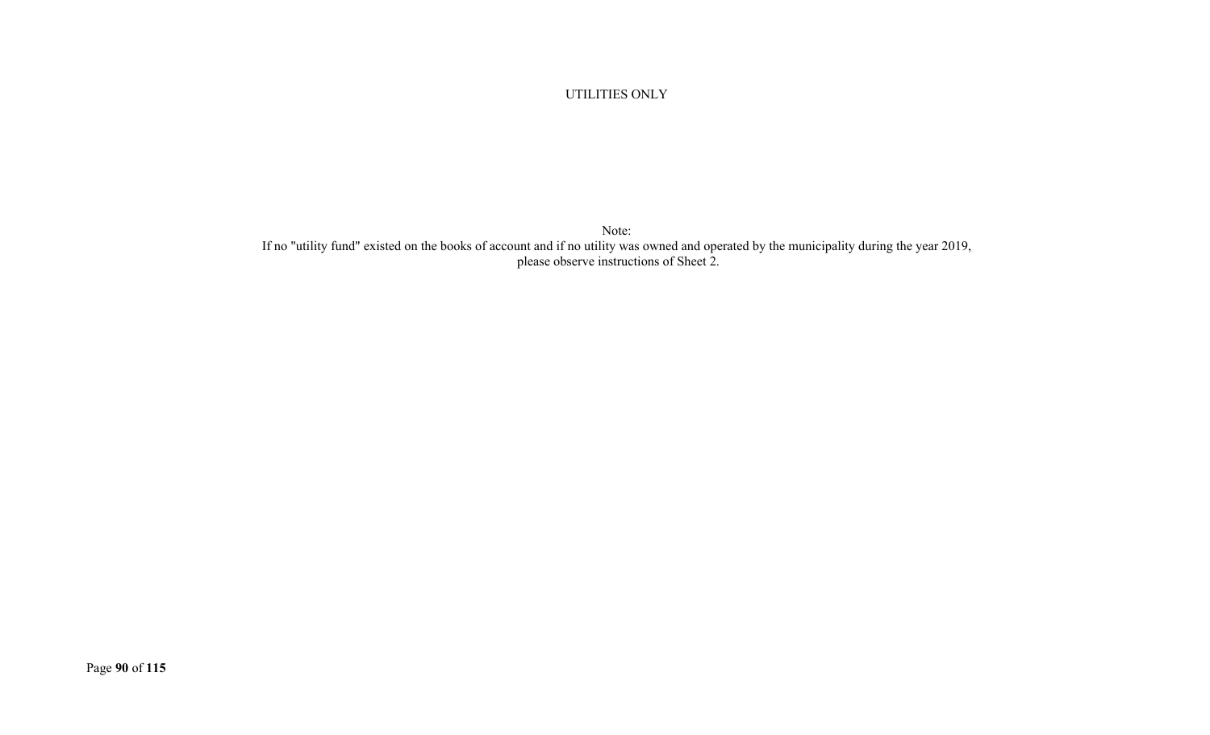UTILITIES ONLY

Note:
If no "utility fund" existed on the books of account and if no utility was owned and operated by the municipality during the year 2019, please observe instructions of Sheet 2.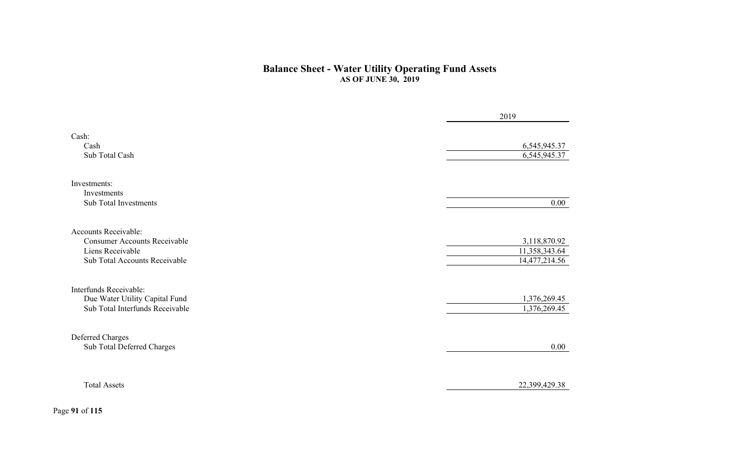# Balance Sheet - Water Utility Operating Fund Assets

**AS OF JUNE 30, 2019**

| | 2019 |
|---|---|
| Cash: | |
| Cash | 6,545,945.37 |
| Sub Total Cash | 6,545,945.37 |
| | |
| Investments: | |
| Investments | |
| Sub Total Investments | 0.00 |
| | |
| Accounts Receivable: | |
| Consumer Accounts Receivable | 3,118,870.92 |
| Liens Receivable | 11,358,343.64 |
| Sub Total Accounts Receivable | 14,477,214.56 |
| | |
| Interfunds Receivable: | |
| Due Water Utility Capital Fund | 1,376,269.45 |
| Sub Total Interfunds Receivable | 1,376,269.45 |
| | |
| Deferred Charges | |
| Sub Total Deferred Charges | 0.00 |
| | |
| Total Assets | 22,399,429.38 |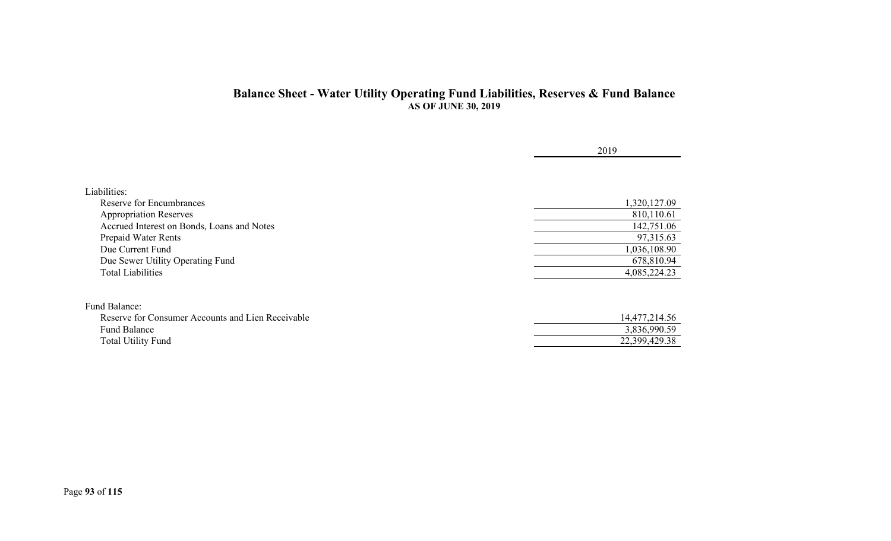## Balance Sheet - Water Utility Operating Fund Liabilities, Reserves & Fund Balance

**AS OF JUNE 30, 2019**

| | 2019 |
|---|---|
| Liabilities: | |
| Reserve for Encumbrances | 1,320,127.09 |
| Appropriation Reserves | 810,110.61 |
| Accrued Interest on Bonds, Loans and Notes | 142,751.06 |
| Prepaid Water Rents | 97,315.63 |
| Due Current Fund | 1,036,108.90 |
| Due Sewer Utility Operating Fund | 678,810.94 |
| Total Liabilities | 4,085,224.23 |
| | |
| Fund Balance: | |
| Reserve for Consumer Accounts and Lien Receivable | 14,477,214.56 |
| Fund Balance | 3,836,990.59 |
| Total Utility Fund | 22,399,429.38 |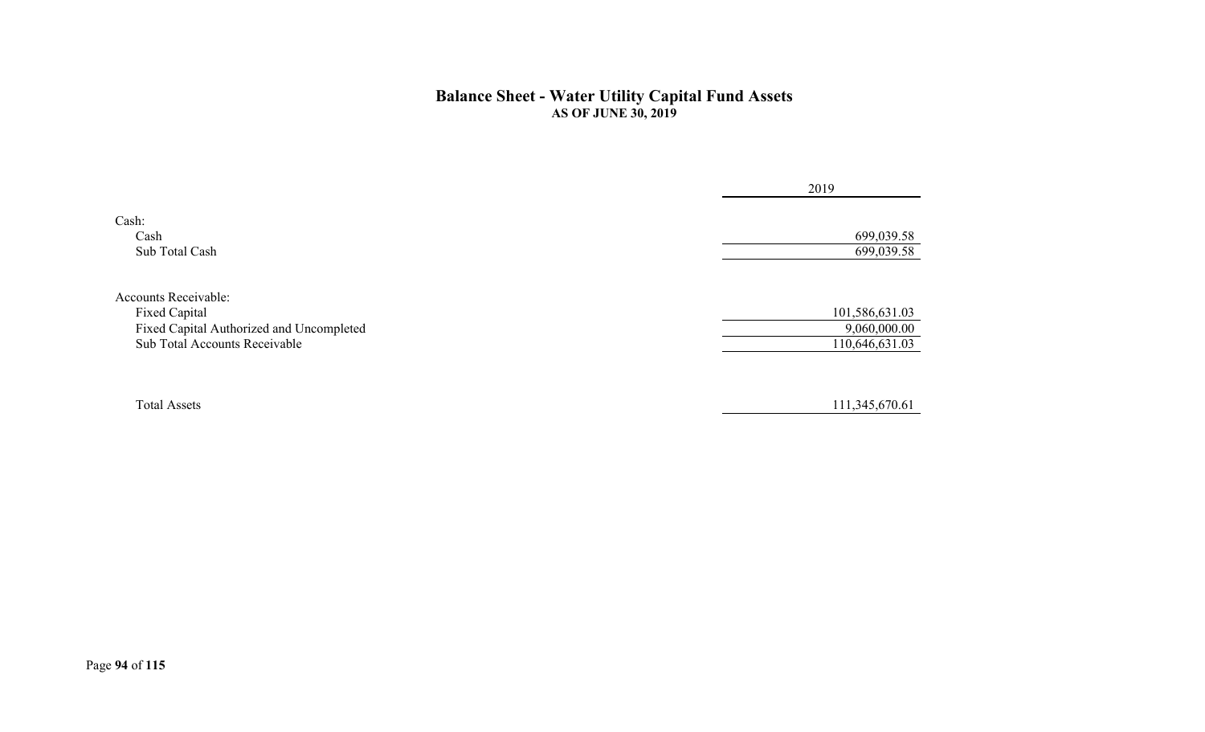# Balance Sheet - Water Utility Capital Fund Assets

**AS OF JUNE 30, 2019**

| | 2019 |
|---|---|
| Cash: | |
| Cash | 699,039.58 |
| Sub Total Cash | 699,039.58 |
| | |
| Accounts Receivable: | |
| Fixed Capital | 101,586,631.03 |
| Fixed Capital Authorized and Uncompleted | 9,060,000.00 |
| Sub Total Accounts Receivable | 110,646,631.03 |
| | |
| Total Assets | 111,345,670.61 |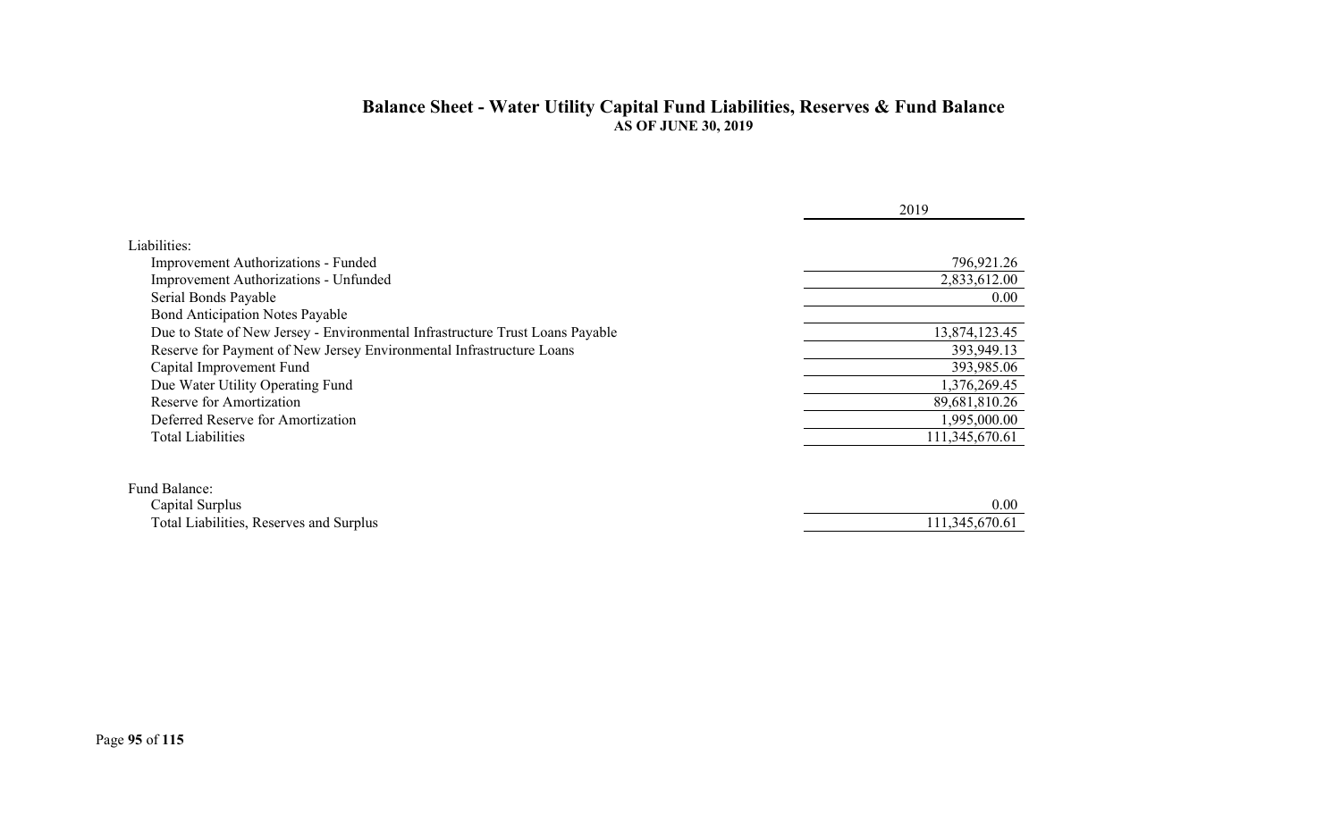## Balance Sheet - Water Utility Capital Fund Liabilities, Reserves & Fund Balance

**AS OF JUNE 30, 2019**

| | 2019 |
|---|---|
| Liabilities: | |
| Improvement Authorizations - Funded | 796,921.26 |
| Improvement Authorizations - Unfunded | 2,833,612.00 |
| Serial Bonds Payable | 0.00 |
| Bond Anticipation Notes Payable | |
| Due to State of New Jersey - Environmental Infrastructure Trust Loans Payable | 13,874,123.45 |
| Reserve for Payment of New Jersey Environmental Infrastructure Loans | 393,949.13 |
| Capital Improvement Fund | 393,985.06 |
| Due Water Utility Operating Fund | 1,376,269.45 |
| Reserve for Amortization | 89,681,810.26 |
| Deferred Reserve for Amortization | 1,995,000.00 |
| Total Liabilities | 111,345,670.61 |
| | |
| Fund Balance: | |
| Capital Surplus | 0.00 |
| Total Liabilities, Reserves and Surplus | 111,345,670.61 |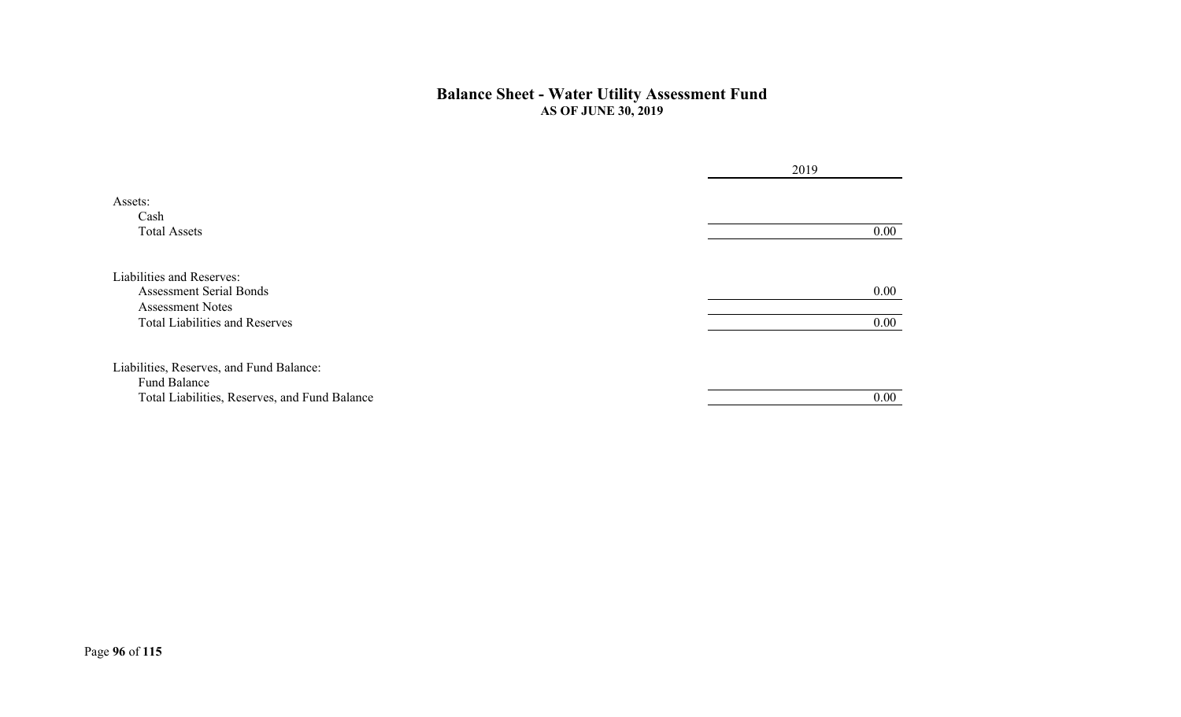## Balance Sheet - Water Utility Assessment Fund

**AS OF JUNE 30, 2019**

| | 2019 |
|---|---|
| Assets: | |
| Cash | |
| Total Assets | 0.00 |
| | |
| Liabilities and Reserves: | |
| Assessment Serial Bonds | 0.00 |
| Assessment Notes | |
| Total Liabilities and Reserves | 0.00 |
| | |
| Liabilities, Reserves, and Fund Balance: | |
| Fund Balance | |
| Total Liabilities, Reserves, and Fund Balance | 0.00 |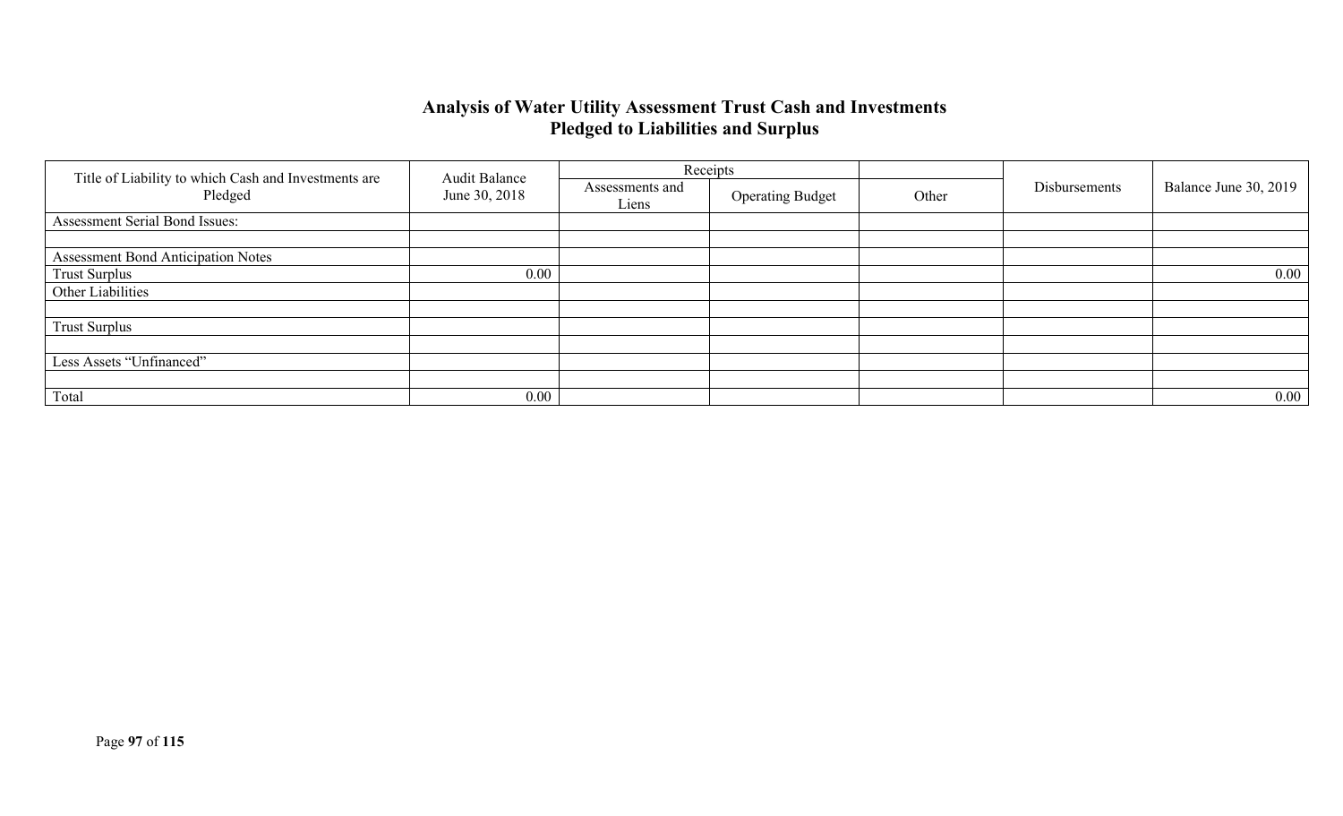## Analysis of Water Utility Assessment Trust Cash and Investments Pledged to Liabilities and Surplus

| Title of Liability to which Cash and Investments are Pledged | Audit Balance June 30, 2018 | Receipts | | | Disbursements | Balance June 30, 2019 |
|---|---|---|---|---|---|---|
| | | Assessments and Liens | Operating Budget | Other | | |
| Assessment Serial Bond Issues: | | | | | | |
| | | | | | | |
| Assessment Bond Anticipation Notes | | | | | | |
| Trust Surplus | 0.00 | | | | | 0.00 |
| Other Liabilities | | | | | | |
| | | | | | | |
| Trust Surplus | | | | | | |
| | | | | | | |
| Less Assets "Unfinanced" | | | | | | |
| | | | | | | |
| Total | 0.00 | | | | | 0.00 |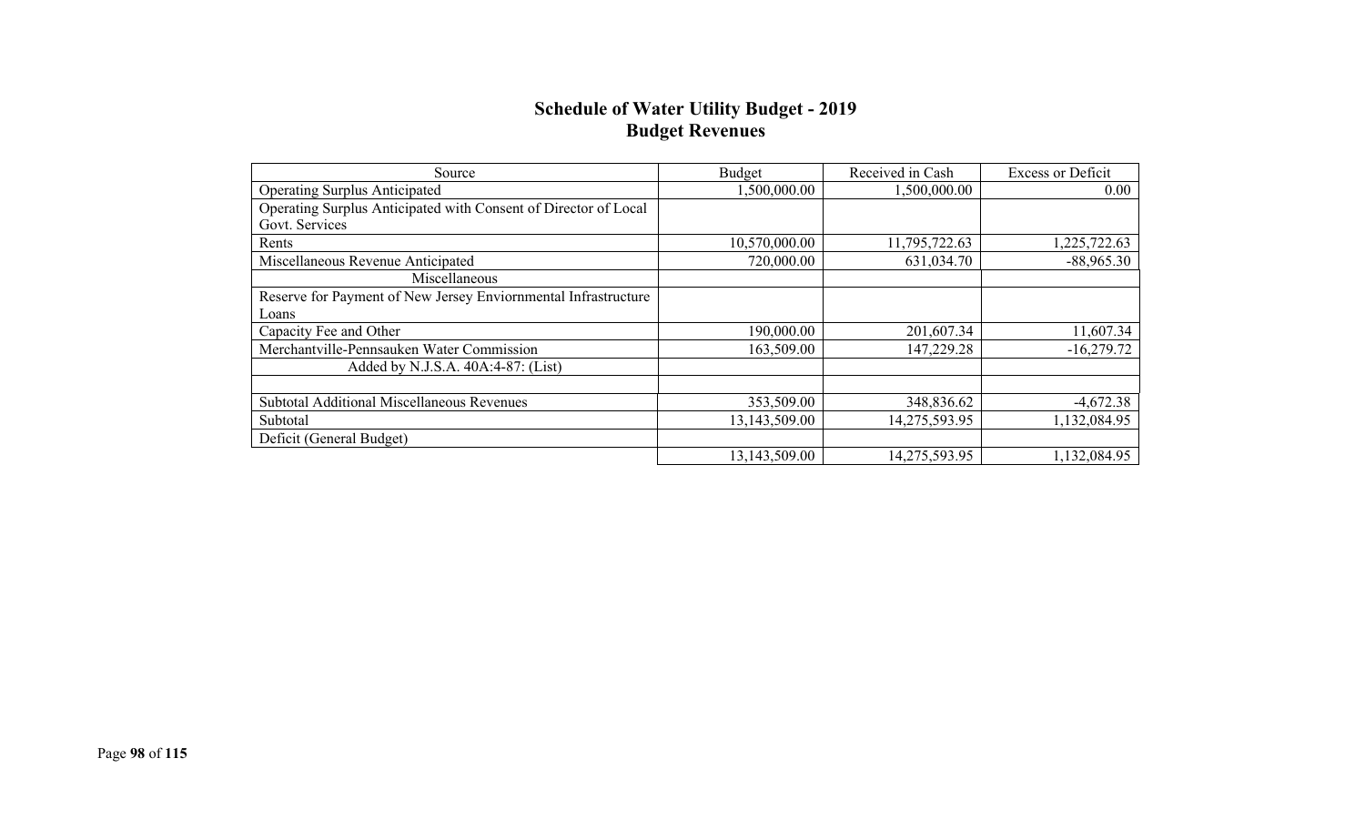# Schedule of Water Utility Budget - 2019
## Budget Revenues

| Source | Budget | Received in Cash | Excess or Deficit |
|---|---|---|---|
| Operating Surplus Anticipated | 1,500,000.00 | 1,500,000.00 | 0.00 |
| Operating Surplus Anticipated with Consent of Director of Local Govt. Services | | | |
| Rents | 10,570,000.00 | 11,795,722.63 | 1,225,722.63 |
| Miscellaneous Revenue Anticipated | 720,000.00 | 631,034.70 | -88,965.30 |
| Miscellaneous | | | |
| Reserve for Payment of New Jersey Enviornmental Infrastructure Loans | | | |
| Capacity Fee and Other | 190,000.00 | 201,607.34 | 11,607.34 |
| Merchantville-Pennsauken Water Commission | 163,509.00 | 147,229.28 | -16,279.72 |
| Added by N.J.S.A. 40A:4-87: (List) | | | |
| | | | |
| Subtotal Additional Miscellaneous Revenues | 353,509.00 | 348,836.62 | -4,672.38 |
| Subtotal | 13,143,509.00 | 14,275,593.95 | 1,132,084.95 |
| Deficit (General Budget) | | | |
| | 13,143,509.00 | 14,275,593.95 | 1,132,084.95 |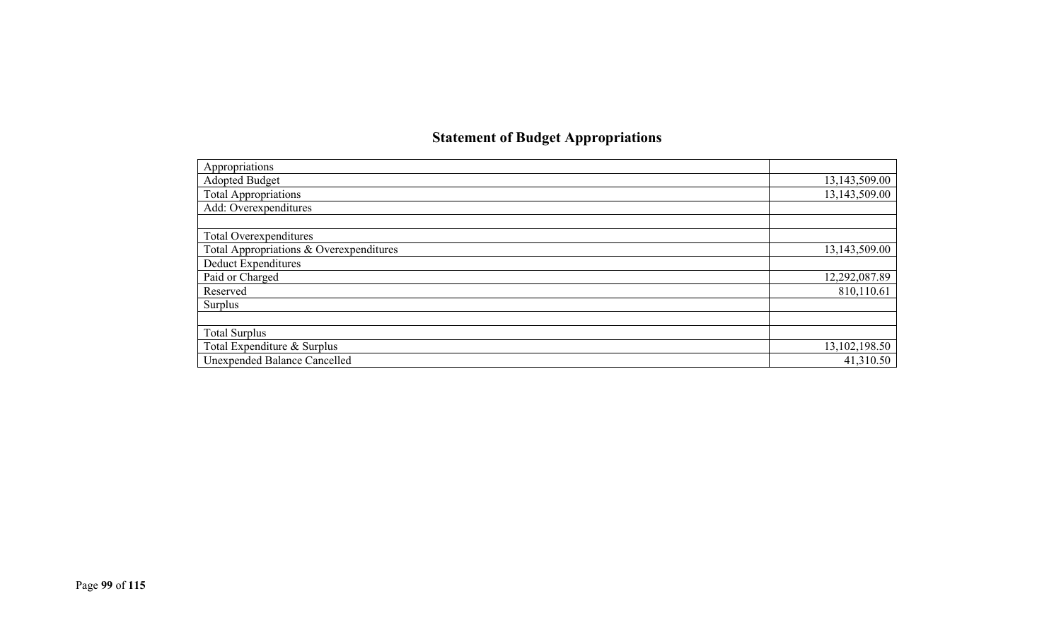## Statement of Budget Appropriations

| Appropriations | |
|---|---|
| Adopted Budget | 13,143,509.00 |
| Total Appropriations | 13,143,509.00 |
| Add: Overexpenditures | |
| | |
| Total Overexpenditures | |
| Total Appropriations & Overexpenditures | 13,143,509.00 |
| Deduct Expenditures | |
| Paid or Charged | 12,292,087.89 |
| Reserved | 810,110.61 |
| Surplus | |
| | |
| Total Surplus | |
| Total Expenditure & Surplus | 13,102,198.50 |
| Unexpended Balance Cancelled | 41,310.50 |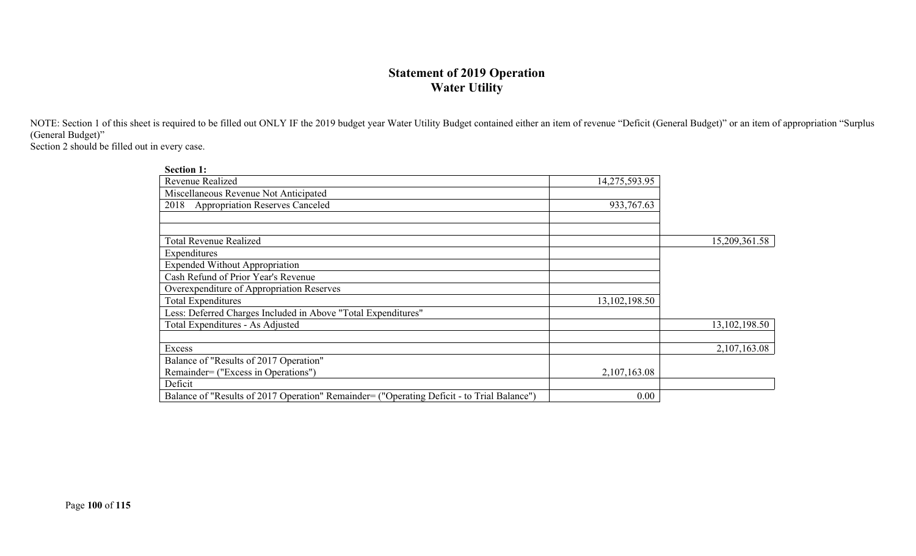# Statement of 2019 Operation
## Water Utility

NOTE: Section 1 of this sheet is required to be filled out ONLY IF the 2019 budget year Water Utility Budget contained either an item of revenue "Deficit (General Budget)" or an item of appropriation "Surplus (General Budget)"
Section 2 should be filled out in every case.

**Section 1:**

| | | |
|---|---|---|
| Revenue Realized | 14,275,593.95 | |
| Miscellaneous Revenue Not Anticipated | | |
| 2018 Appropriation Reserves Canceled | 933,767.63 | |
| | | |
| | | |
| Total Revenue Realized | | 15,209,361.58 |
| Expenditures | | |
| Expended Without Appropriation | | |
| Cash Refund of Prior Year's Revenue | | |
| Overexpenditure of Appropriation Reserves | | |
| Total Expenditures | 13,102,198.50 | |
| Less: Deferred Charges Included in Above "Total Expenditures" | | |
| Total Expenditures - As Adjusted | | 13,102,198.50 |
| | | |
| Excess | | 2,107,163.08 |
| Balance of "Results of 2017 Operation" Remainder= ("Excess in Operations") | 2,107,163.08 | |
| Deficit | | |
| Balance of "Results of 2017 Operation" Remainder= ("Operating Deficit - to Trial Balance") | 0.00 | |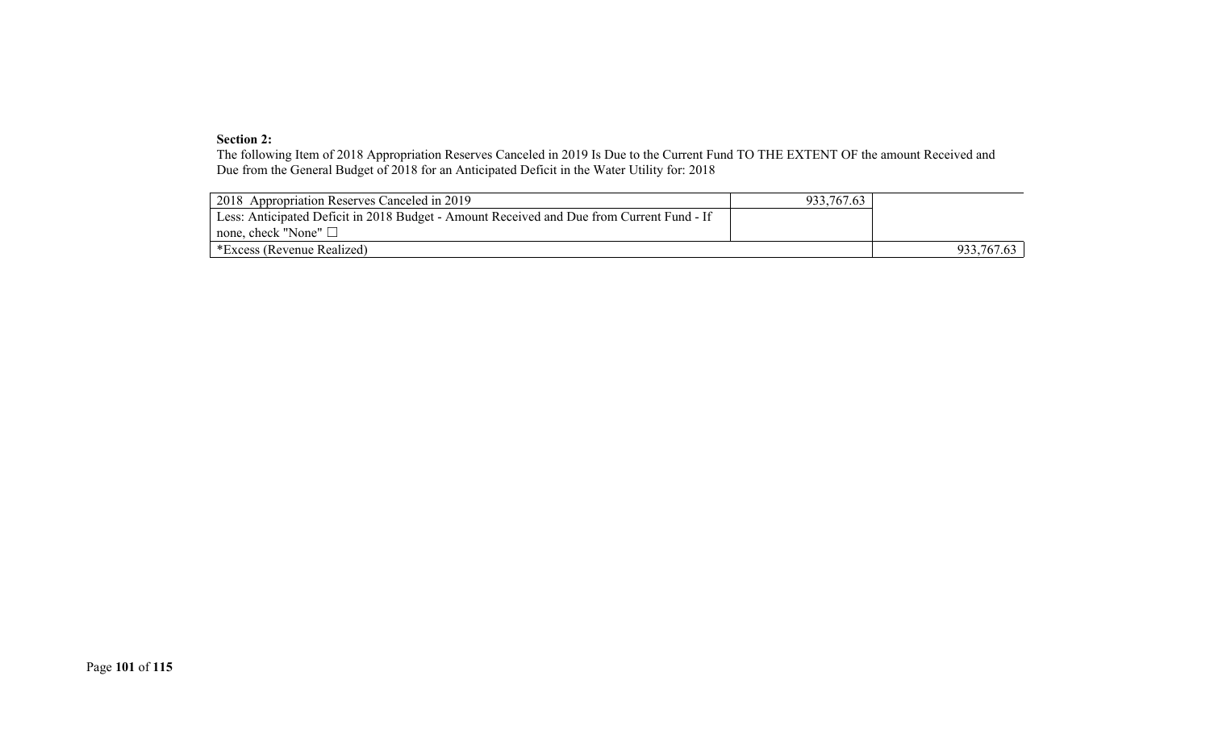**Section 2:**

The following Item of 2018 Appropriation Reserves Canceled in 2019 Is Due to the Current Fund TO THE EXTENT OF the amount Received and Due from the General Budget of 2018 for an Anticipated Deficit in the Water Utility for: 2018

| | | |
|---|---|---|
| 2018 Appropriation Reserves Canceled in 2019 | 933,767.63 | |
| Less: Anticipated Deficit in 2018 Budget - Amount Received and Due from Current Fund - If none, check "None" ☐ | | |
| *Excess (Revenue Realized) | | 933,767.63 |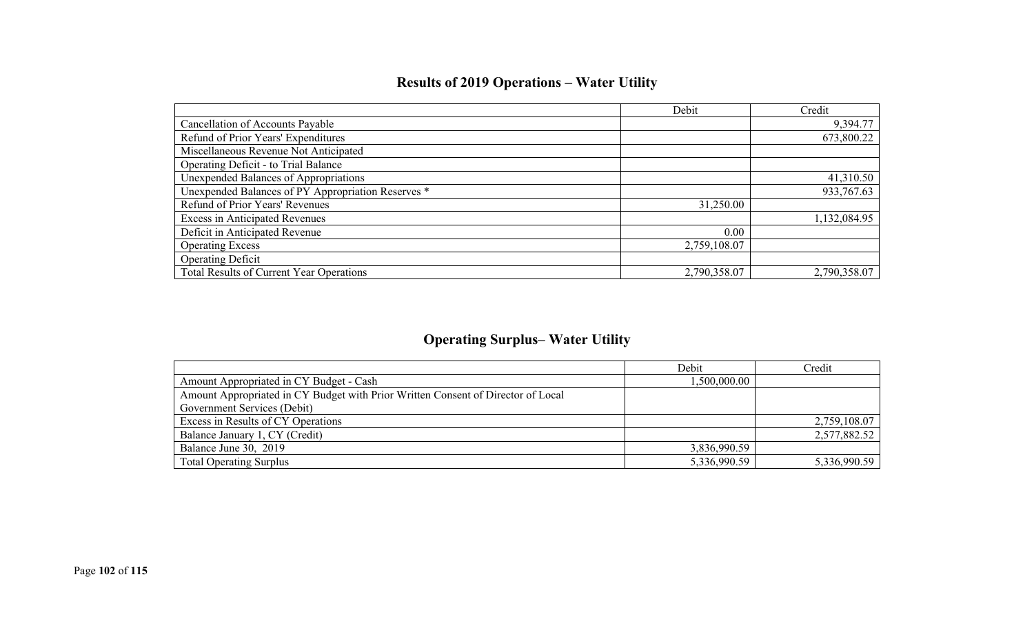# Results of 2019 Operations – Water Utility

| | Debit | Credit |
|---|---|---|
| Cancellation of Accounts Payable | | 9,394.77 |
| Refund of Prior Years' Expenditures | | 673,800.22 |
| Miscellaneous Revenue Not Anticipated | | |
| Operating Deficit - to Trial Balance | | |
| Unexpended Balances of Appropriations | | 41,310.50 |
| Unexpended Balances of PY Appropriation Reserves * | | 933,767.63 |
| Refund of Prior Years' Revenues | 31,250.00 | |
| Excess in Anticipated Revenues | | 1,132,084.95 |
| Deficit in Anticipated Revenue | 0.00 | |
| Operating Excess | 2,759,108.07 | |
| Operating Deficit | | |
| Total Results of Current Year Operations | 2,790,358.07 | 2,790,358.07 |

# Operating Surplus– Water Utility

| | Debit | Credit |
|---|---|---|
| Amount Appropriated in CY Budget - Cash | 1,500,000.00 | |
| Amount Appropriated in CY Budget with Prior Written Consent of Director of Local Government Services (Debit) | | |
| Excess in Results of CY Operations | | 2,759,108.07 |
| Balance January 1, CY (Credit) | | 2,577,882.52 |
| Balance June 30, 2019 | 3,836,990.59 | |
| Total Operating Surplus | 5,336,990.59 | 5,336,990.59 |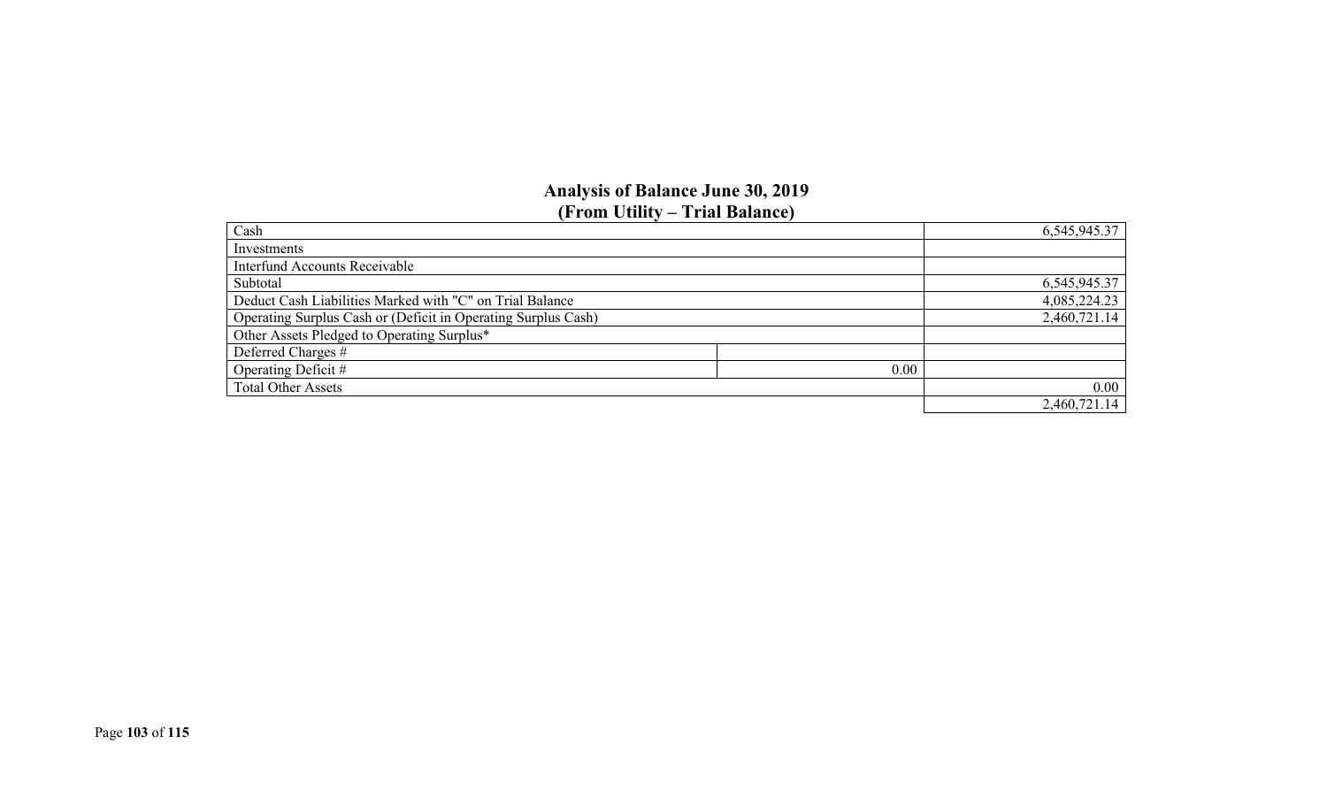## Analysis of Balance June 30, 2019
## (From Utility – Trial Balance)

| | | |
|---|---|---|
| Cash | | 6,545,945.37 |
| Investments | | |
| Interfund Accounts Receivable | | |
| Subtotal | | 6,545,945.37 |
| Deduct Cash Liabilities Marked with "C" on Trial Balance | | 4,085,224.23 |
| Operating Surplus Cash or (Deficit in Operating Surplus Cash) | | 2,460,721.14 |
| Other Assets Pledged to Operating Surplus* | | |
| Deferred Charges # | | |
| Operating Deficit # | 0.00 | |
| Total Other Assets | | 0.00 |
| | | 2,460,721.14 |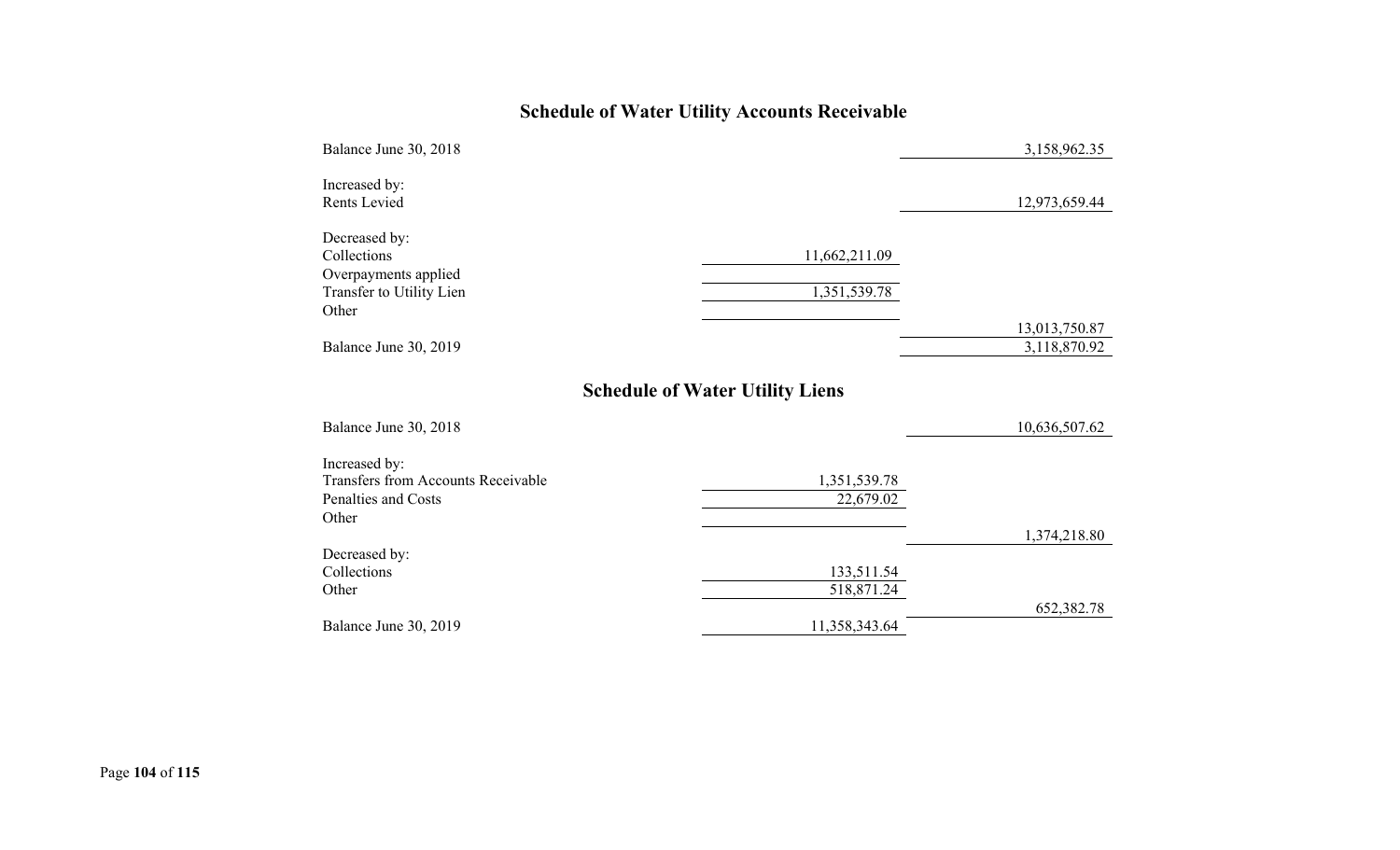## Schedule of Water Utility Accounts Receivable

| | | |
|---|---|---|
| Balance June 30, 2018 | | 3,158,962.35 |
| Increased by: | | |
| Rents Levied | | 12,973,659.44 |
| Decreased by: | | |
| Collections | 11,662,211.09 | |
| Overpayments applied | | |
| Transfer to Utility Lien | 1,351,539.78 | |
| Other | | |
| | | 13,013,750.87 |
| Balance June 30, 2019 | | 3,118,870.92 |

## Schedule of Water Utility Liens

| | | |
|---|---|---|
| Balance June 30, 2018 | | 10,636,507.62 |
| Increased by: | | |
| Transfers from Accounts Receivable | 1,351,539.78 | |
| Penalties and Costs | 22,679.02 | |
| Other | | |
| | | 1,374,218.80 |
| Decreased by: | | |
| Collections | 133,511.54 | |
| Other | 518,871.24 | |
| | | 652,382.78 |
| Balance June 30, 2019 | 11,358,343.64 | |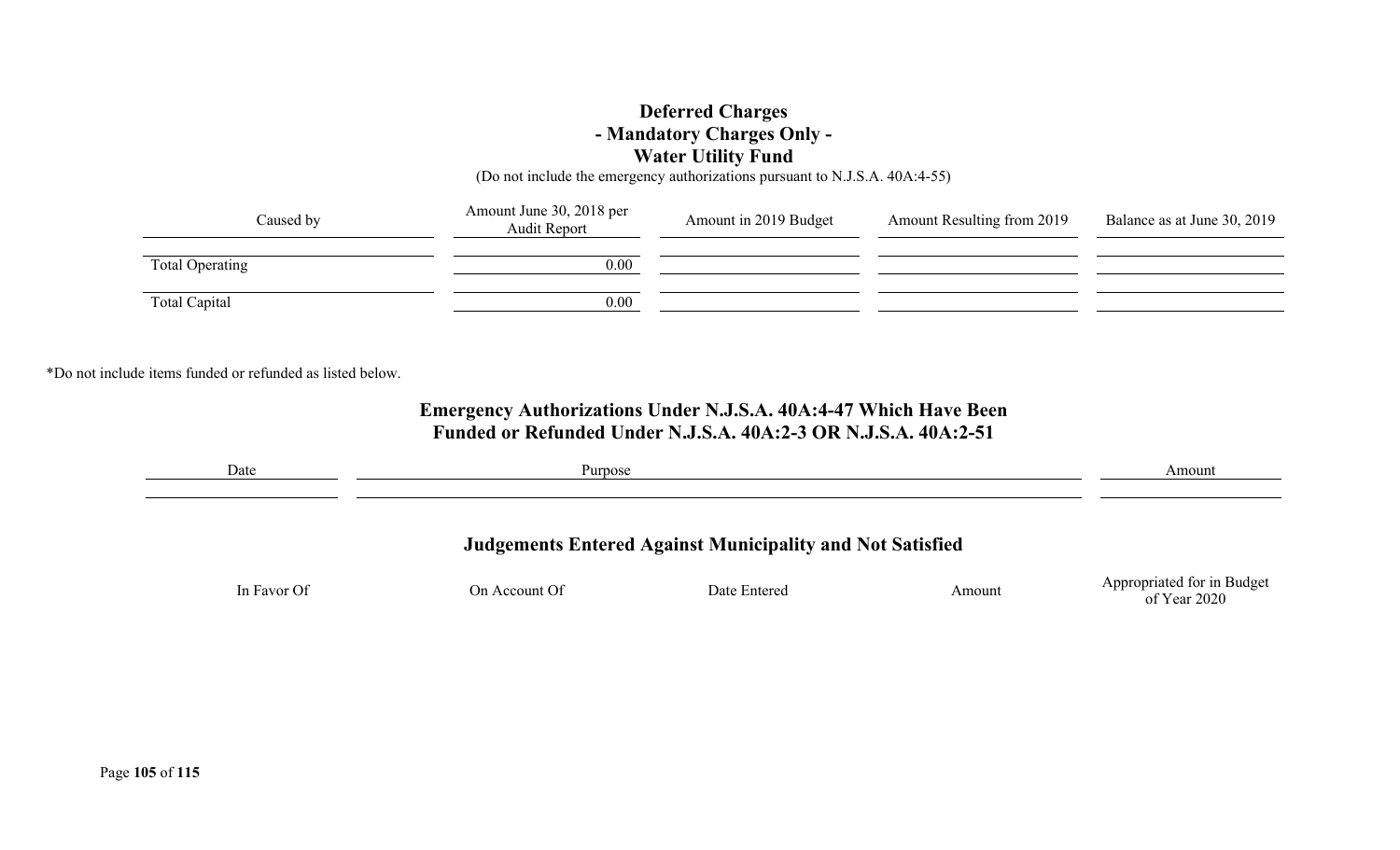## Deferred Charges
## - Mandatory Charges Only -
## Water Utility Fund

(Do not include the emergency authorizations pursuant to N.J.S.A. 40A:4-55)

| Caused by | Amount June 30, 2018 per Audit Report | Amount in 2019 Budget | Amount Resulting from 2019 | Balance as at June 30, 2019 |
|---|---|---|---|---|
| | | | | |
| Total Operating | 0.00 | | | |
| | | | | |
| Total Capital | 0.00 | | | |

*Do not include items funded or refunded as listed below.

## Emergency Authorizations Under N.J.S.A. 40A:4-47 Which Have Been Funded or Refunded Under N.J.S.A. 40A:2-3 OR N.J.S.A. 40A:2-51

| Date | Purpose | Amount |
|---|---|---|
| | | |

## Judgements Entered Against Municipality and Not Satisfied

| In Favor Of | On Account Of | Date Entered | Amount | Appropriated for in Budget of Year 2020 |
|---|---|---|---|---|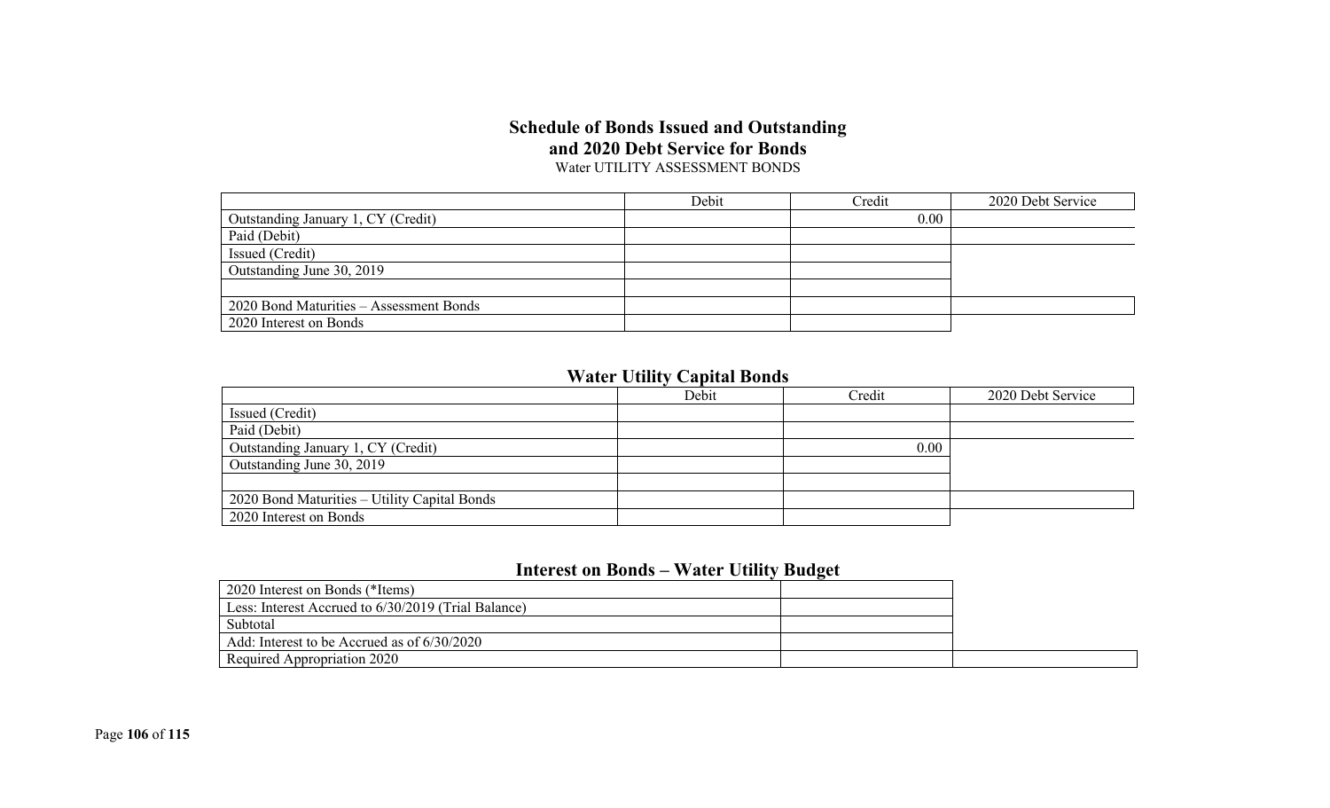## Schedule of Bonds Issued and Outstanding and 2020 Debt Service for Bonds

Water UTILITY ASSESSMENT BONDS

| | Debit | Credit | 2020 Debt Service |
|---|---|---|---|
| Outstanding January 1, CY (Credit) | | 0.00 | |
| Paid (Debit) | | | |
| Issued (Credit) | | | |
| Outstanding June 30, 2019 | | | |
| | | | |
| 2020 Bond Maturities – Assessment Bonds | | | |
| 2020 Interest on Bonds | | | |

## Water Utility Capital Bonds

| | Debit | Credit | 2020 Debt Service |
|---|---|---|---|
| Issued (Credit) | | | |
| Paid (Debit) | | | |
| Outstanding January 1, CY (Credit) | | 0.00 | |
| Outstanding June 30, 2019 | | | |
| | | | |
| 2020 Bond Maturities – Utility Capital Bonds | | | |
| 2020 Interest on Bonds | | | |

## Interest on Bonds – Water Utility Budget

| | | |
|---|---|---|
| 2020 Interest on Bonds (*Items) | | |
| Less: Interest Accrued to 6/30/2019 (Trial Balance) | | |
| Subtotal | | |
| Add: Interest to be Accrued as of 6/30/2020 | | |
| Required Appropriation 2020 | | |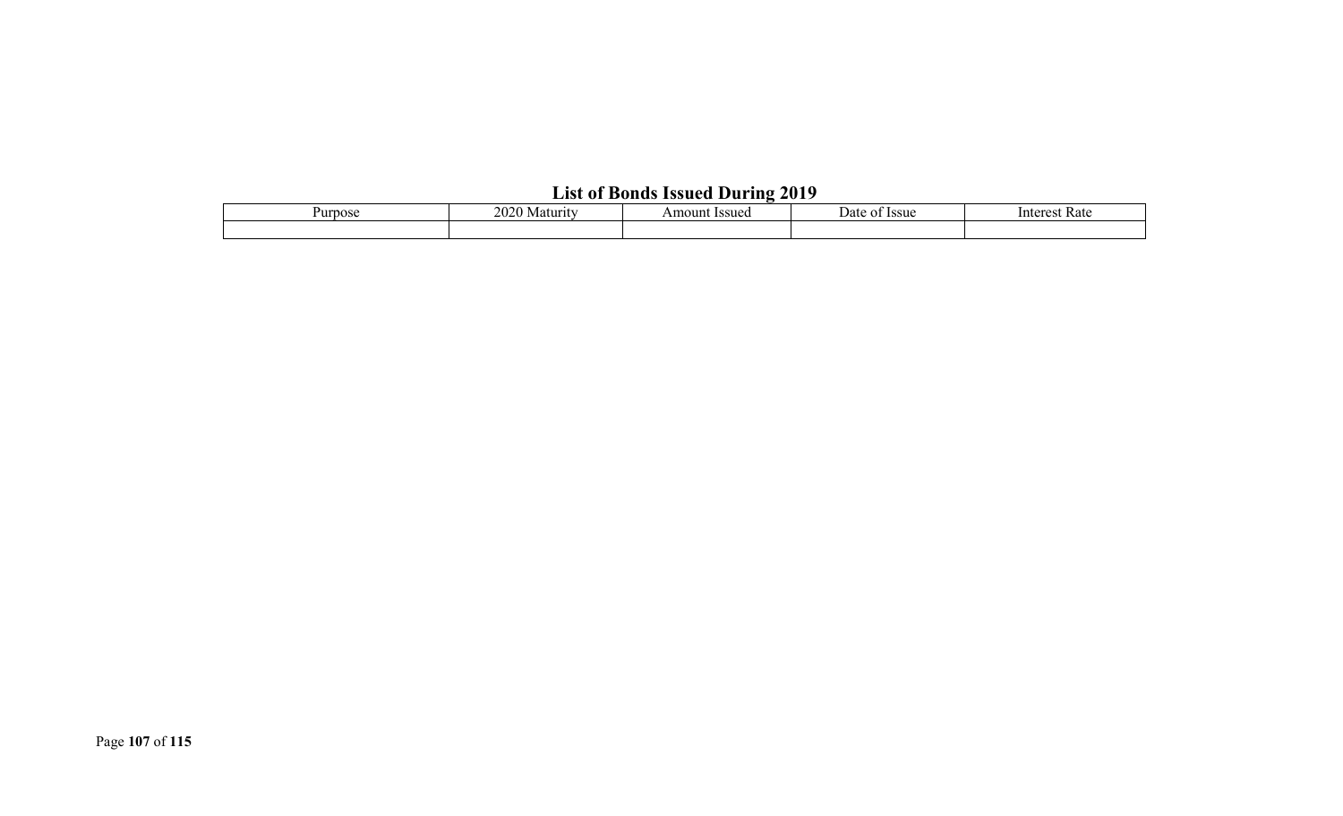## List of Bonds Issued During 2019

| Purpose | 2020 Maturity | Amount Issued | Date of Issue | Interest Rate |
|---|---|---|---|---|
| | | | | |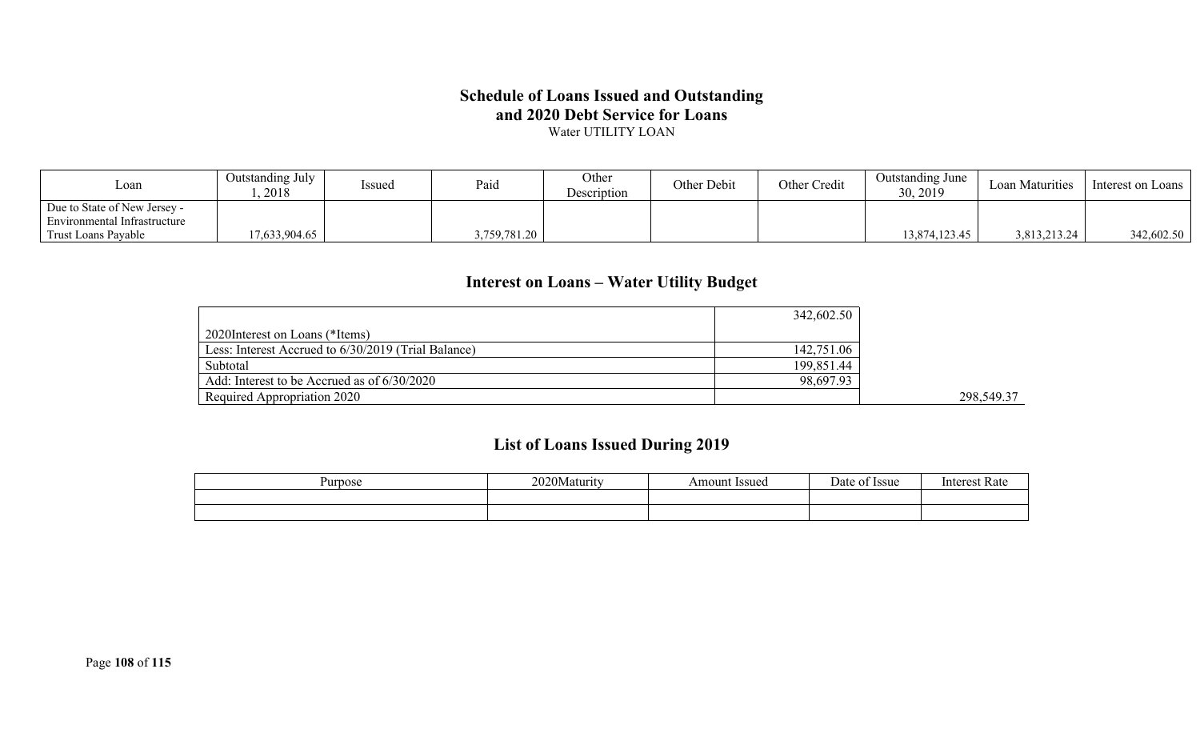## Schedule of Loans Issued and Outstanding and 2020 Debt Service for Loans

Water UTILITY LOAN

| Loan | Outstanding July 1, 2018 | Issued | Paid | Other Description | Other Debit | Other Credit | Outstanding June 30, 2019 | Loan Maturities | Interest on Loans |
|---|---|---|---|---|---|---|---|---|---|
| Due to State of New Jersey - Environmental Infrastructure Trust Loans Payable | 17,633,904.65 | | 3,759,781.20 | | | | 13,874,123.45 | 3,813,213.24 | 342,602.50 |

## Interest on Loans – Water Utility Budget

| | | |
|---|---|---|
| 2020Interest on Loans (*Items) | 342,602.50 | |
| Less: Interest Accrued to 6/30/2019 (Trial Balance) | 142,751.06 | |
| Subtotal | 199,851.44 | |
| Add: Interest to be Accrued as of 6/30/2020 | 98,697.93 | |
| Required Appropriation 2020 | | 298,549.37 |

## List of Loans Issued During 2019

| Purpose | 2020Maturity | Amount Issued | Date of Issue | Interest Rate |
|---|---|---|---|---|
| | | | | |
| | | | | |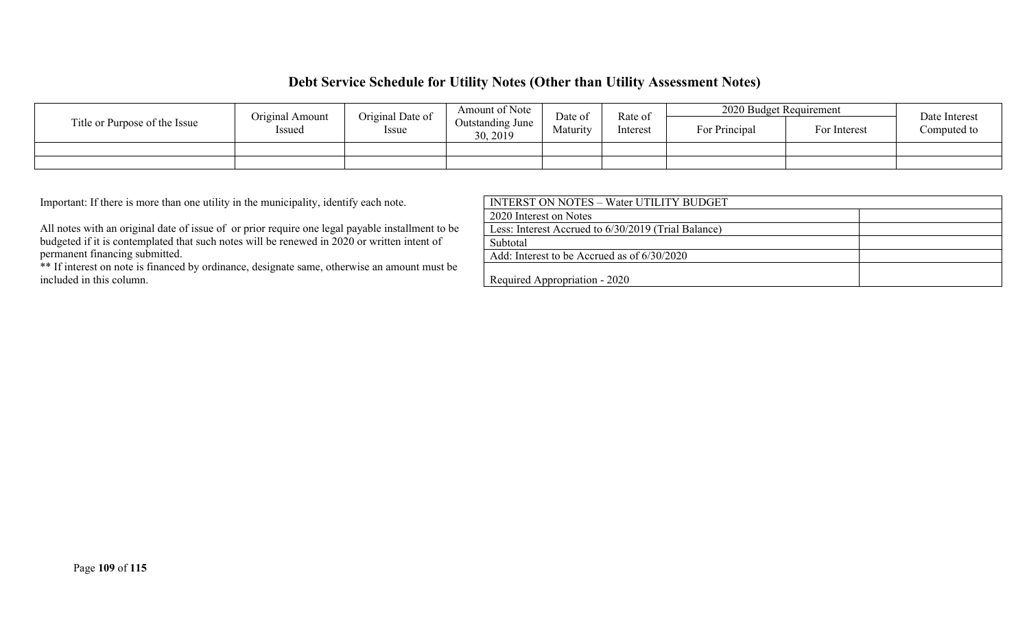## Debt Service Schedule for Utility Notes (Other than Utility Assessment Notes)

| Title or Purpose of the Issue | Original Amount Issued | Original Date of Issue | Amount of Note Outstanding June 30, 2019 | Date of Maturity | Rate of Interest | 2020 Budget Requirement | | Date Interest Computed to |
|---|---|---|---|---|---|---|---|---|
| | | | | | | For Principal | For Interest | |
| | | | | | | | | |
| | | | | | | | | |

Important: If there is more than one utility in the municipality, identify each note.

All notes with an original date of issue of or prior require one legal payable installment to be budgeted if it is contemplated that such notes will be renewed in 2020 or written intent of permanent financing submitted.

** If interest on note is financed by ordinance, designate same, otherwise an amount must be included in this column.

| INTERST ON NOTES – Water UTILITY BUDGET | |
|---|---|
| 2020 Interest on Notes | |
| Less: Interest Accrued to 6/30/2019 (Trial Balance) | |
| Subtotal | |
| Add: Interest to be Accrued as of 6/30/2020 | |
| Required Appropriation - 2020 | |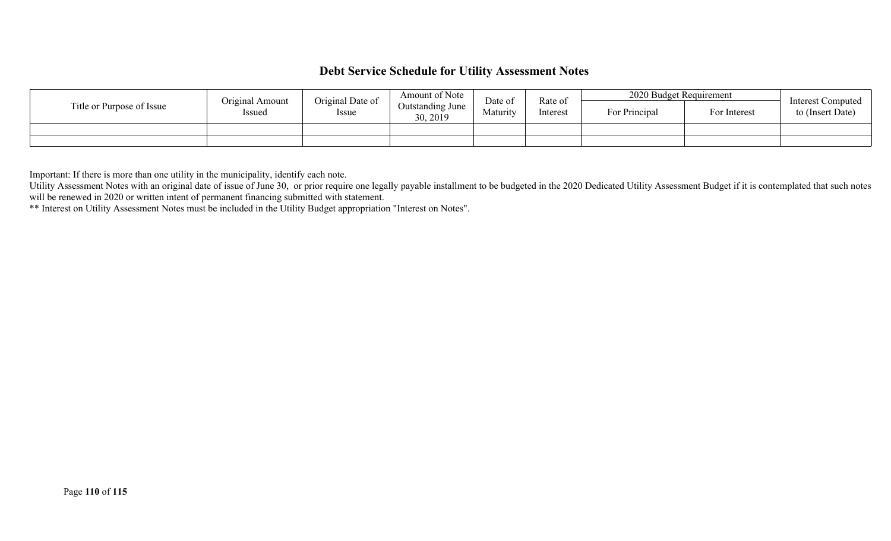## Debt Service Schedule for Utility Assessment Notes

| Title or Purpose of Issue | Original Amount Issued | Original Date of Issue | Amount of Note Outstanding June 30, 2019 | Date of Maturity | Rate of Interest | 2020 Budget Requirement | | Interest Computed to (Insert Date) |
|---|---|---|---|---|---|---|---|---|
| | | | | | | For Principal | For Interest | |
| | | | | | | | | |
| | | | | | | | | |

Important: If there is more than one utility in the municipality, identify each note.
Utility Assessment Notes with an original date of issue of June 30, or prior require one legally payable installment to be budgeted in the 2020 Dedicated Utility Assessment Budget if it is contemplated that such notes will be renewed in 2020 or written intent of permanent financing submitted with statement.
** Interest on Utility Assessment Notes must be included in the Utility Budget appropriation "Interest on Notes".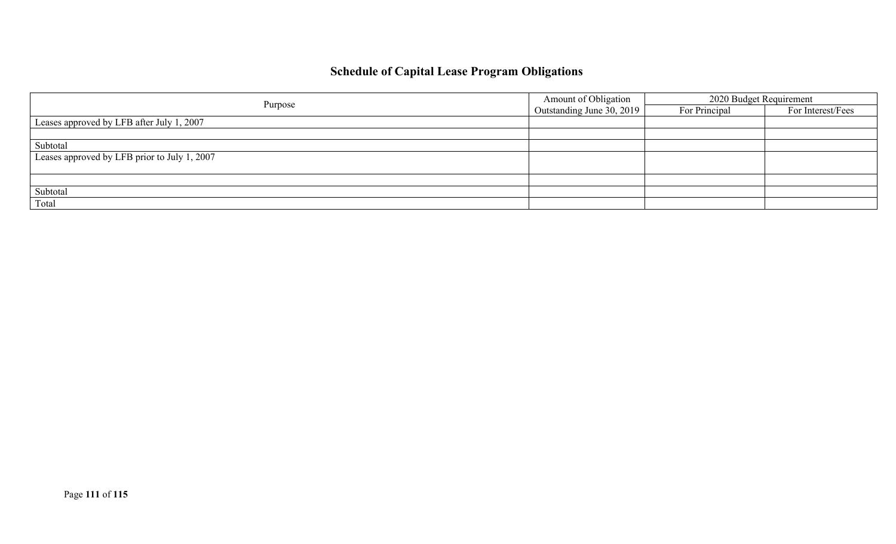# Schedule of Capital Lease Program Obligations

| Purpose | Amount of Obligation Outstanding June 30, 2019 | 2020 Budget Requirement | |
|---|---|---|---|
| | | For Principal | For Interest/Fees |
| Leases approved by LFB after July 1, 2007 | | | |
| | | | |
| Subtotal | | | |
| Leases approved by LFB prior to July 1, 2007 | | | |
| | | | |
| Subtotal | | | |
| Total | | | |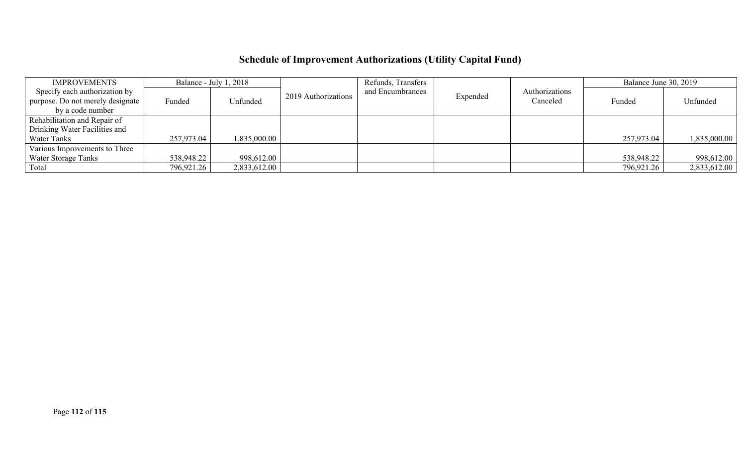## Schedule of Improvement Authorizations (Utility Capital Fund)

| IMPROVEMENTS | Balance - July 1, 2018 | | 2019 Authorizations | Refunds, Transfers and Encumbrances | Expended | Authorizations Canceled | Balance June 30, 2019 | |
|---|---|---|---|---|---|---|---|---|
| Specify each authorization by purpose. Do not merely designate by a code number | Funded | Unfunded | | | | | Funded | Unfunded |
| Rehabilitation and Repair of Drinking Water Facilities and Water Tanks | 257,973.04 | 1,835,000.00 | | | | | 257,973.04 | 1,835,000.00 |
| Various Improvements to Three Water Storage Tanks | 538,948.22 | 998,612.00 | | | | | 538,948.22 | 998,612.00 |
| Total | 796,921.26 | 2,833,612.00 | | | | | 796,921.26 | 2,833,612.00 |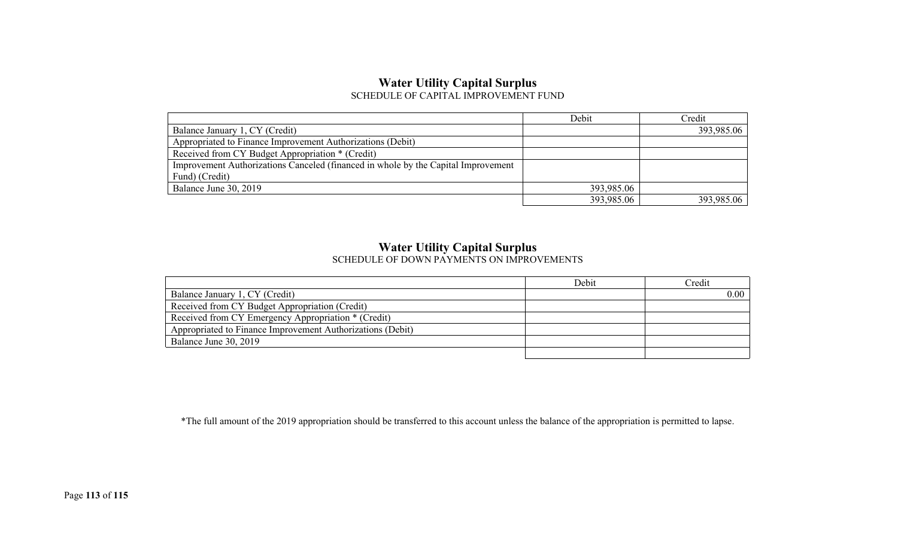## Water Utility Capital Surplus

SCHEDULE OF CAPITAL IMPROVEMENT FUND

| | Debit | Credit |
|---|---|---|
| Balance January 1, CY (Credit) | | 393,985.06 |
| Appropriated to Finance Improvement Authorizations (Debit) | | |
| Received from CY Budget Appropriation * (Credit) | | |
| Improvement Authorizations Canceled (financed in whole by the Capital Improvement Fund) (Credit) | | |
| Balance June 30, 2019 | 393,985.06 | |
| | 393,985.06 | 393,985.06 |

## Water Utility Capital Surplus

SCHEDULE OF DOWN PAYMENTS ON IMPROVEMENTS

| | Debit | Credit |
|---|---|---|
| Balance January 1, CY (Credit) | | 0.00 |
| Received from CY Budget Appropriation (Credit) | | |
| Received from CY Emergency Appropriation * (Credit) | | |
| Appropriated to Finance Improvement Authorizations (Debit) | | |
| Balance June 30, 2019 | | |
| | | |

*The full amount of the 2019 appropriation should be transferred to this account unless the balance of the appropriation is permitted to lapse.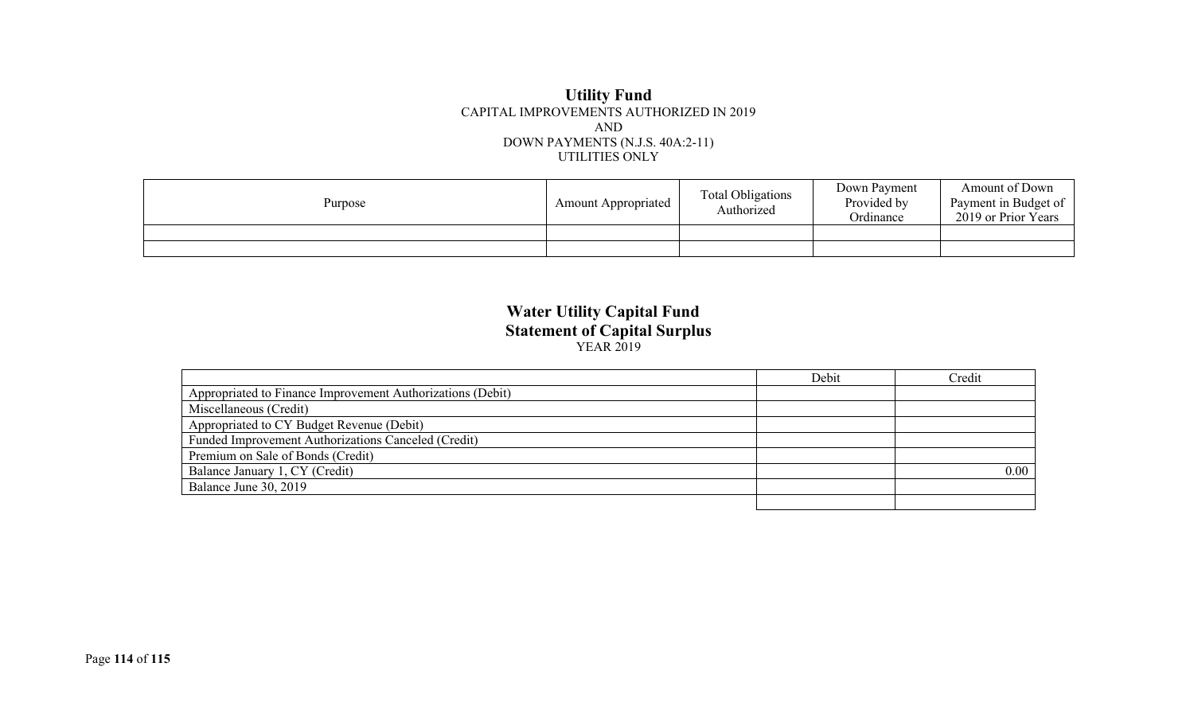## Utility Fund

CAPITAL IMPROVEMENTS AUTHORIZED IN 2019
AND
DOWN PAYMENTS (N.J.S. 40A:2-11)
UTILITIES ONLY

| Purpose | Amount Appropriated | Total Obligations Authorized | Down Payment Provided by Ordinance | Amount of Down Payment in Budget of 2019 or Prior Years |
|---|---|---|---|---|
| | | | | |
| | | | | |

## Water Utility Capital Fund
## Statement of Capital Surplus

YEAR 2019

| | Debit | Credit |
|---|---|---|
| Appropriated to Finance Improvement Authorizations (Debit) | | |
| Miscellaneous (Credit) | | |
| Appropriated to CY Budget Revenue (Debit) | | |
| Funded Improvement Authorizations Canceled (Credit) | | |
| Premium on Sale of Bonds (Credit) | | |
| Balance January 1, CY (Credit) | | 0.00 |
| Balance June 30, 2019 | | |
| | | |